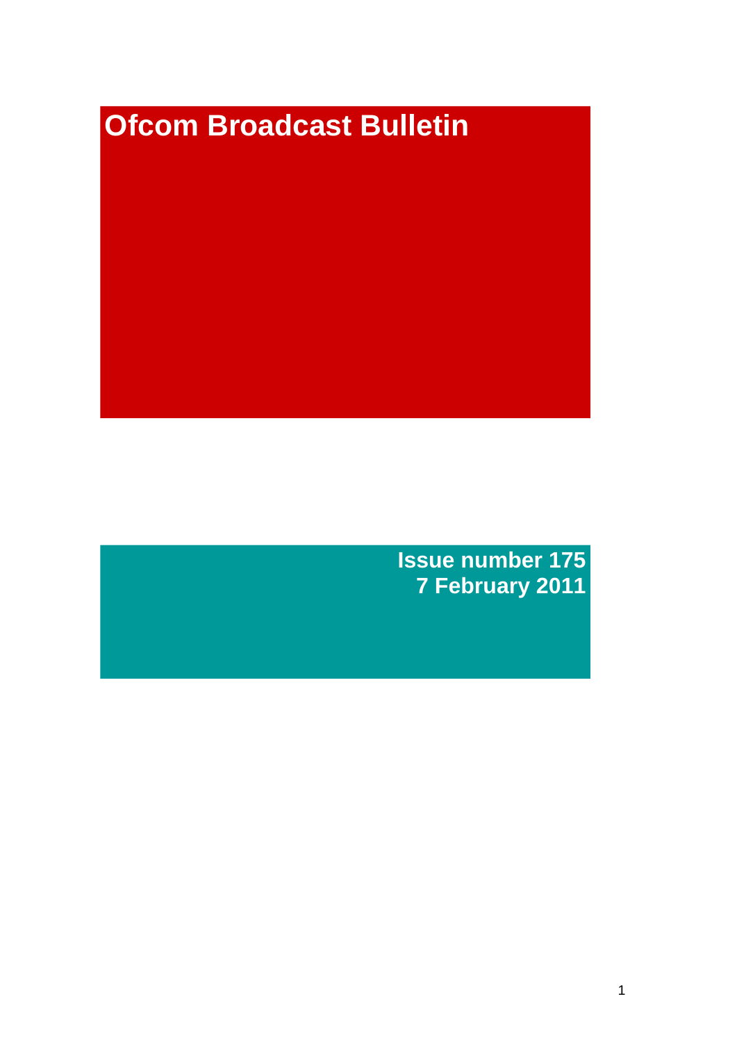# Ofcom Broadcast Bulletin

**Issue number 175**
**7 February 2011**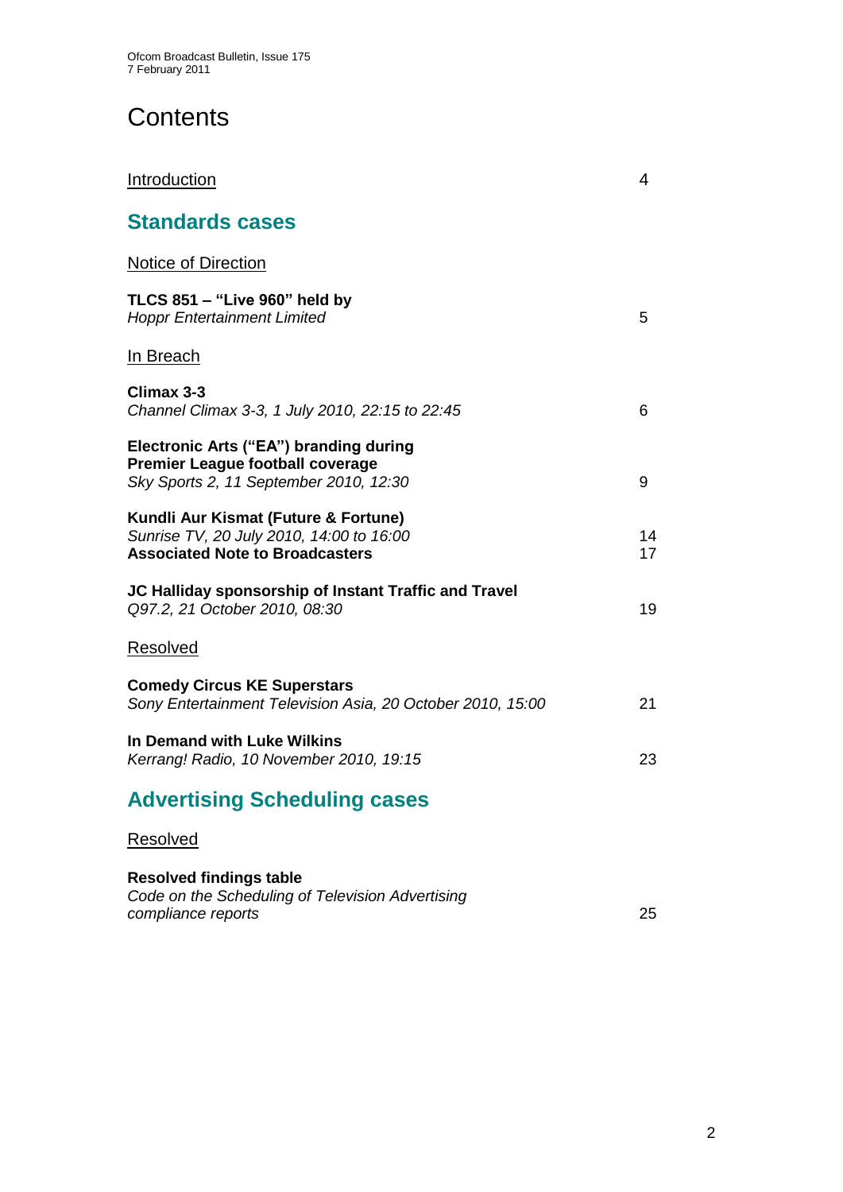# Contents

| | |
|---|---|
| Introduction | 4 |

## Standards cases

Notice of Direction

| | |
|---|---|
| **TLCS 851 – "Live 960" held by** *Hoppr Entertainment Limited* | 5 |

In Breach

| | |
|---|---|
| **Climax 3-3** *Channel Climax 3-3, 1 July 2010, 22:15 to 22:45* | 6 |
| **Electronic Arts ("EA") branding during Premier League football coverage** *Sky Sports 2, 11 September 2010, 12:30* | 9 |
| **Kundli Aur Kismat (Future & Fortune)** *Sunrise TV, 20 July 2010, 14:00 to 16:00* | 14 |
| **Associated Note to Broadcasters** | 17 |
| **JC Halliday sponsorship of Instant Traffic and Travel** *Q97.2, 21 October 2010, 08:30* | 19 |

Resolved

| | |
|---|---|
| **Comedy Circus KE Superstars** *Sony Entertainment Television Asia, 20 October 2010, 15:00* | 21 |
| **In Demand with Luke Wilkins** *Kerrang! Radio, 10 November 2010, 19:15* | 23 |

## Advertising Scheduling cases

Resolved

| | |
|---|---|
| **Resolved findings table** *Code on the Scheduling of Television Advertising compliance reports* | 25 |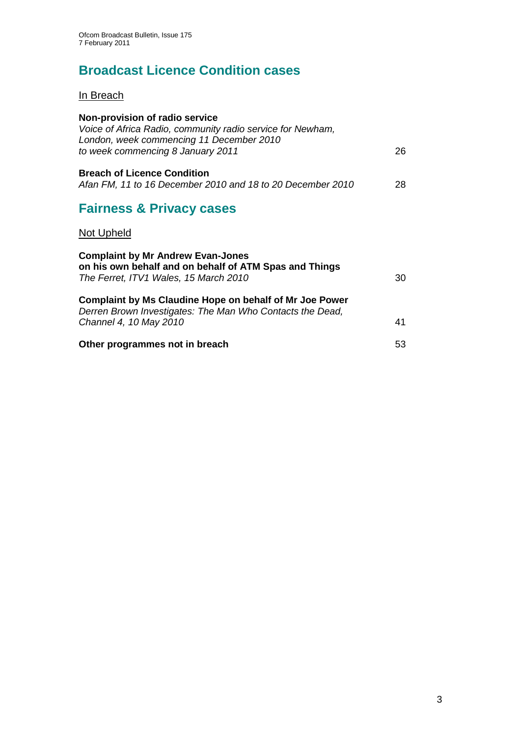## Broadcast Licence Condition cases

In Breach

**Non-provision of radio service**
*Voice of Africa Radio, community radio service for Newham, London, week commencing 11 December 2010 to week commencing 8 January 2011* — 26

**Breach of Licence Condition**
*Afan FM, 11 to 16 December 2010 and 18 to 20 December 2010* — 28

## Fairness & Privacy cases

Not Upheld

**Complaint by Mr Andrew Evan-Jones on his own behalf and on behalf of ATM Spas and Things**
*The Ferret, ITV1 Wales, 15 March 2010* — 30

**Complaint by Ms Claudine Hope on behalf of Mr Joe Power**
*Derren Brown Investigates: The Man Who Contacts the Dead, Channel 4, 10 May 2010* — 41

**Other programmes not in breach** — 53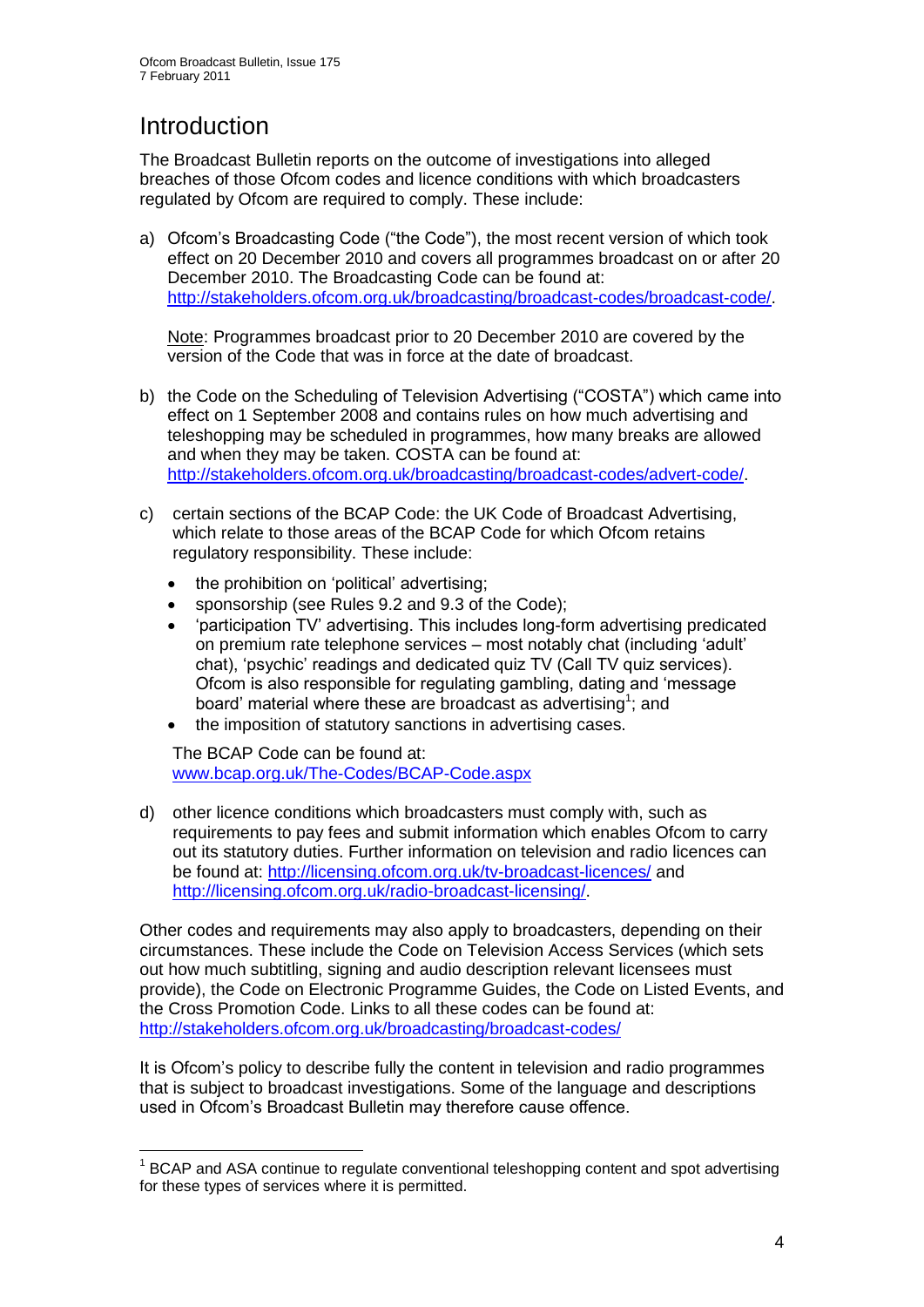# Introduction

The Broadcast Bulletin reports on the outcome of investigations into alleged breaches of those Ofcom codes and licence conditions with which broadcasters regulated by Ofcom are required to comply. These include:

a) Ofcom's Broadcasting Code ("the Code"), the most recent version of which took effect on 20 December 2010 and covers all programmes broadcast on or after 20 December 2010. The Broadcasting Code can be found at: http://stakeholders.ofcom.org.uk/broadcasting/broadcast-codes/broadcast-code/.

   Note: Programmes broadcast prior to 20 December 2010 are covered by the version of the Code that was in force at the date of broadcast.

b) the Code on the Scheduling of Television Advertising ("COSTA") which came into effect on 1 September 2008 and contains rules on how much advertising and teleshopping may be scheduled in programmes, how many breaks are allowed and when they may be taken. COSTA can be found at: http://stakeholders.ofcom.org.uk/broadcasting/broadcast-codes/advert-code/.

c) certain sections of the BCAP Code: the UK Code of Broadcast Advertising, which relate to those areas of the BCAP Code for which Ofcom retains regulatory responsibility. These include:

   - the prohibition on 'political' advertising;
   - sponsorship (see Rules 9.2 and 9.3 of the Code);
   - 'participation TV' advertising. This includes long-form advertising predicated on premium rate telephone services – most notably chat (including 'adult' chat), 'psychic' readings and dedicated quiz TV (Call TV quiz services). Ofcom is also responsible for regulating gambling, dating and 'message board' material where these are broadcast as advertising[1]; and
   - the imposition of statutory sanctions in advertising cases.

   The BCAP Code can be found at: www.bcap.org.uk/The-Codes/BCAP-Code.aspx

d) other licence conditions which broadcasters must comply with, such as requirements to pay fees and submit information which enables Ofcom to carry out its statutory duties. Further information on television and radio licences can be found at: http://licensing.ofcom.org.uk/tv-broadcast-licences/ and http://licensing.ofcom.org.uk/radio-broadcast-licensing/.

Other codes and requirements may also apply to broadcasters, depending on their circumstances. These include the Code on Television Access Services (which sets out how much subtitling, signing and audio description relevant licensees must provide), the Code on Electronic Programme Guides, the Code on Listed Events, and the Cross Promotion Code. Links to all these codes can be found at: http://stakeholders.ofcom.org.uk/broadcasting/broadcast-codes/

It is Ofcom's policy to describe fully the content in television and radio programmes that is subject to broadcast investigations. Some of the language and descriptions used in Ofcom's Broadcast Bulletin may therefore cause offence.

---

[1] BCAP and ASA continue to regulate conventional teleshopping content and spot advertising for these types of services where it is permitted.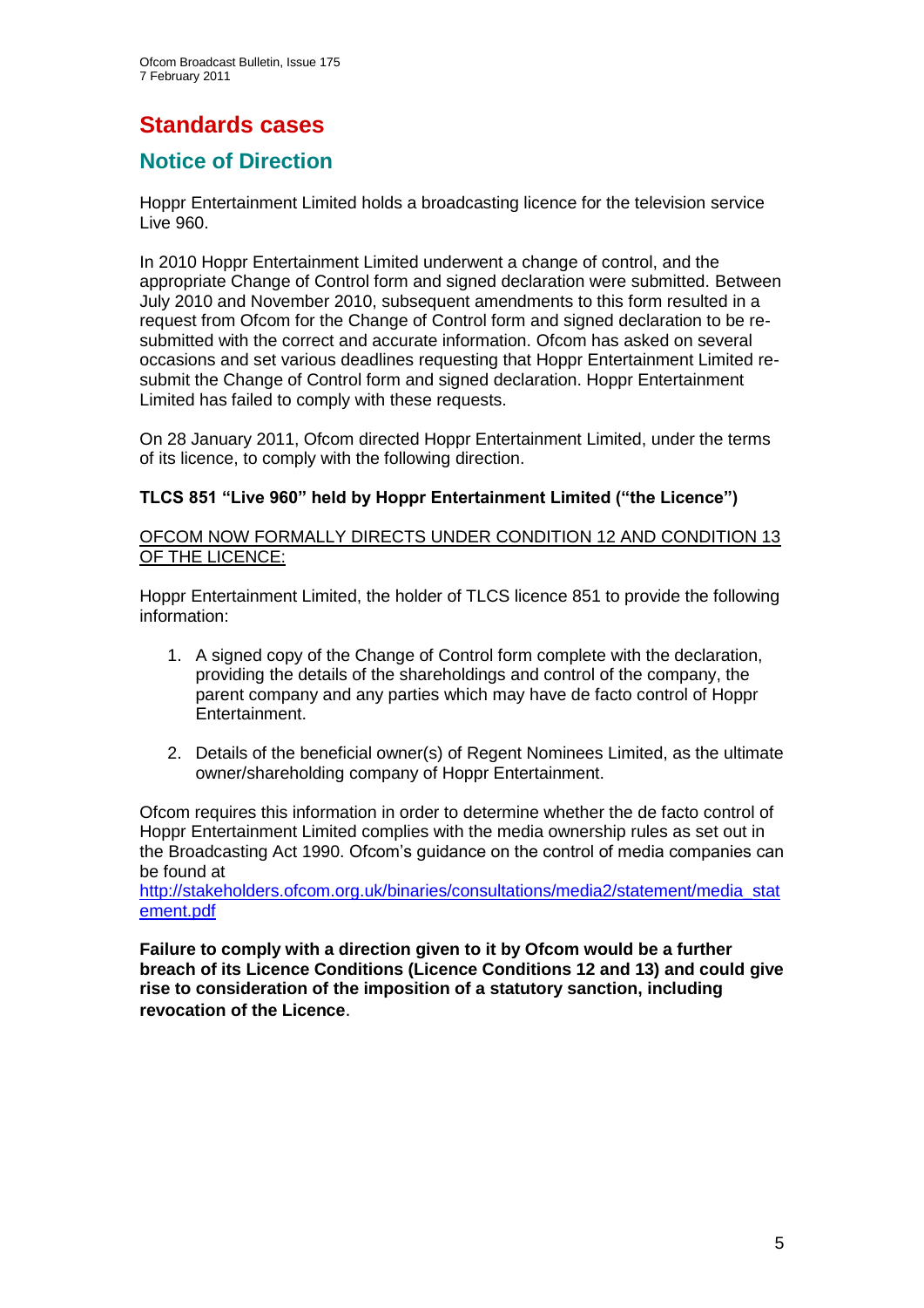# Standards cases

## Notice of Direction

Hoppr Entertainment Limited holds a broadcasting licence for the television service Live 960.

In 2010 Hoppr Entertainment Limited underwent a change of control, and the appropriate Change of Control form and signed declaration were submitted. Between July 2010 and November 2010, subsequent amendments to this form resulted in a request from Ofcom for the Change of Control form and signed declaration to be re-submitted with the correct and accurate information. Ofcom has asked on several occasions and set various deadlines requesting that Hoppr Entertainment Limited re-submit the Change of Control form and signed declaration. Hoppr Entertainment Limited has failed to comply with these requests.

On 28 January 2011, Ofcom directed Hoppr Entertainment Limited, under the terms of its licence, to comply with the following direction.

**TLCS 851 "Live 960" held by Hoppr Entertainment Limited ("the Licence")**

<u>OFCOM NOW FORMALLY DIRECTS UNDER CONDITION 12 AND CONDITION 13 OF THE LICENCE:</u>

Hoppr Entertainment Limited, the holder of TLCS licence 851 to provide the following information:

1. A signed copy of the Change of Control form complete with the declaration, providing the details of the shareholdings and control of the company, the parent company and any parties which may have de facto control of Hoppr Entertainment.

2. Details of the beneficial owner(s) of Regent Nominees Limited, as the ultimate owner/shareholding company of Hoppr Entertainment.

Ofcom requires this information in order to determine whether the de facto control of Hoppr Entertainment Limited complies with the media ownership rules as set out in the Broadcasting Act 1990. Ofcom's guidance on the control of media companies can be found at
http://stakeholders.ofcom.org.uk/binaries/consultations/media2/statement/media_statement.pdf

**Failure to comply with a direction given to it by Ofcom would be a further breach of its Licence Conditions (Licence Conditions 12 and 13) and could give rise to consideration of the imposition of a statutory sanction, including revocation of the Licence**.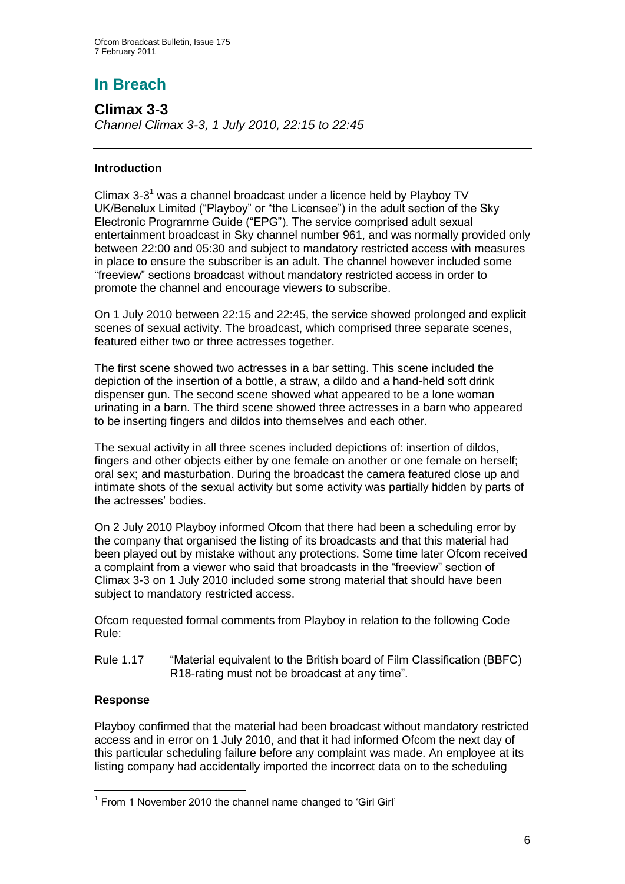# In Breach

## Climax 3-3

*Channel Climax 3-3, 1 July 2010, 22:15 to 22:45*

### Introduction

Climax 3-3[1] was a channel broadcast under a licence held by Playboy TV UK/Benelux Limited ("Playboy" or "the Licensee") in the adult section of the Sky Electronic Programme Guide ("EPG"). The service comprised adult sexual entertainment broadcast in Sky channel number 961, and was normally provided only between 22:00 and 05:30 and subject to mandatory restricted access with measures in place to ensure the subscriber is an adult. The channel however included some "freeview" sections broadcast without mandatory restricted access in order to promote the channel and encourage viewers to subscribe.

On 1 July 2010 between 22:15 and 22:45, the service showed prolonged and explicit scenes of sexual activity. The broadcast, which comprised three separate scenes, featured either two or three actresses together.

The first scene showed two actresses in a bar setting. This scene included the depiction of the insertion of a bottle, a straw, a dildo and a hand-held soft drink dispenser gun. The second scene showed what appeared to be a lone woman urinating in a barn. The third scene showed three actresses in a barn who appeared to be inserting fingers and dildos into themselves and each other.

The sexual activity in all three scenes included depictions of: insertion of dildos, fingers and other objects either by one female on another or one female on herself; oral sex; and masturbation. During the broadcast the camera featured close up and intimate shots of the sexual activity but some activity was partially hidden by parts of the actresses' bodies.

On 2 July 2010 Playboy informed Ofcom that there had been a scheduling error by the company that organised the listing of its broadcasts and that this material had been played out by mistake without any protections. Some time later Ofcom received a complaint from a viewer who said that broadcasts in the "freeview" section of Climax 3-3 on 1 July 2010 included some strong material that should have been subject to mandatory restricted access.

Ofcom requested formal comments from Playboy in relation to the following Code Rule:

Rule 1.17 "Material equivalent to the British board of Film Classification (BBFC) R18-rating must not be broadcast at any time".

### Response

Playboy confirmed that the material had been broadcast without mandatory restricted access and in error on 1 July 2010, and that it had informed Ofcom the next day of this particular scheduling failure before any complaint was made. An employee at its listing company had accidentally imported the incorrect data on to the scheduling

[1] From 1 November 2010 the channel name changed to 'Girl Girl'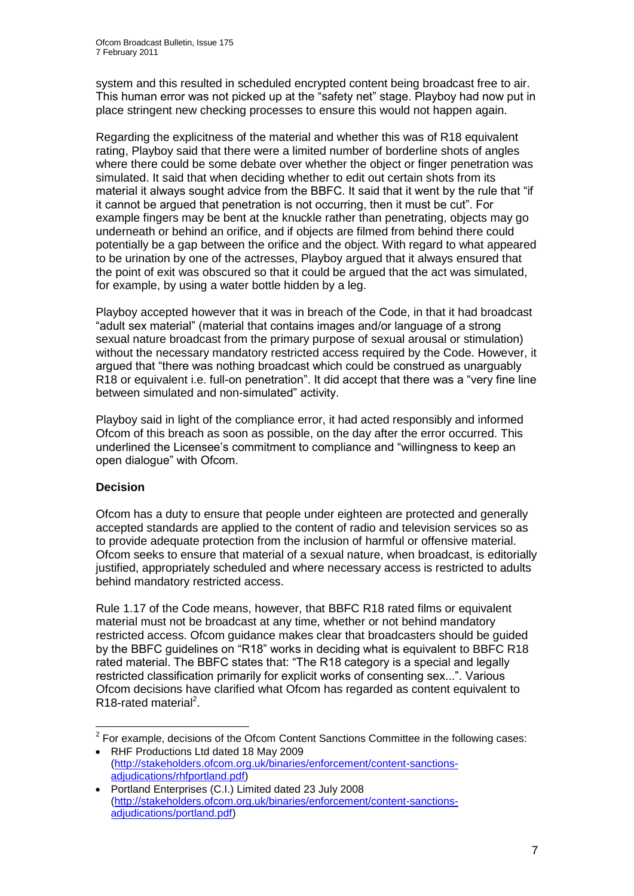system and this resulted in scheduled encrypted content being broadcast free to air. This human error was not picked up at the "safety net" stage. Playboy had now put in place stringent new checking processes to ensure this would not happen again.

Regarding the explicitness of the material and whether this was of R18 equivalent rating, Playboy said that there were a limited number of borderline shots of angles where there could be some debate over whether the object or finger penetration was simulated. It said that when deciding whether to edit out certain shots from its material it always sought advice from the BBFC. It said that it went by the rule that "if it cannot be argued that penetration is not occurring, then it must be cut". For example fingers may be bent at the knuckle rather than penetrating, objects may go underneath or behind an orifice, and if objects are filmed from behind there could potentially be a gap between the orifice and the object. With regard to what appeared to be urination by one of the actresses, Playboy argued that it always ensured that the point of exit was obscured so that it could be argued that the act was simulated, for example, by using a water bottle hidden by a leg.

Playboy accepted however that it was in breach of the Code, in that it had broadcast "adult sex material" (material that contains images and/or language of a strong sexual nature broadcast from the primary purpose of sexual arousal or stimulation) without the necessary mandatory restricted access required by the Code. However, it argued that "there was nothing broadcast which could be construed as unarguably R18 or equivalent i.e. full-on penetration". It did accept that there was a "very fine line between simulated and non-simulated" activity.

Playboy said in light of the compliance error, it had acted responsibly and informed Ofcom of this breach as soon as possible, on the day after the error occurred. This underlined the Licensee's commitment to compliance and "willingness to keep an open dialogue" with Ofcom.

**Decision**

Ofcom has a duty to ensure that people under eighteen are protected and generally accepted standards are applied to the content of radio and television services so as to provide adequate protection from the inclusion of harmful or offensive material. Ofcom seeks to ensure that material of a sexual nature, when broadcast, is editorially justified, appropriately scheduled and where necessary access is restricted to adults behind mandatory restricted access.

Rule 1.17 of the Code means, however, that BBFC R18 rated films or equivalent material must not be broadcast at any time, whether or not behind mandatory restricted access. Ofcom guidance makes clear that broadcasters should be guided by the BBFC guidelines on "R18" works in deciding what is equivalent to BBFC R18 rated material. The BBFC states that: "The R18 category is a special and legally restricted classification primarily for explicit works of consenting sex...". Various Ofcom decisions have clarified what Ofcom has regarded as content equivalent to R18-rated material[2].

---

[2] For example, decisions of the Ofcom Content Sanctions Committee in the following cases:

- RHF Productions Ltd dated 18 May 2009 (http://stakeholders.ofcom.org.uk/binaries/enforcement/content-sanctions-adjudications/rhfportland.pdf)
- Portland Enterprises (C.I.) Limited dated 23 July 2008 (http://stakeholders.ofcom.org.uk/binaries/enforcement/content-sanctions-adjudications/portland.pdf)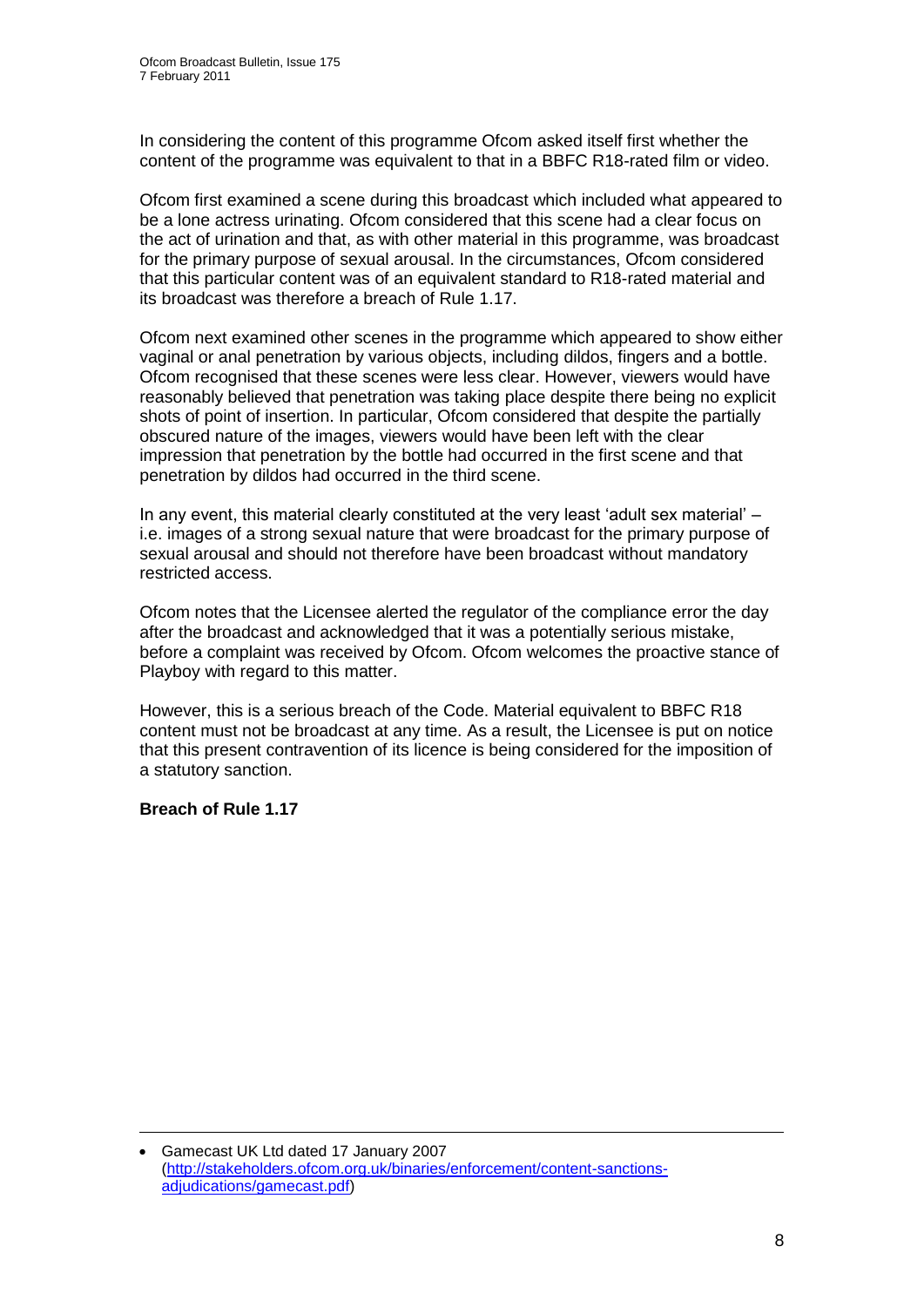In considering the content of this programme Ofcom asked itself first whether the content of the programme was equivalent to that in a BBFC R18-rated film or video.

Ofcom first examined a scene during this broadcast which included what appeared to be a lone actress urinating. Ofcom considered that this scene had a clear focus on the act of urination and that, as with other material in this programme, was broadcast for the primary purpose of sexual arousal. In the circumstances, Ofcom considered that this particular content was of an equivalent standard to R18-rated material and its broadcast was therefore a breach of Rule 1.17.

Ofcom next examined other scenes in the programme which appeared to show either vaginal or anal penetration by various objects, including dildos, fingers and a bottle. Ofcom recognised that these scenes were less clear. However, viewers would have reasonably believed that penetration was taking place despite there being no explicit shots of point of insertion. In particular, Ofcom considered that despite the partially obscured nature of the images, viewers would have been left with the clear impression that penetration by the bottle had occurred in the first scene and that penetration by dildos had occurred in the third scene.

In any event, this material clearly constituted at the very least 'adult sex material' – i.e. images of a strong sexual nature that were broadcast for the primary purpose of sexual arousal and should not therefore have been broadcast without mandatory restricted access.

Ofcom notes that the Licensee alerted the regulator of the compliance error the day after the broadcast and acknowledged that it was a potentially serious mistake, before a complaint was received by Ofcom. Ofcom welcomes the proactive stance of Playboy with regard to this matter.

However, this is a serious breach of the Code. Material equivalent to BBFC R18 content must not be broadcast at any time. As a result, the Licensee is put on notice that this present contravention of its licence is being considered for the imposition of a statutory sanction.

**Breach of Rule 1.17**

---

- Gamecast UK Ltd dated 17 January 2007 (http://stakeholders.ofcom.org.uk/binaries/enforcement/content-sanctions-adjudications/gamecast.pdf)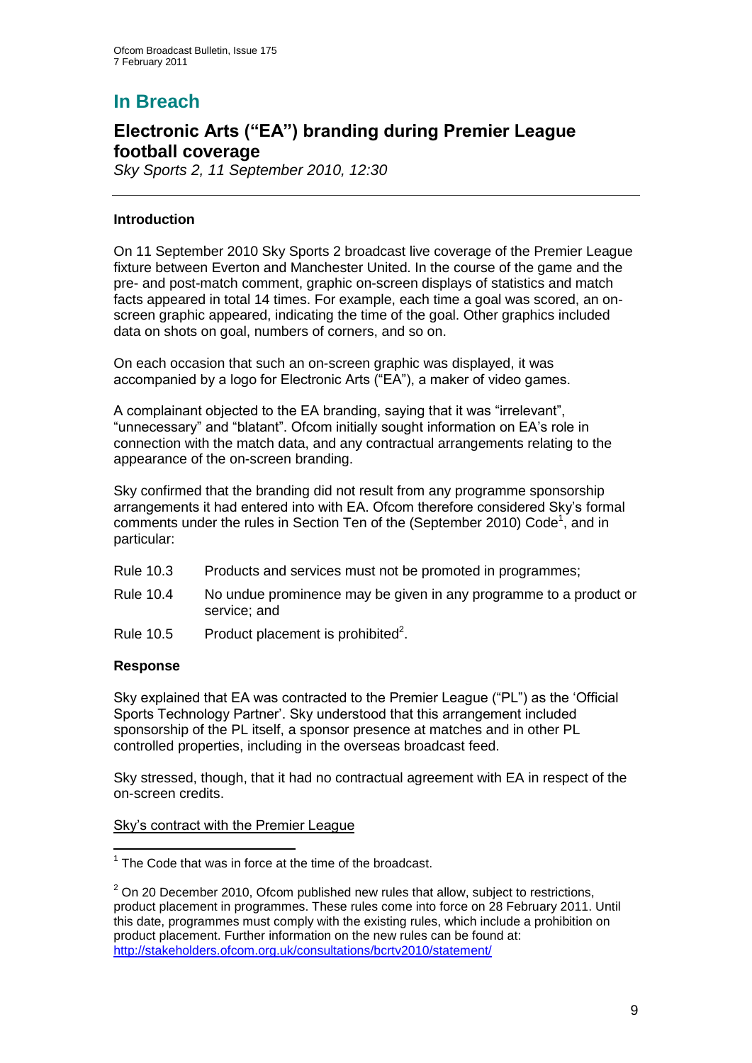# In Breach

## Electronic Arts ("EA") branding during Premier League football coverage

*Sky Sports 2, 11 September 2010, 12:30*

---

### Introduction

On 11 September 2010 Sky Sports 2 broadcast live coverage of the Premier League fixture between Everton and Manchester United. In the course of the game and the pre- and post-match comment, graphic on-screen displays of statistics and match facts appeared in total 14 times. For example, each time a goal was scored, an on-screen graphic appeared, indicating the time of the goal. Other graphics included data on shots on goal, numbers of corners, and so on.

On each occasion that such an on-screen graphic was displayed, it was accompanied by a logo for Electronic Arts ("EA"), a maker of video games.

A complainant objected to the EA branding, saying that it was "irrelevant", "unnecessary" and "blatant". Ofcom initially sought information on EA's role in connection with the match data, and any contractual arrangements relating to the appearance of the on-screen branding.

Sky confirmed that the branding did not result from any programme sponsorship arrangements it had entered into with EA. Ofcom therefore considered Sky's formal comments under the rules in Section Ten of the (September 2010) Code[1], and in particular:

| | |
|---|---|
| Rule 10.3 | Products and services must not be promoted in programmes; |
| Rule 10.4 | No undue prominence may be given in any programme to a product or service; and |
| Rule 10.5 | Product placement is prohibited[2]. |

### Response

Sky explained that EA was contracted to the Premier League ("PL") as the 'Official Sports Technology Partner'. Sky understood that this arrangement included sponsorship of the PL itself, a sponsor presence at matches and in other PL controlled properties, including in the overseas broadcast feed.

Sky stressed, though, that it had no contractual agreement with EA in respect of the on-screen credits.

Sky's contract with the Premier League

---

[1] The Code that was in force at the time of the broadcast.

[2] On 20 December 2010, Ofcom published new rules that allow, subject to restrictions, product placement in programmes. These rules come into force on 28 February 2011. Until this date, programmes must comply with the existing rules, which include a prohibition on product placement. Further information on the new rules can be found at: http://stakeholders.ofcom.org.uk/consultations/bcrtv2010/statement/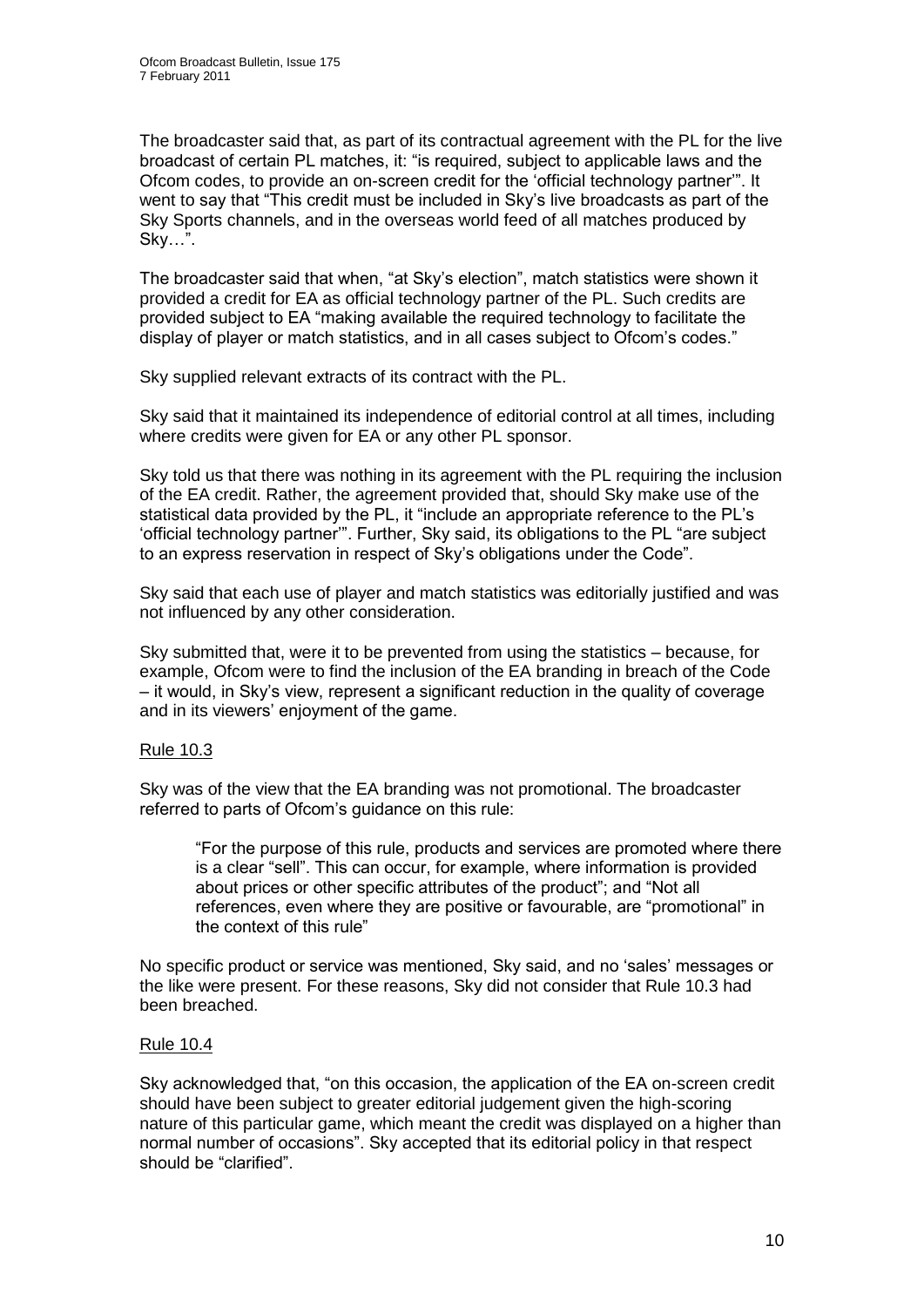The broadcaster said that, as part of its contractual agreement with the PL for the live broadcast of certain PL matches, it: "is required, subject to applicable laws and the Ofcom codes, to provide an on-screen credit for the 'official technology partner'". It went to say that "This credit must be included in Sky's live broadcasts as part of the Sky Sports channels, and in the overseas world feed of all matches produced by Sky…".

The broadcaster said that when, "at Sky's election", match statistics were shown it provided a credit for EA as official technology partner of the PL. Such credits are provided subject to EA "making available the required technology to facilitate the display of player or match statistics, and in all cases subject to Ofcom's codes."

Sky supplied relevant extracts of its contract with the PL.

Sky said that it maintained its independence of editorial control at all times, including where credits were given for EA or any other PL sponsor.

Sky told us that there was nothing in its agreement with the PL requiring the inclusion of the EA credit. Rather, the agreement provided that, should Sky make use of the statistical data provided by the PL, it "include an appropriate reference to the PL's 'official technology partner'". Further, Sky said, its obligations to the PL "are subject to an express reservation in respect of Sky's obligations under the Code".

Sky said that each use of player and match statistics was editorially justified and was not influenced by any other consideration.

Sky submitted that, were it to be prevented from using the statistics – because, for example, Ofcom were to find the inclusion of the EA branding in breach of the Code – it would, in Sky's view, represent a significant reduction in the quality of coverage and in its viewers' enjoyment of the game.

#### Rule 10.3

Sky was of the view that the EA branding was not promotional. The broadcaster referred to parts of Ofcom's guidance on this rule:

> "For the purpose of this rule, products and services are promoted where there is a clear "sell". This can occur, for example, where information is provided about prices or other specific attributes of the product"; and "Not all references, even where they are positive or favourable, are "promotional" in the context of this rule"

No specific product or service was mentioned, Sky said, and no 'sales' messages or the like were present. For these reasons, Sky did not consider that Rule 10.3 had been breached.

#### Rule 10.4

Sky acknowledged that, "on this occasion, the application of the EA on-screen credit should have been subject to greater editorial judgement given the high-scoring nature of this particular game, which meant the credit was displayed on a higher than normal number of occasions". Sky accepted that its editorial policy in that respect should be "clarified".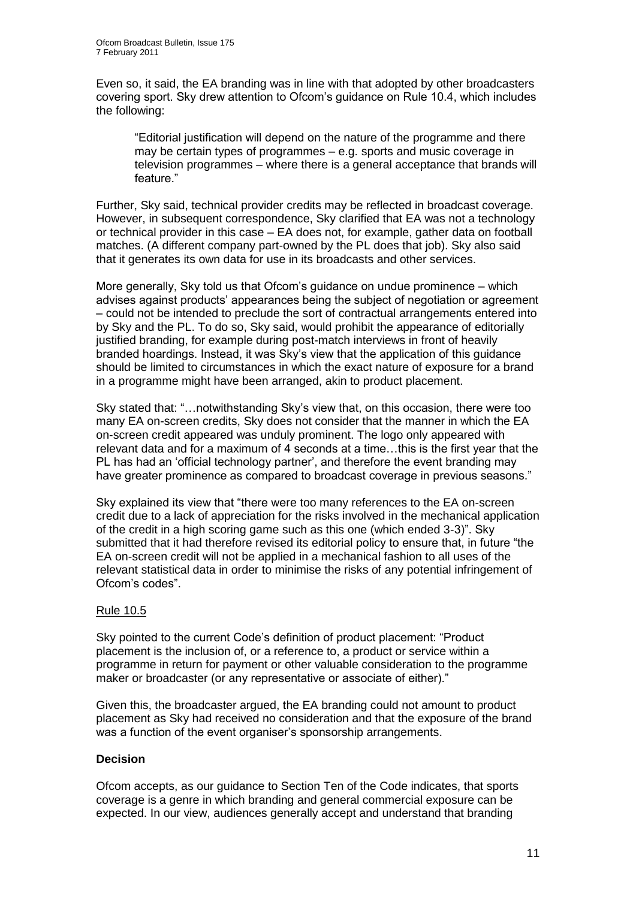Even so, it said, the EA branding was in line with that adopted by other broadcasters covering sport. Sky drew attention to Ofcom's guidance on Rule 10.4, which includes the following:

> "Editorial justification will depend on the nature of the programme and there may be certain types of programmes – e.g. sports and music coverage in television programmes – where there is a general acceptance that brands will feature."

Further, Sky said, technical provider credits may be reflected in broadcast coverage. However, in subsequent correspondence, Sky clarified that EA was not a technology or technical provider in this case – EA does not, for example, gather data on football matches. (A different company part-owned by the PL does that job). Sky also said that it generates its own data for use in its broadcasts and other services.

More generally, Sky told us that Ofcom's guidance on undue prominence – which advises against products' appearances being the subject of negotiation or agreement – could not be intended to preclude the sort of contractual arrangements entered into by Sky and the PL. To do so, Sky said, would prohibit the appearance of editorially justified branding, for example during post-match interviews in front of heavily branded hoardings. Instead, it was Sky's view that the application of this guidance should be limited to circumstances in which the exact nature of exposure for a brand in a programme might have been arranged, akin to product placement.

Sky stated that: "…notwithstanding Sky's view that, on this occasion, there were too many EA on-screen credits, Sky does not consider that the manner in which the EA on-screen credit appeared was unduly prominent. The logo only appeared with relevant data and for a maximum of 4 seconds at a time…this is the first year that the PL has had an 'official technology partner', and therefore the event branding may have greater prominence as compared to broadcast coverage in previous seasons."

Sky explained its view that "there were too many references to the EA on-screen credit due to a lack of appreciation for the risks involved in the mechanical application of the credit in a high scoring game such as this one (which ended 3-3)". Sky submitted that it had therefore revised its editorial policy to ensure that, in future "the EA on-screen credit will not be applied in a mechanical fashion to all uses of the relevant statistical data in order to minimise the risks of any potential infringement of Ofcom's codes".

Rule 10.5

Sky pointed to the current Code's definition of product placement: "Product placement is the inclusion of, or a reference to, a product or service within a programme in return for payment or other valuable consideration to the programme maker or broadcaster (or any representative or associate of either)."

Given this, the broadcaster argued, the EA branding could not amount to product placement as Sky had received no consideration and that the exposure of the brand was a function of the event organiser's sponsorship arrangements.

**Decision**

Ofcom accepts, as our guidance to Section Ten of the Code indicates, that sports coverage is a genre in which branding and general commercial exposure can be expected. In our view, audiences generally accept and understand that branding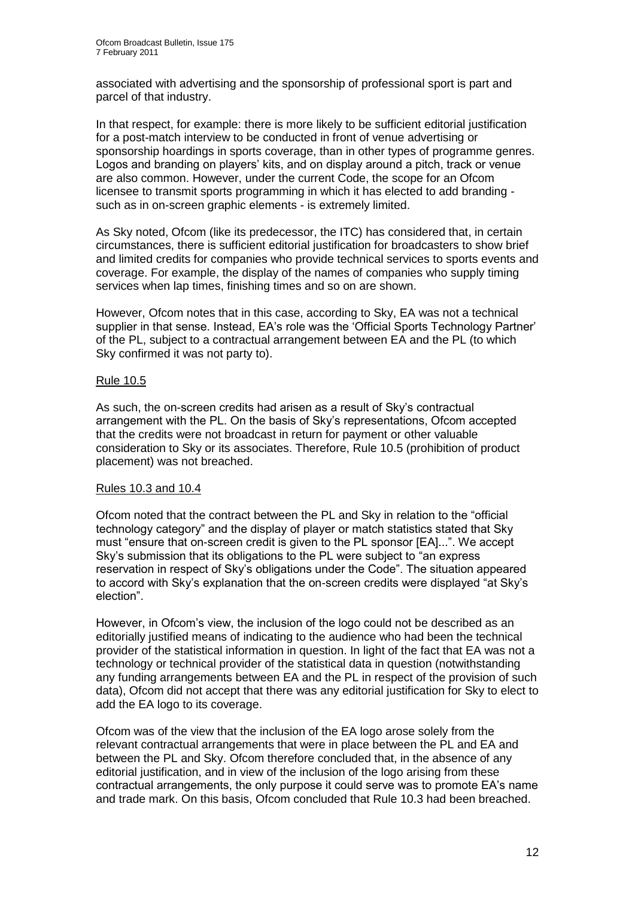associated with advertising and the sponsorship of professional sport is part and parcel of that industry.

In that respect, for example: there is more likely to be sufficient editorial justification for a post-match interview to be conducted in front of venue advertising or sponsorship hoardings in sports coverage, than in other types of programme genres. Logos and branding on players' kits, and on display around a pitch, track or venue are also common. However, under the current Code, the scope for an Ofcom licensee to transmit sports programming in which it has elected to add branding - such as in on-screen graphic elements - is extremely limited.

As Sky noted, Ofcom (like its predecessor, the ITC) has considered that, in certain circumstances, there is sufficient editorial justification for broadcasters to show brief and limited credits for companies who provide technical services to sports events and coverage. For example, the display of the names of companies who supply timing services when lap times, finishing times and so on are shown.

However, Ofcom notes that in this case, according to Sky, EA was not a technical supplier in that sense. Instead, EA's role was the 'Official Sports Technology Partner' of the PL, subject to a contractual arrangement between EA and the PL (to which Sky confirmed it was not party to).

Rule 10.5

As such, the on-screen credits had arisen as a result of Sky's contractual arrangement with the PL. On the basis of Sky's representations, Ofcom accepted that the credits were not broadcast in return for payment or other valuable consideration to Sky or its associates. Therefore, Rule 10.5 (prohibition of product placement) was not breached.

Rules 10.3 and 10.4

Ofcom noted that the contract between the PL and Sky in relation to the "official technology category" and the display of player or match statistics stated that Sky must "ensure that on-screen credit is given to the PL sponsor [EA]...". We accept Sky's submission that its obligations to the PL were subject to "an express reservation in respect of Sky's obligations under the Code". The situation appeared to accord with Sky's explanation that the on-screen credits were displayed "at Sky's election".

However, in Ofcom's view, the inclusion of the logo could not be described as an editorially justified means of indicating to the audience who had been the technical provider of the statistical information in question. In light of the fact that EA was not a technology or technical provider of the statistical data in question (notwithstanding any funding arrangements between EA and the PL in respect of the provision of such data), Ofcom did not accept that there was any editorial justification for Sky to elect to add the EA logo to its coverage.

Ofcom was of the view that the inclusion of the EA logo arose solely from the relevant contractual arrangements that were in place between the PL and EA and between the PL and Sky. Ofcom therefore concluded that, in the absence of any editorial justification, and in view of the inclusion of the logo arising from these contractual arrangements, the only purpose it could serve was to promote EA's name and trade mark. On this basis, Ofcom concluded that Rule 10.3 had been breached.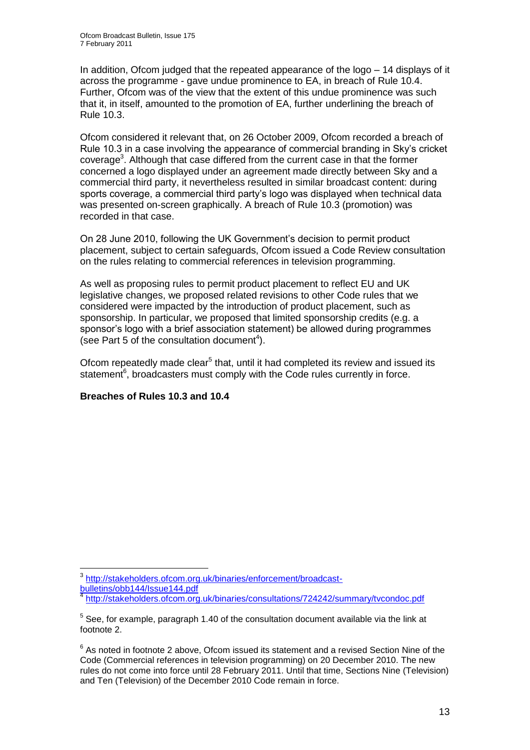In addition, Ofcom judged that the repeated appearance of the logo – 14 displays of it across the programme - gave undue prominence to EA, in breach of Rule 10.4. Further, Ofcom was of the view that the extent of this undue prominence was such that it, in itself, amounted to the promotion of EA, further underlining the breach of Rule 10.3.

Ofcom considered it relevant that, on 26 October 2009, Ofcom recorded a breach of Rule 10.3 in a case involving the appearance of commercial branding in Sky's cricket coverage[3]. Although that case differed from the current case in that the former concerned a logo displayed under an agreement made directly between Sky and a commercial third party, it nevertheless resulted in similar broadcast content: during sports coverage, a commercial third party's logo was displayed when technical data was presented on-screen graphically. A breach of Rule 10.3 (promotion) was recorded in that case.

On 28 June 2010, following the UK Government's decision to permit product placement, subject to certain safeguards, Ofcom issued a Code Review consultation on the rules relating to commercial references in television programming.

As well as proposing rules to permit product placement to reflect EU and UK legislative changes, we proposed related revisions to other Code rules that we considered were impacted by the introduction of product placement, such as sponsorship. In particular, we proposed that limited sponsorship credits (e.g. a sponsor's logo with a brief association statement) be allowed during programmes (see Part 5 of the consultation document[4]).

Ofcom repeatedly made clear[5] that, until it had completed its review and issued its statement[6], broadcasters must comply with the Code rules currently in force.

**Breaches of Rules 10.3 and 10.4**

---

[3] http://stakeholders.ofcom.org.uk/binaries/enforcement/broadcast-bulletins/obb144/Issue144.pdf

[4] http://stakeholders.ofcom.org.uk/binaries/consultations/724242/summary/tvcondoc.pdf

[5] See, for example, paragraph 1.40 of the consultation document available via the link at footnote 2.

[6] As noted in footnote 2 above, Ofcom issued its statement and a revised Section Nine of the Code (Commercial references in television programming) on 20 December 2010. The new rules do not come into force until 28 February 2011. Until that time, Sections Nine (Television) and Ten (Television) of the December 2010 Code remain in force.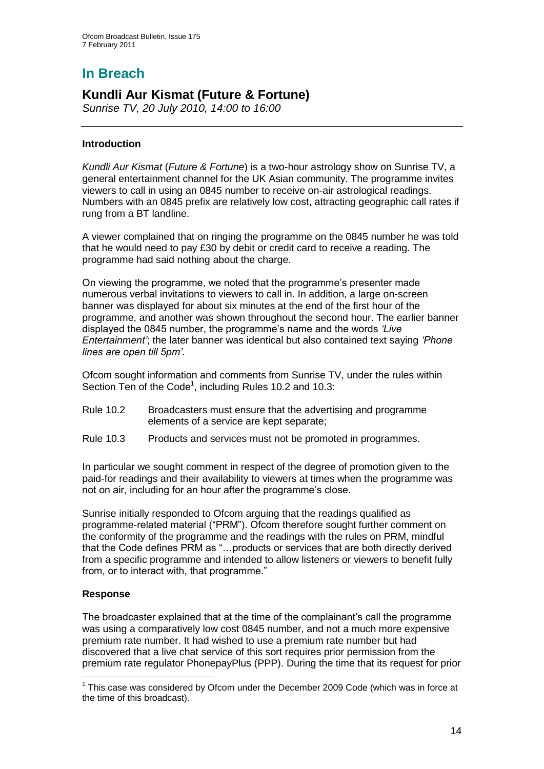# In Breach

## Kundli Aur Kismat (Future & Fortune)

*Sunrise TV, 20 July 2010, 14:00 to 16:00*

### Introduction

*Kundli Aur Kismat* (*Future & Fortune*) is a two-hour astrology show on Sunrise TV, a general entertainment channel for the UK Asian community. The programme invites viewers to call in using an 0845 number to receive on-air astrological readings. Numbers with an 0845 prefix are relatively low cost, attracting geographic call rates if rung from a BT landline.

A viewer complained that on ringing the programme on the 0845 number he was told that he would need to pay £30 by debit or credit card to receive a reading. The programme had said nothing about the charge.

On viewing the programme, we noted that the programme's presenter made numerous verbal invitations to viewers to call in. In addition, a large on-screen banner was displayed for about six minutes at the end of the first hour of the programme, and another was shown throughout the second hour. The earlier banner displayed the 0845 number, the programme's name and the words *'Live Entertainment'*; the later banner was identical but also contained text saying *'Phone lines are open till 5pm'*.

Ofcom sought information and comments from Sunrise TV, under the rules within Section Ten of the Code[1], including Rules 10.2 and 10.3:

Rule 10.2 Broadcasters must ensure that the advertising and programme elements of a service are kept separate;

Rule 10.3 Products and services must not be promoted in programmes.

In particular we sought comment in respect of the degree of promotion given to the paid-for readings and their availability to viewers at times when the programme was not on air, including for an hour after the programme's close.

Sunrise initially responded to Ofcom arguing that the readings qualified as programme-related material ("PRM"). Ofcom therefore sought further comment on the conformity of the programme and the readings with the rules on PRM, mindful that the Code defines PRM as "…products or services that are both directly derived from a specific programme and intended to allow listeners or viewers to benefit fully from, or to interact with, that programme."

### Response

The broadcaster explained that at the time of the complainant's call the programme was using a comparatively low cost 0845 number, and not a much more expensive premium rate number. It had wished to use a premium rate number but had discovered that a live chat service of this sort requires prior permission from the premium rate regulator PhonepayPlus (PPP). During the time that its request for prior

---

[1] This case was considered by Ofcom under the December 2009 Code (which was in force at the time of this broadcast).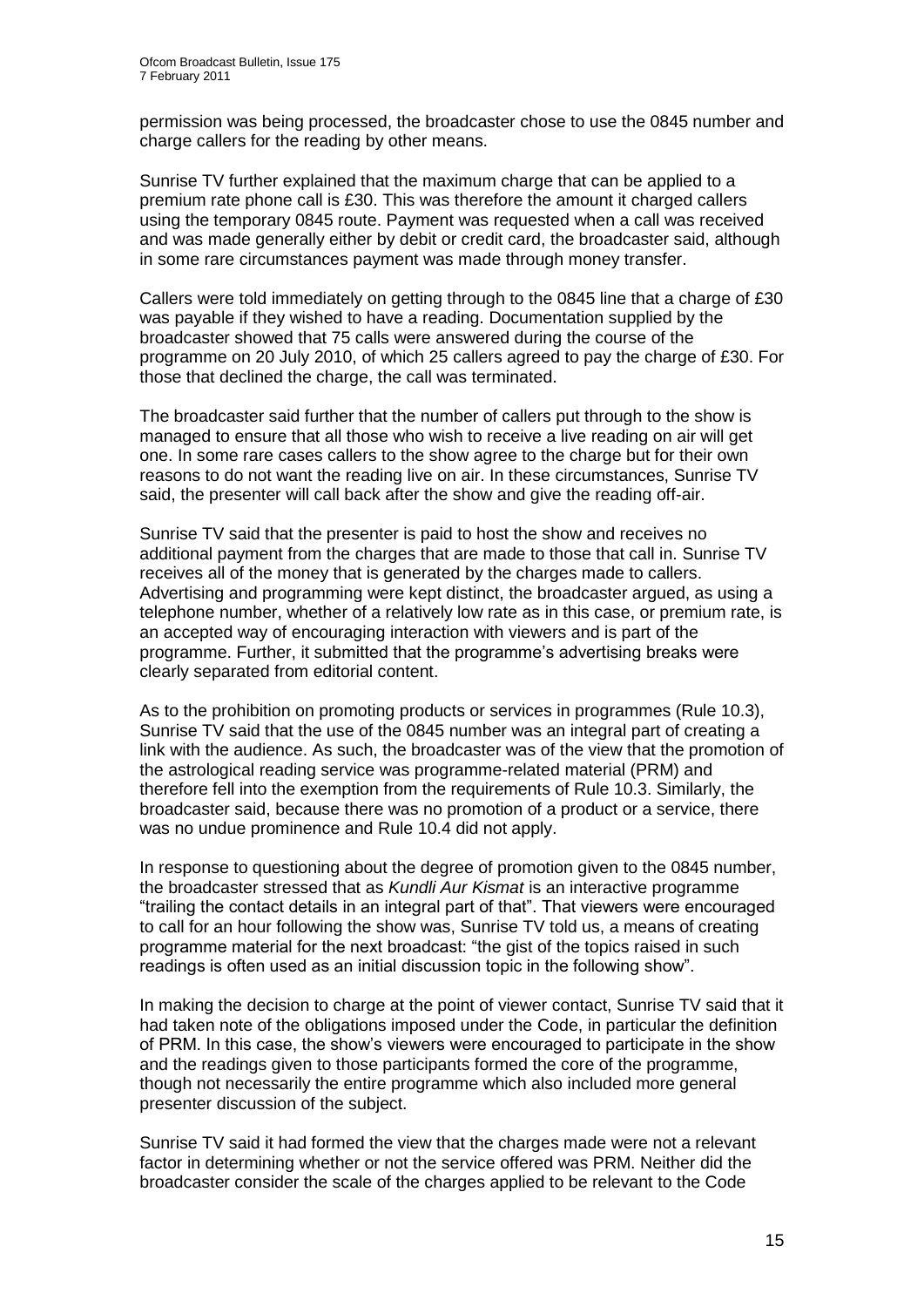permission was being processed, the broadcaster chose to use the 0845 number and charge callers for the reading by other means.

Sunrise TV further explained that the maximum charge that can be applied to a premium rate phone call is £30. This was therefore the amount it charged callers using the temporary 0845 route. Payment was requested when a call was received and was made generally either by debit or credit card, the broadcaster said, although in some rare circumstances payment was made through money transfer.

Callers were told immediately on getting through to the 0845 line that a charge of £30 was payable if they wished to have a reading. Documentation supplied by the broadcaster showed that 75 calls were answered during the course of the programme on 20 July 2010, of which 25 callers agreed to pay the charge of £30. For those that declined the charge, the call was terminated.

The broadcaster said further that the number of callers put through to the show is managed to ensure that all those who wish to receive a live reading on air will get one. In some rare cases callers to the show agree to the charge but for their own reasons to do not want the reading live on air. In these circumstances, Sunrise TV said, the presenter will call back after the show and give the reading off-air.

Sunrise TV said that the presenter is paid to host the show and receives no additional payment from the charges that are made to those that call in. Sunrise TV receives all of the money that is generated by the charges made to callers. Advertising and programming were kept distinct, the broadcaster argued, as using a telephone number, whether of a relatively low rate as in this case, or premium rate, is an accepted way of encouraging interaction with viewers and is part of the programme. Further, it submitted that the programme's advertising breaks were clearly separated from editorial content.

As to the prohibition on promoting products or services in programmes (Rule 10.3), Sunrise TV said that the use of the 0845 number was an integral part of creating a link with the audience. As such, the broadcaster was of the view that the promotion of the astrological reading service was programme-related material (PRM) and therefore fell into the exemption from the requirements of Rule 10.3. Similarly, the broadcaster said, because there was no promotion of a product or a service, there was no undue prominence and Rule 10.4 did not apply.

In response to questioning about the degree of promotion given to the 0845 number, the broadcaster stressed that as *Kundli Aur Kismat* is an interactive programme "trailing the contact details in an integral part of that". That viewers were encouraged to call for an hour following the show was, Sunrise TV told us, a means of creating programme material for the next broadcast: "the gist of the topics raised in such readings is often used as an initial discussion topic in the following show".

In making the decision to charge at the point of viewer contact, Sunrise TV said that it had taken note of the obligations imposed under the Code, in particular the definition of PRM. In this case, the show's viewers were encouraged to participate in the show and the readings given to those participants formed the core of the programme, though not necessarily the entire programme which also included more general presenter discussion of the subject.

Sunrise TV said it had formed the view that the charges made were not a relevant factor in determining whether or not the service offered was PRM. Neither did the broadcaster consider the scale of the charges applied to be relevant to the Code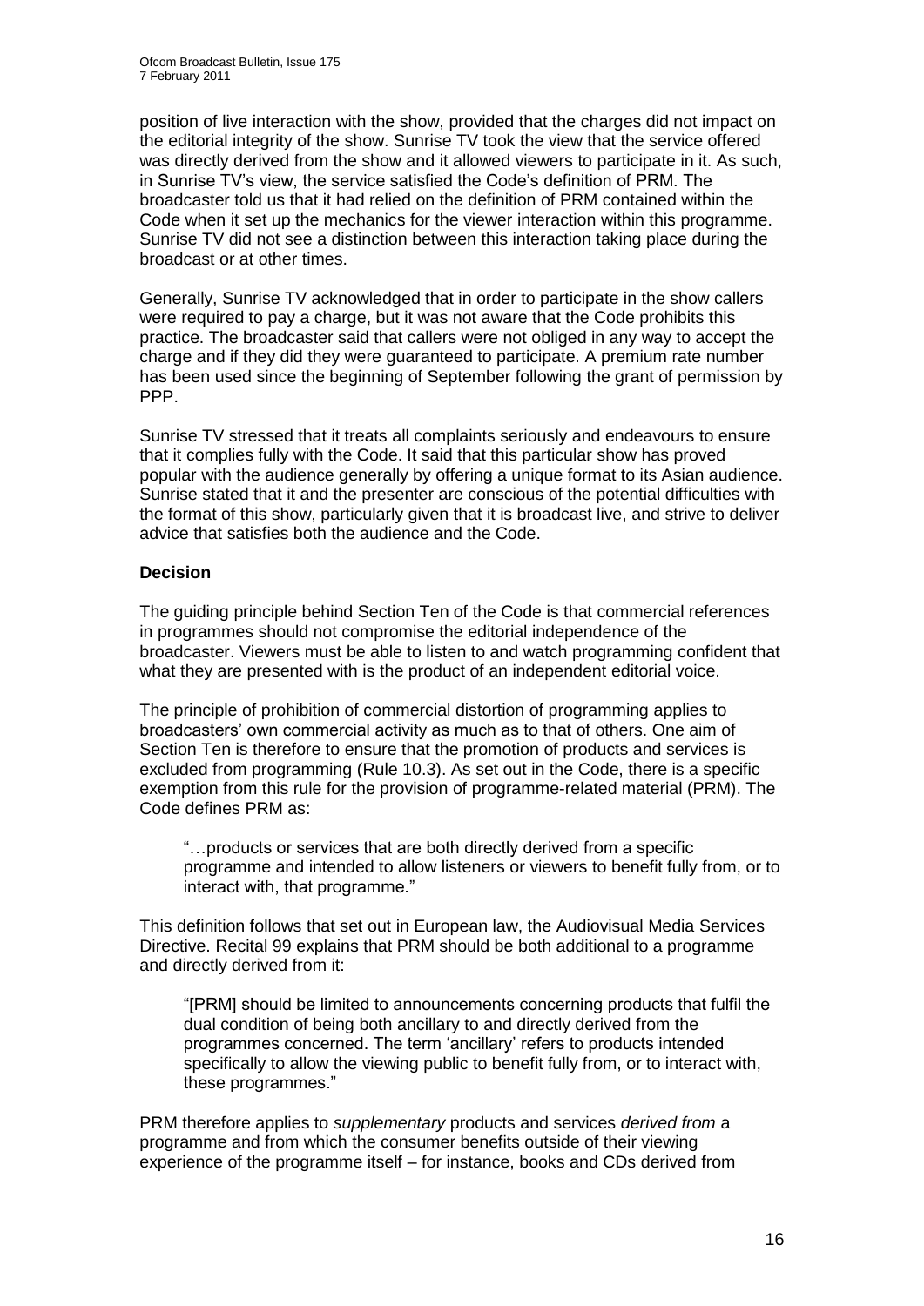position of live interaction with the show, provided that the charges did not impact on the editorial integrity of the show. Sunrise TV took the view that the service offered was directly derived from the show and it allowed viewers to participate in it. As such, in Sunrise TV's view, the service satisfied the Code's definition of PRM. The broadcaster told us that it had relied on the definition of PRM contained within the Code when it set up the mechanics for the viewer interaction within this programme. Sunrise TV did not see a distinction between this interaction taking place during the broadcast or at other times.

Generally, Sunrise TV acknowledged that in order to participate in the show callers were required to pay a charge, but it was not aware that the Code prohibits this practice. The broadcaster said that callers were not obliged in any way to accept the charge and if they did they were guaranteed to participate. A premium rate number has been used since the beginning of September following the grant of permission by PPP.

Sunrise TV stressed that it treats all complaints seriously and endeavours to ensure that it complies fully with the Code. It said that this particular show has proved popular with the audience generally by offering a unique format to its Asian audience. Sunrise stated that it and the presenter are conscious of the potential difficulties with the format of this show, particularly given that it is broadcast live, and strive to deliver advice that satisfies both the audience and the Code.

**Decision**

The guiding principle behind Section Ten of the Code is that commercial references in programmes should not compromise the editorial independence of the broadcaster. Viewers must be able to listen to and watch programming confident that what they are presented with is the product of an independent editorial voice.

The principle of prohibition of commercial distortion of programming applies to broadcasters' own commercial activity as much as to that of others. One aim of Section Ten is therefore to ensure that the promotion of products and services is excluded from programming (Rule 10.3). As set out in the Code, there is a specific exemption from this rule for the provision of programme-related material (PRM). The Code defines PRM as:

> "…products or services that are both directly derived from a specific programme and intended to allow listeners or viewers to benefit fully from, or to interact with, that programme."

This definition follows that set out in European law, the Audiovisual Media Services Directive. Recital 99 explains that PRM should be both additional to a programme and directly derived from it:

> "[PRM] should be limited to announcements concerning products that fulfil the dual condition of being both ancillary to and directly derived from the programmes concerned. The term 'ancillary' refers to products intended specifically to allow the viewing public to benefit fully from, or to interact with, these programmes."

PRM therefore applies to *supplementary* products and services *derived from* a programme and from which the consumer benefits outside of their viewing experience of the programme itself – for instance, books and CDs derived from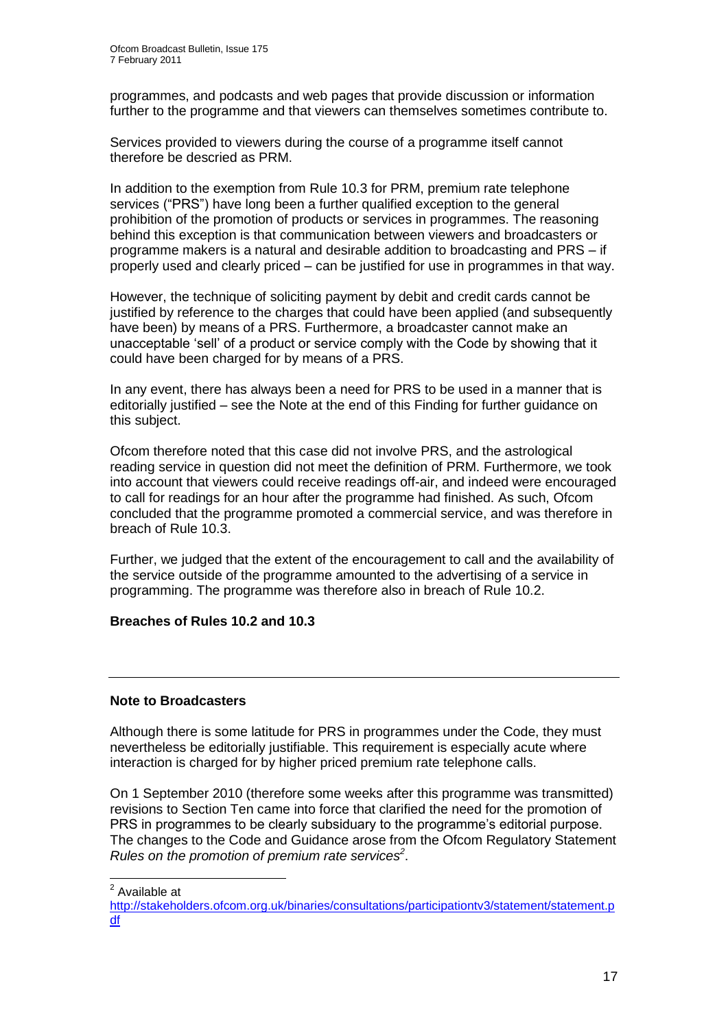programmes, and podcasts and web pages that provide discussion or information further to the programme and that viewers can themselves sometimes contribute to.

Services provided to viewers during the course of a programme itself cannot therefore be descried as PRM.

In addition to the exemption from Rule 10.3 for PRM, premium rate telephone services ("PRS") have long been a further qualified exception to the general prohibition of the promotion of products or services in programmes. The reasoning behind this exception is that communication between viewers and broadcasters or programme makers is a natural and desirable addition to broadcasting and PRS – if properly used and clearly priced – can be justified for use in programmes in that way.

However, the technique of soliciting payment by debit and credit cards cannot be justified by reference to the charges that could have been applied (and subsequently have been) by means of a PRS. Furthermore, a broadcaster cannot make an unacceptable 'sell' of a product or service comply with the Code by showing that it could have been charged for by means of a PRS.

In any event, there has always been a need for PRS to be used in a manner that is editorially justified – see the Note at the end of this Finding for further guidance on this subject.

Ofcom therefore noted that this case did not involve PRS, and the astrological reading service in question did not meet the definition of PRM. Furthermore, we took into account that viewers could receive readings off-air, and indeed were encouraged to call for readings for an hour after the programme had finished. As such, Ofcom concluded that the programme promoted a commercial service, and was therefore in breach of Rule 10.3.

Further, we judged that the extent of the encouragement to call and the availability of the service outside of the programme amounted to the advertising of a service in programming. The programme was therefore also in breach of Rule 10.2.

**Breaches of Rules 10.2 and 10.3**

---

**Note to Broadcasters**

Although there is some latitude for PRS in programmes under the Code, they must nevertheless be editorially justifiable. This requirement is especially acute where interaction is charged for by higher priced premium rate telephone calls.

On 1 September 2010 (therefore some weeks after this programme was transmitted) revisions to Section Ten came into force that clarified the need for the promotion of PRS in programmes to be clearly subsidiary to the programme's editorial purpose. The changes to the Code and Guidance arose from the Ofcom Regulatory Statement *Rules on the promotion of premium rate services*[2].

[2] Available at http://stakeholders.ofcom.org.uk/binaries/consultations/participationtv3/statement/statement.pdf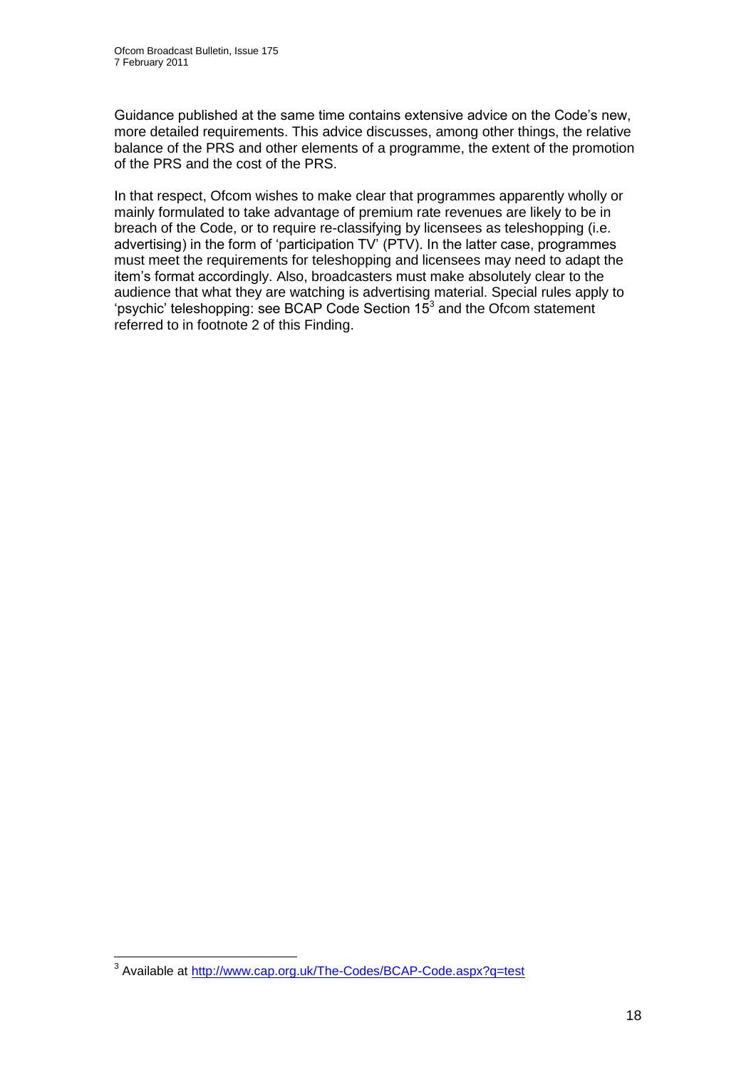Guidance published at the same time contains extensive advice on the Code's new, more detailed requirements. This advice discusses, among other things, the relative balance of the PRS and other elements of a programme, the extent of the promotion of the PRS and the cost of the PRS.

In that respect, Ofcom wishes to make clear that programmes apparently wholly or mainly formulated to take advantage of premium rate revenues are likely to be in breach of the Code, or to require re-classifying by licensees as teleshopping (i.e. advertising) in the form of 'participation TV' (PTV). In the latter case, programmes must meet the requirements for teleshopping and licensees may need to adapt the item's format accordingly. Also, broadcasters must make absolutely clear to the audience that what they are watching is advertising material. Special rules apply to 'psychic' teleshopping: see BCAP Code Section 15[3] and the Ofcom statement referred to in footnote 2 of this Finding.

---

[3] Available at http://www.cap.org.uk/The-Codes/BCAP-Code.aspx?q=test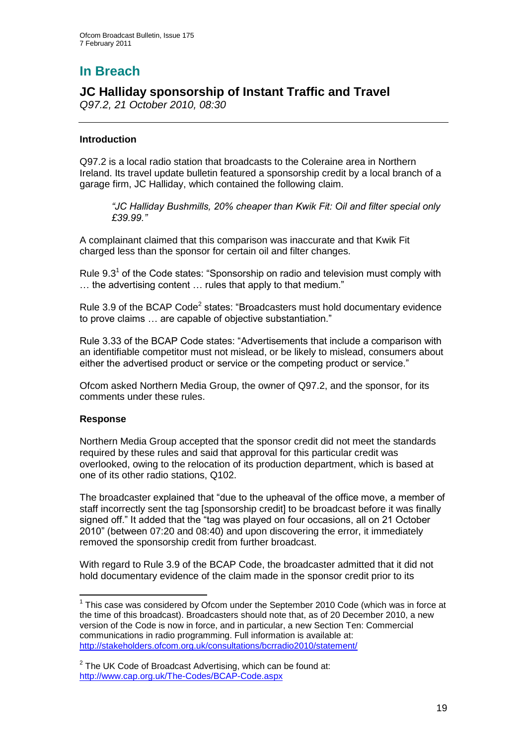# In Breach

## JC Halliday sponsorship of Instant Traffic and Travel

*Q97.2, 21 October 2010, 08:30*

### Introduction

Q97.2 is a local radio station that broadcasts to the Coleraine area in Northern Ireland. Its travel update bulletin featured a sponsorship credit by a local branch of a garage firm, JC Halliday, which contained the following claim.

> *"JC Halliday Bushmills, 20% cheaper than Kwik Fit: Oil and filter special only £39.99."*

A complainant claimed that this comparison was inaccurate and that Kwik Fit charged less than the sponsor for certain oil and filter changes.

Rule 9.3[1] of the Code states: "Sponsorship on radio and television must comply with … the advertising content … rules that apply to that medium."

Rule 3.9 of the BCAP Code[2] states: "Broadcasters must hold documentary evidence to prove claims … are capable of objective substantiation."

Rule 3.33 of the BCAP Code states: "Advertisements that include a comparison with an identifiable competitor must not mislead, or be likely to mislead, consumers about either the advertised product or service or the competing product or service."

Ofcom asked Northern Media Group, the owner of Q97.2, and the sponsor, for its comments under these rules.

### Response

Northern Media Group accepted that the sponsor credit did not meet the standards required by these rules and said that approval for this particular credit was overlooked, owing to the relocation of its production department, which is based at one of its other radio stations, Q102.

The broadcaster explained that "due to the upheaval of the office move, a member of staff incorrectly sent the tag [sponsorship credit] to be broadcast before it was finally signed off." It added that the "tag was played on four occasions, all on 21 October 2010" (between 07:20 and 08:40) and upon discovering the error, it immediately removed the sponsorship credit from further broadcast.

With regard to Rule 3.9 of the BCAP Code, the broadcaster admitted that it did not hold documentary evidence of the claim made in the sponsor credit prior to its

---

[1] This case was considered by Ofcom under the September 2010 Code (which was in force at the time of this broadcast). Broadcasters should note that, as of 20 December 2010, a new version of the Code is now in force, and in particular, a new Section Ten: Commercial communications in radio programming. Full information is available at: http://stakeholders.ofcom.org.uk/consultations/bcrradio2010/statement/

[2] The UK Code of Broadcast Advertising, which can be found at: http://www.cap.org.uk/The-Codes/BCAP-Code.aspx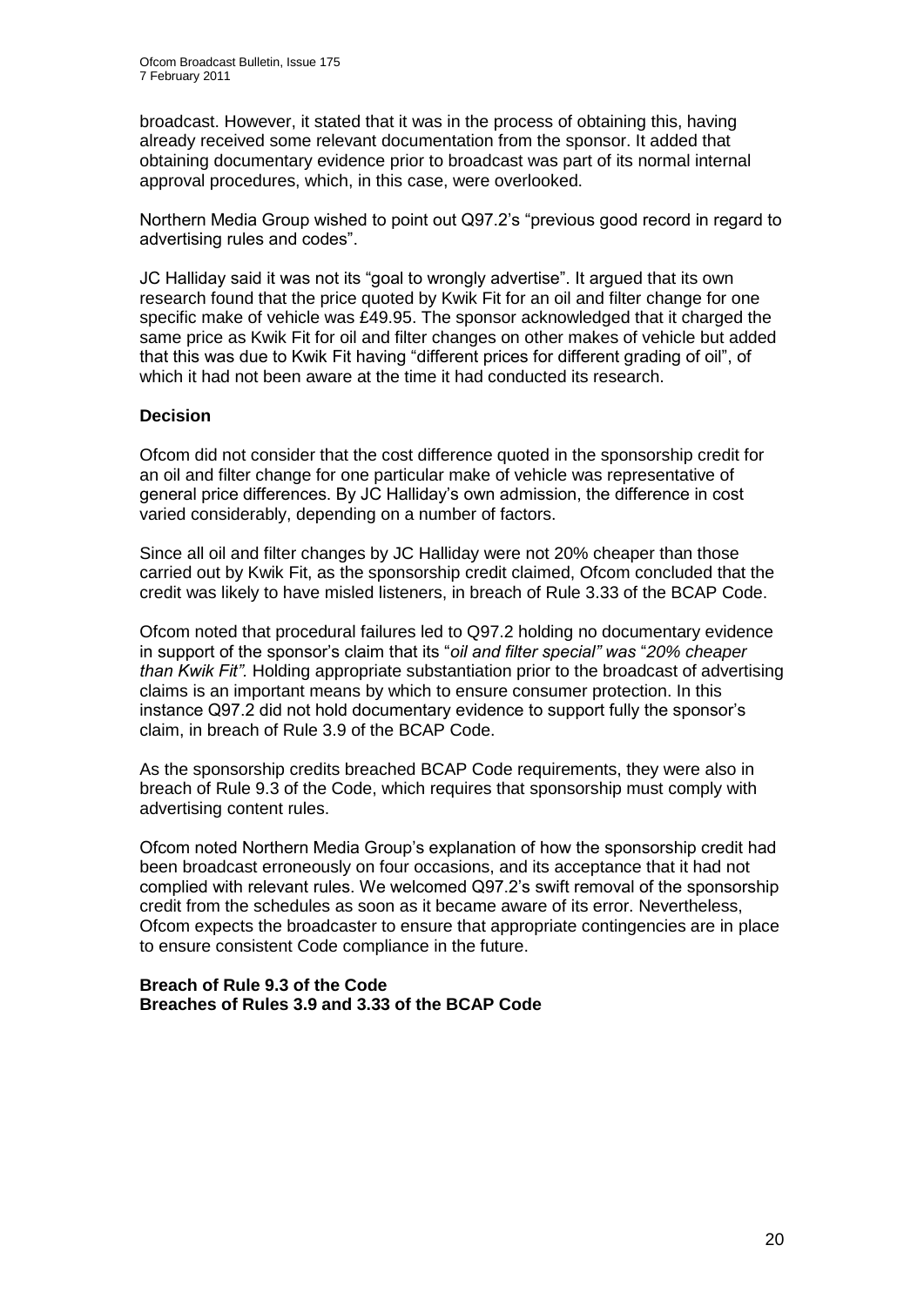broadcast. However, it stated that it was in the process of obtaining this, having already received some relevant documentation from the sponsor. It added that obtaining documentary evidence prior to broadcast was part of its normal internal approval procedures, which, in this case, were overlooked.

Northern Media Group wished to point out Q97.2's "previous good record in regard to advertising rules and codes".

JC Halliday said it was not its "goal to wrongly advertise". It argued that its own research found that the price quoted by Kwik Fit for an oil and filter change for one specific make of vehicle was £49.95. The sponsor acknowledged that it charged the same price as Kwik Fit for oil and filter changes on other makes of vehicle but added that this was due to Kwik Fit having "different prices for different grading of oil", of which it had not been aware at the time it had conducted its research.

### Decision

Ofcom did not consider that the cost difference quoted in the sponsorship credit for an oil and filter change for one particular make of vehicle was representative of general price differences. By JC Halliday's own admission, the difference in cost varied considerably, depending on a number of factors.

Since all oil and filter changes by JC Halliday were not 20% cheaper than those carried out by Kwik Fit, as the sponsorship credit claimed, Ofcom concluded that the credit was likely to have misled listeners, in breach of Rule 3.33 of the BCAP Code.

Ofcom noted that procedural failures led to Q97.2 holding no documentary evidence in support of the sponsor's claim that its "*oil and filter special" was* "*20% cheaper than Kwik Fit".* Holding appropriate substantiation prior to the broadcast of advertising claims is an important means by which to ensure consumer protection. In this instance Q97.2 did not hold documentary evidence to support fully the sponsor's claim, in breach of Rule 3.9 of the BCAP Code.

As the sponsorship credits breached BCAP Code requirements, they were also in breach of Rule 9.3 of the Code, which requires that sponsorship must comply with advertising content rules.

Ofcom noted Northern Media Group's explanation of how the sponsorship credit had been broadcast erroneously on four occasions, and its acceptance that it had not complied with relevant rules. We welcomed Q97.2's swift removal of the sponsorship credit from the schedules as soon as it became aware of its error. Nevertheless, Ofcom expects the broadcaster to ensure that appropriate contingencies are in place to ensure consistent Code compliance in the future.

**Breach of Rule 9.3 of the Code**
**Breaches of Rules 3.9 and 3.33 of the BCAP Code**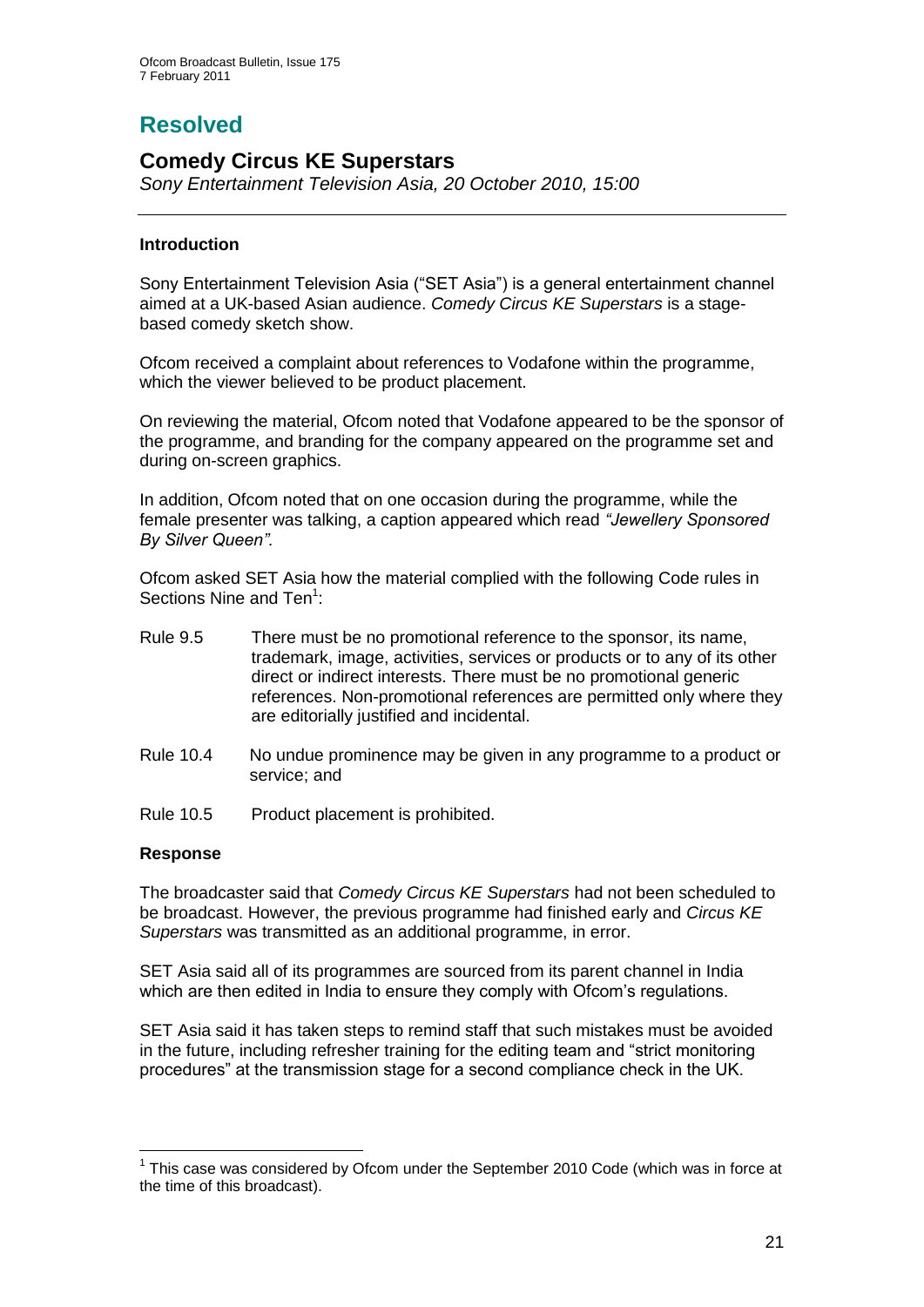# Resolved

## Comedy Circus KE Superstars

*Sony Entertainment Television Asia, 20 October 2010, 15:00*

---

### Introduction

Sony Entertainment Television Asia ("SET Asia") is a general entertainment channel aimed at a UK-based Asian audience. *Comedy Circus KE Superstars* is a stage-based comedy sketch show.

Ofcom received a complaint about references to Vodafone within the programme, which the viewer believed to be product placement.

On reviewing the material, Ofcom noted that Vodafone appeared to be the sponsor of the programme, and branding for the company appeared on the programme set and during on-screen graphics.

In addition, Ofcom noted that on one occasion during the programme, while the female presenter was talking, a caption appeared which read *"Jewellery Sponsored By Silver Queen".*

Ofcom asked SET Asia how the material complied with the following Code rules in Sections Nine and Ten[1]:

- Rule 9.5 There must be no promotional reference to the sponsor, its name, trademark, image, activities, services or products or to any of its other direct or indirect interests. There must be no promotional generic references. Non-promotional references are permitted only where they are editorially justified and incidental.
- Rule 10.4 No undue prominence may be given in any programme to a product or service; and
- Rule 10.5 Product placement is prohibited.

### Response

The broadcaster said that *Comedy Circus KE Superstars* had not been scheduled to be broadcast. However, the previous programme had finished early and *Circus KE Superstars* was transmitted as an additional programme, in error.

SET Asia said all of its programmes are sourced from its parent channel in India which are then edited in India to ensure they comply with Ofcom's regulations.

SET Asia said it has taken steps to remind staff that such mistakes must be avoided in the future, including refresher training for the editing team and "strict monitoring procedures" at the transmission stage for a second compliance check in the UK.

---

[1] This case was considered by Ofcom under the September 2010 Code (which was in force at the time of this broadcast).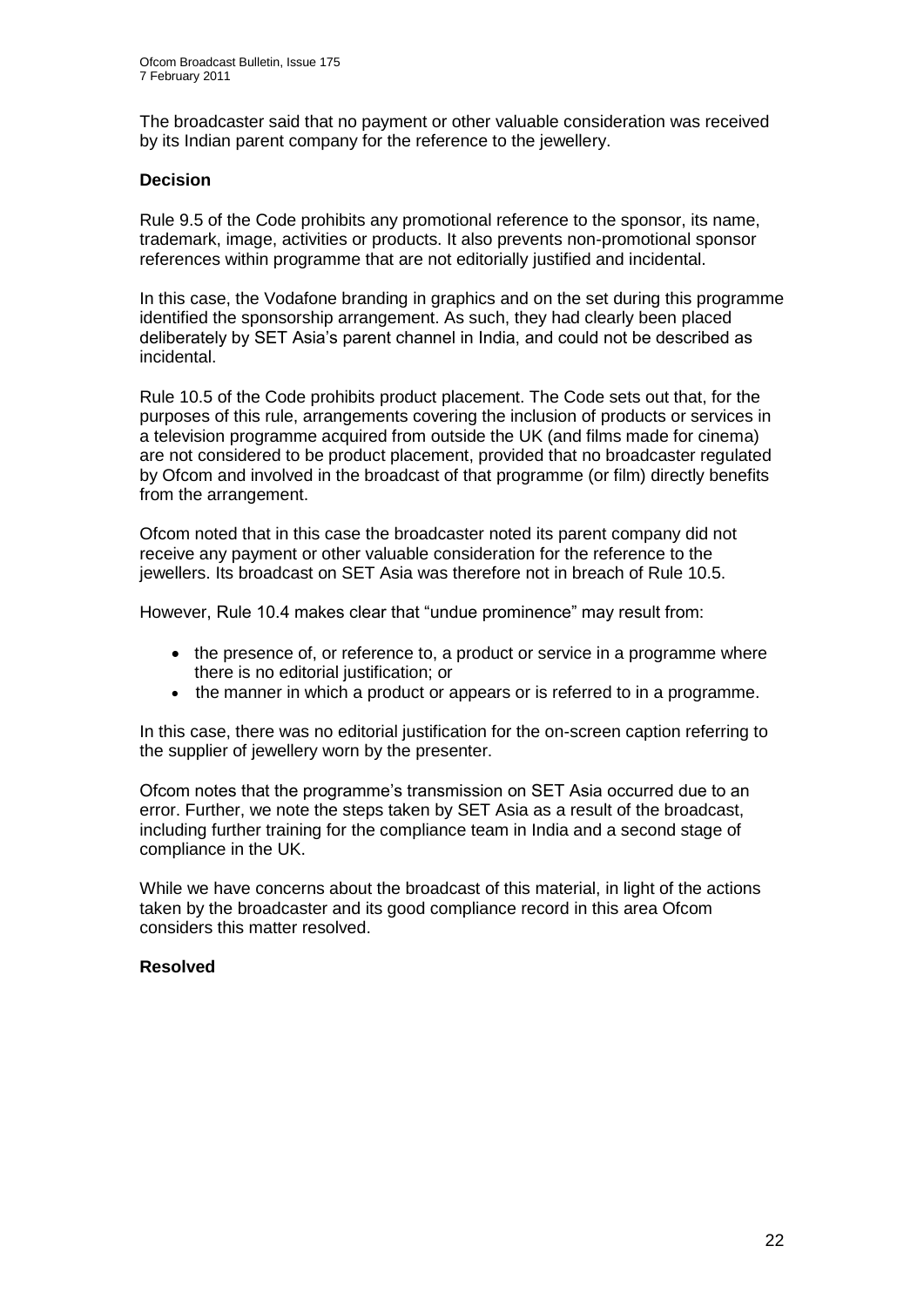The broadcaster said that no payment or other valuable consideration was received by its Indian parent company for the reference to the jewellery.

**Decision**

Rule 9.5 of the Code prohibits any promotional reference to the sponsor, its name, trademark, image, activities or products. It also prevents non-promotional sponsor references within programme that are not editorially justified and incidental.

In this case, the Vodafone branding in graphics and on the set during this programme identified the sponsorship arrangement. As such, they had clearly been placed deliberately by SET Asia's parent channel in India, and could not be described as incidental.

Rule 10.5 of the Code prohibits product placement. The Code sets out that, for the purposes of this rule, arrangements covering the inclusion of products or services in a television programme acquired from outside the UK (and films made for cinema) are not considered to be product placement, provided that no broadcaster regulated by Ofcom and involved in the broadcast of that programme (or film) directly benefits from the arrangement.

Ofcom noted that in this case the broadcaster noted its parent company did not receive any payment or other valuable consideration for the reference to the jewellers. Its broadcast on SET Asia was therefore not in breach of Rule 10.5.

However, Rule 10.4 makes clear that "undue prominence" may result from:

- the presence of, or reference to, a product or service in a programme where there is no editorial justification; or
- the manner in which a product or appears or is referred to in a programme.

In this case, there was no editorial justification for the on-screen caption referring to the supplier of jewellery worn by the presenter.

Ofcom notes that the programme's transmission on SET Asia occurred due to an error. Further, we note the steps taken by SET Asia as a result of the broadcast, including further training for the compliance team in India and a second stage of compliance in the UK.

While we have concerns about the broadcast of this material, in light of the actions taken by the broadcaster and its good compliance record in this area Ofcom considers this matter resolved.

**Resolved**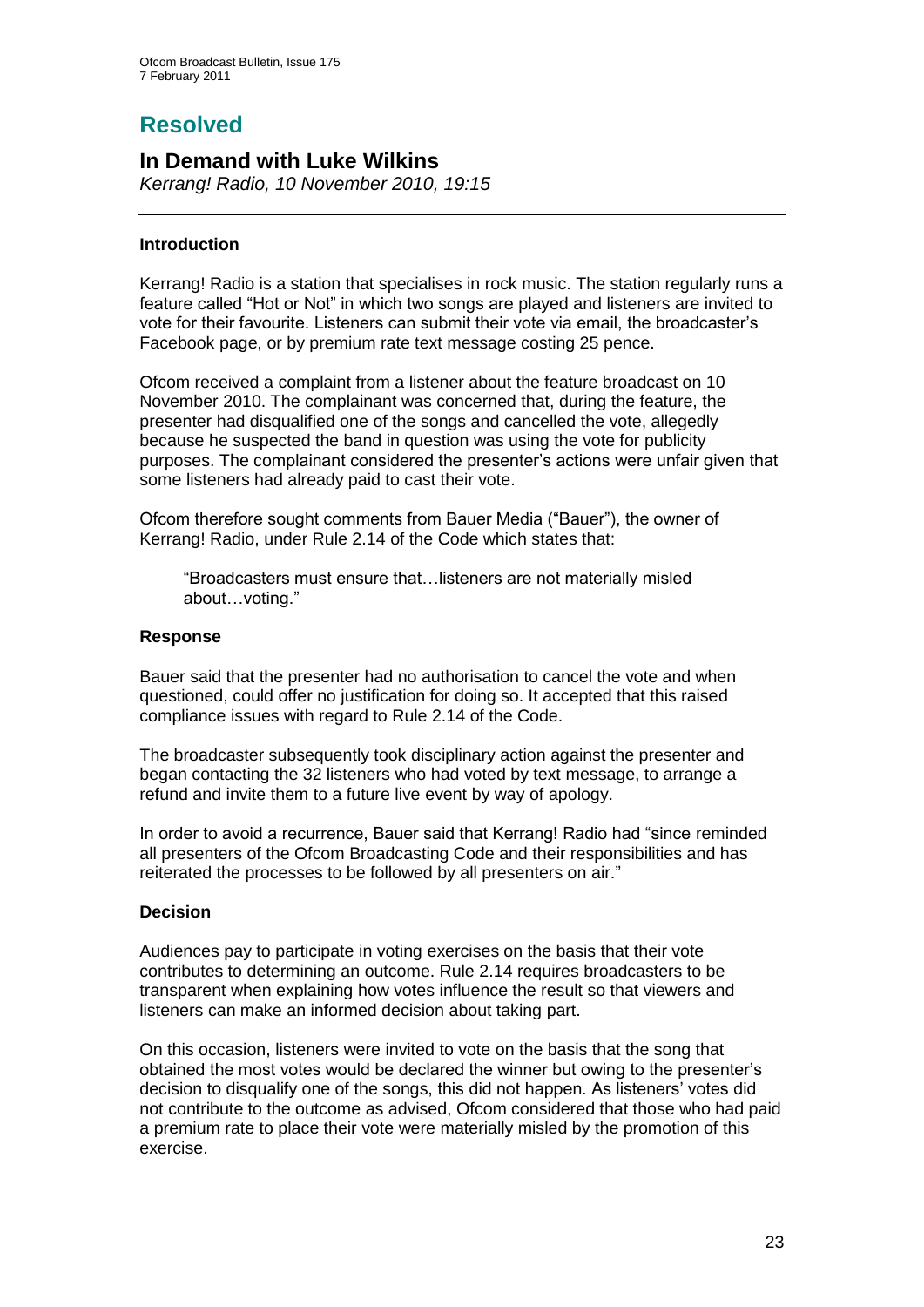# Resolved

## In Demand with Luke Wilkins

*Kerrang! Radio, 10 November 2010, 19:15*

---

### Introduction

Kerrang! Radio is a station that specialises in rock music. The station regularly runs a feature called "Hot or Not" in which two songs are played and listeners are invited to vote for their favourite. Listeners can submit their vote via email, the broadcaster's Facebook page, or by premium rate text message costing 25 pence.

Ofcom received a complaint from a listener about the feature broadcast on 10 November 2010. The complainant was concerned that, during the feature, the presenter had disqualified one of the songs and cancelled the vote, allegedly because he suspected the band in question was using the vote for publicity purposes. The complainant considered the presenter's actions were unfair given that some listeners had already paid to cast their vote.

Ofcom therefore sought comments from Bauer Media ("Bauer"), the owner of Kerrang! Radio, under Rule 2.14 of the Code which states that:

> "Broadcasters must ensure that…listeners are not materially misled about…voting."

### Response

Bauer said that the presenter had no authorisation to cancel the vote and when questioned, could offer no justification for doing so. It accepted that this raised compliance issues with regard to Rule 2.14 of the Code.

The broadcaster subsequently took disciplinary action against the presenter and began contacting the 32 listeners who had voted by text message, to arrange a refund and invite them to a future live event by way of apology.

In order to avoid a recurrence, Bauer said that Kerrang! Radio had "since reminded all presenters of the Ofcom Broadcasting Code and their responsibilities and has reiterated the processes to be followed by all presenters on air."

### Decision

Audiences pay to participate in voting exercises on the basis that their vote contributes to determining an outcome. Rule 2.14 requires broadcasters to be transparent when explaining how votes influence the result so that viewers and listeners can make an informed decision about taking part.

On this occasion, listeners were invited to vote on the basis that the song that obtained the most votes would be declared the winner but owing to the presenter's decision to disqualify one of the songs, this did not happen. As listeners' votes did not contribute to the outcome as advised, Ofcom considered that those who had paid a premium rate to place their vote were materially misled by the promotion of this exercise.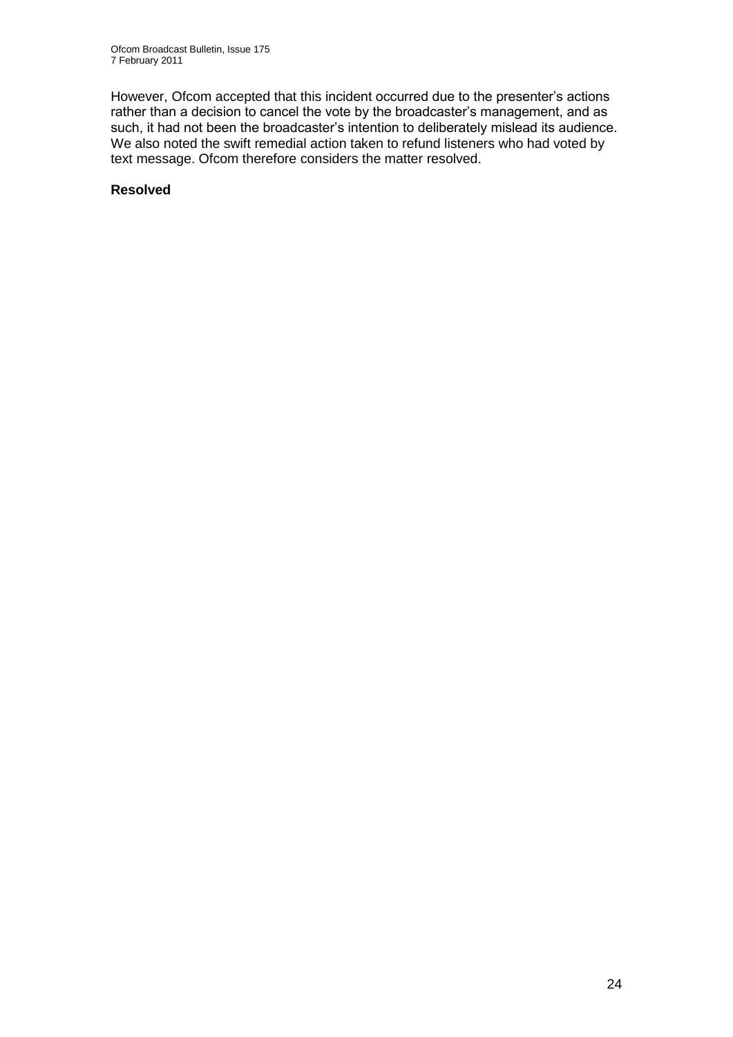However, Ofcom accepted that this incident occurred due to the presenter's actions rather than a decision to cancel the vote by the broadcaster's management, and as such, it had not been the broadcaster's intention to deliberately mislead its audience. We also noted the swift remedial action taken to refund listeners who had voted by text message. Ofcom therefore considers the matter resolved.

**Resolved**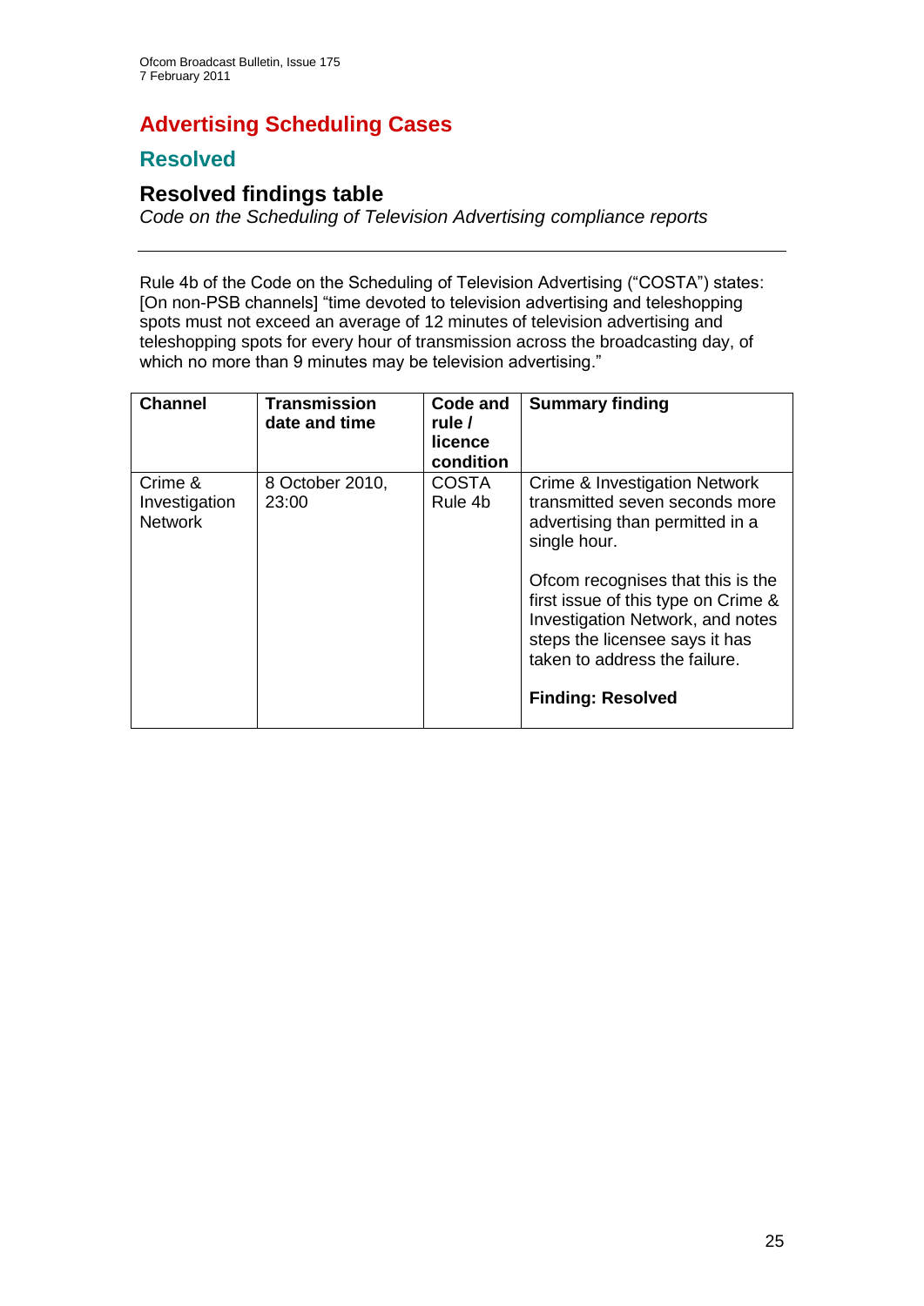## Advertising Scheduling Cases

## Resolved

### Resolved findings table

*Code on the Scheduling of Television Advertising compliance reports*

---

Rule 4b of the Code on the Scheduling of Television Advertising ("COSTA") states: [On non-PSB channels] "time devoted to television advertising and teleshopping spots must not exceed an average of 12 minutes of television advertising and teleshopping spots for every hour of transmission across the broadcasting day, of which no more than 9 minutes may be television advertising."

| Channel | Transmission date and time | Code and rule / licence condition | Summary finding |
|---|---|---|---|
| Crime & Investigation Network | 8 October 2010, 23:00 | COSTA Rule 4b | Crime & Investigation Network transmitted seven seconds more advertising than permitted in a single hour.<br><br>Ofcom recognises that this is the first issue of this type on Crime & Investigation Network, and notes steps the licensee says it has taken to address the failure.<br><br>**Finding: Resolved** |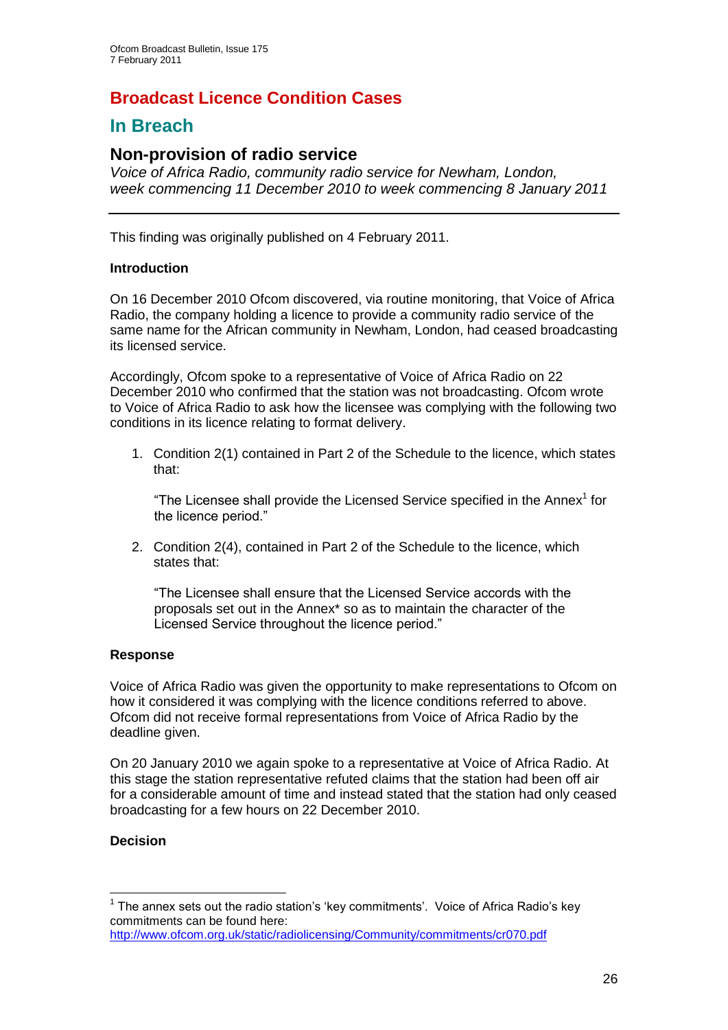# Broadcast Licence Condition Cases

## In Breach

### Non-provision of radio service

*Voice of Africa Radio, community radio service for Newham, London, week commencing 11 December 2010 to week commencing 8 January 2011*

---

This finding was originally published on 4 February 2011.

**Introduction**

On 16 December 2010 Ofcom discovered, via routine monitoring, that Voice of Africa Radio, the company holding a licence to provide a community radio service of the same name for the African community in Newham, London, had ceased broadcasting its licensed service.

Accordingly, Ofcom spoke to a representative of Voice of Africa Radio on 22 December 2010 who confirmed that the station was not broadcasting. Ofcom wrote to Voice of Africa Radio to ask how the licensee was complying with the following two conditions in its licence relating to format delivery.

1. Condition 2(1) contained in Part 2 of the Schedule to the licence, which states that:

   "The Licensee shall provide the Licensed Service specified in the Annex[1] for the licence period."

2. Condition 2(4), contained in Part 2 of the Schedule to the licence, which states that:

   "The Licensee shall ensure that the Licensed Service accords with the proposals set out in the Annex* so as to maintain the character of the Licensed Service throughout the licence period."

**Response**

Voice of Africa Radio was given the opportunity to make representations to Ofcom on how it considered it was complying with the licence conditions referred to above. Ofcom did not receive formal representations from Voice of Africa Radio by the deadline given.

On 20 January 2010 we again spoke to a representative at Voice of Africa Radio. At this stage the station representative refuted claims that the station had been off air for a considerable amount of time and instead stated that the station had only ceased broadcasting for a few hours on 22 December 2010.

**Decision**

---

[1] The annex sets out the radio station's 'key commitments'. Voice of Africa Radio's key commitments can be found here: http://www.ofcom.org.uk/static/radiolicensing/Community/commitments/cr070.pdf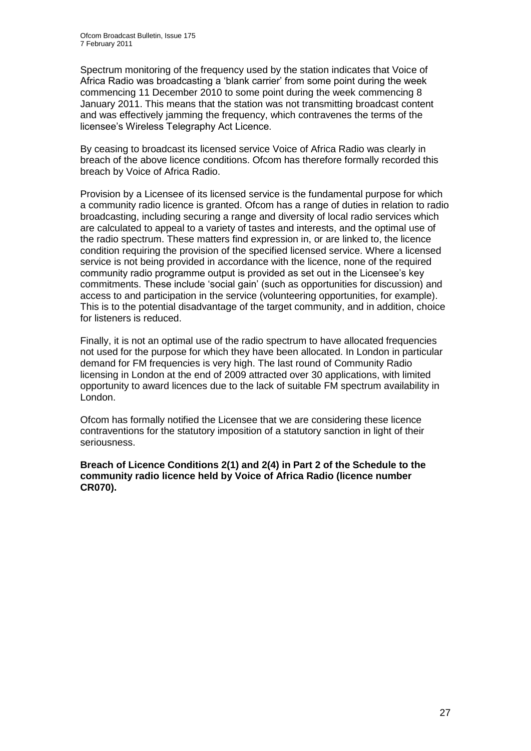Spectrum monitoring of the frequency used by the station indicates that Voice of Africa Radio was broadcasting a 'blank carrier' from some point during the week commencing 11 December 2010 to some point during the week commencing 8 January 2011. This means that the station was not transmitting broadcast content and was effectively jamming the frequency, which contravenes the terms of the licensee's Wireless Telegraphy Act Licence.

By ceasing to broadcast its licensed service Voice of Africa Radio was clearly in breach of the above licence conditions. Ofcom has therefore formally recorded this breach by Voice of Africa Radio.

Provision by a Licensee of its licensed service is the fundamental purpose for which a community radio licence is granted. Ofcom has a range of duties in relation to radio broadcasting, including securing a range and diversity of local radio services which are calculated to appeal to a variety of tastes and interests, and the optimal use of the radio spectrum. These matters find expression in, or are linked to, the licence condition requiring the provision of the specified licensed service. Where a licensed service is not being provided in accordance with the licence, none of the required community radio programme output is provided as set out in the Licensee's key commitments. These include 'social gain' (such as opportunities for discussion) and access to and participation in the service (volunteering opportunities, for example). This is to the potential disadvantage of the target community, and in addition, choice for listeners is reduced.

Finally, it is not an optimal use of the radio spectrum to have allocated frequencies not used for the purpose for which they have been allocated. In London in particular demand for FM frequencies is very high. The last round of Community Radio licensing in London at the end of 2009 attracted over 30 applications, with limited opportunity to award licences due to the lack of suitable FM spectrum availability in London.

Ofcom has formally notified the Licensee that we are considering these licence contraventions for the statutory imposition of a statutory sanction in light of their seriousness.

**Breach of Licence Conditions 2(1) and 2(4) in Part 2 of the Schedule to the community radio licence held by Voice of Africa Radio (licence number CR070).**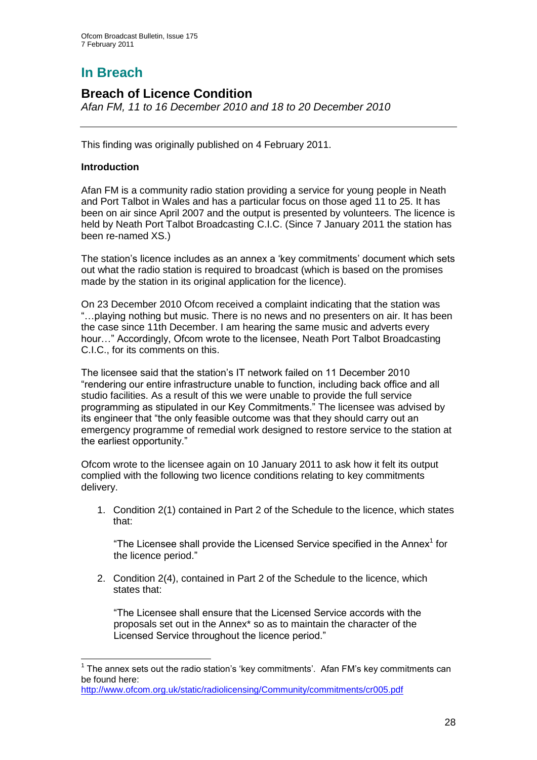# In Breach

## Breach of Licence Condition

*Afan FM, 11 to 16 December 2010 and 18 to 20 December 2010*

This finding was originally published on 4 February 2011.

**Introduction**

Afan FM is a community radio station providing a service for young people in Neath and Port Talbot in Wales and has a particular focus on those aged 11 to 25. It has been on air since April 2007 and the output is presented by volunteers. The licence is held by Neath Port Talbot Broadcasting C.I.C. (Since 7 January 2011 the station has been re-named XS.)

The station's licence includes as an annex a 'key commitments' document which sets out what the radio station is required to broadcast (which is based on the promises made by the station in its original application for the licence).

On 23 December 2010 Ofcom received a complaint indicating that the station was "…playing nothing but music. There is no news and no presenters on air. It has been the case since 11th December. I am hearing the same music and adverts every hour…" Accordingly, Ofcom wrote to the licensee, Neath Port Talbot Broadcasting C.I.C., for its comments on this.

The licensee said that the station's IT network failed on 11 December 2010 "rendering our entire infrastructure unable to function, including back office and all studio facilities. As a result of this we were unable to provide the full service programming as stipulated in our Key Commitments." The licensee was advised by its engineer that "the only feasible outcome was that they should carry out an emergency programme of remedial work designed to restore service to the station at the earliest opportunity."

Ofcom wrote to the licensee again on 10 January 2011 to ask how it felt its output complied with the following two licence conditions relating to key commitments delivery.

1. Condition 2(1) contained in Part 2 of the Schedule to the licence, which states that:

   "The Licensee shall provide the Licensed Service specified in the Annex[1] for the licence period."

2. Condition 2(4), contained in Part 2 of the Schedule to the licence, which states that:

   "The Licensee shall ensure that the Licensed Service accords with the proposals set out in the Annex* so as to maintain the character of the Licensed Service throughout the licence period."

---

[1] The annex sets out the radio station's 'key commitments'. Afan FM's key commitments can be found here: http://www.ofcom.org.uk/static/radiolicensing/Community/commitments/cr005.pdf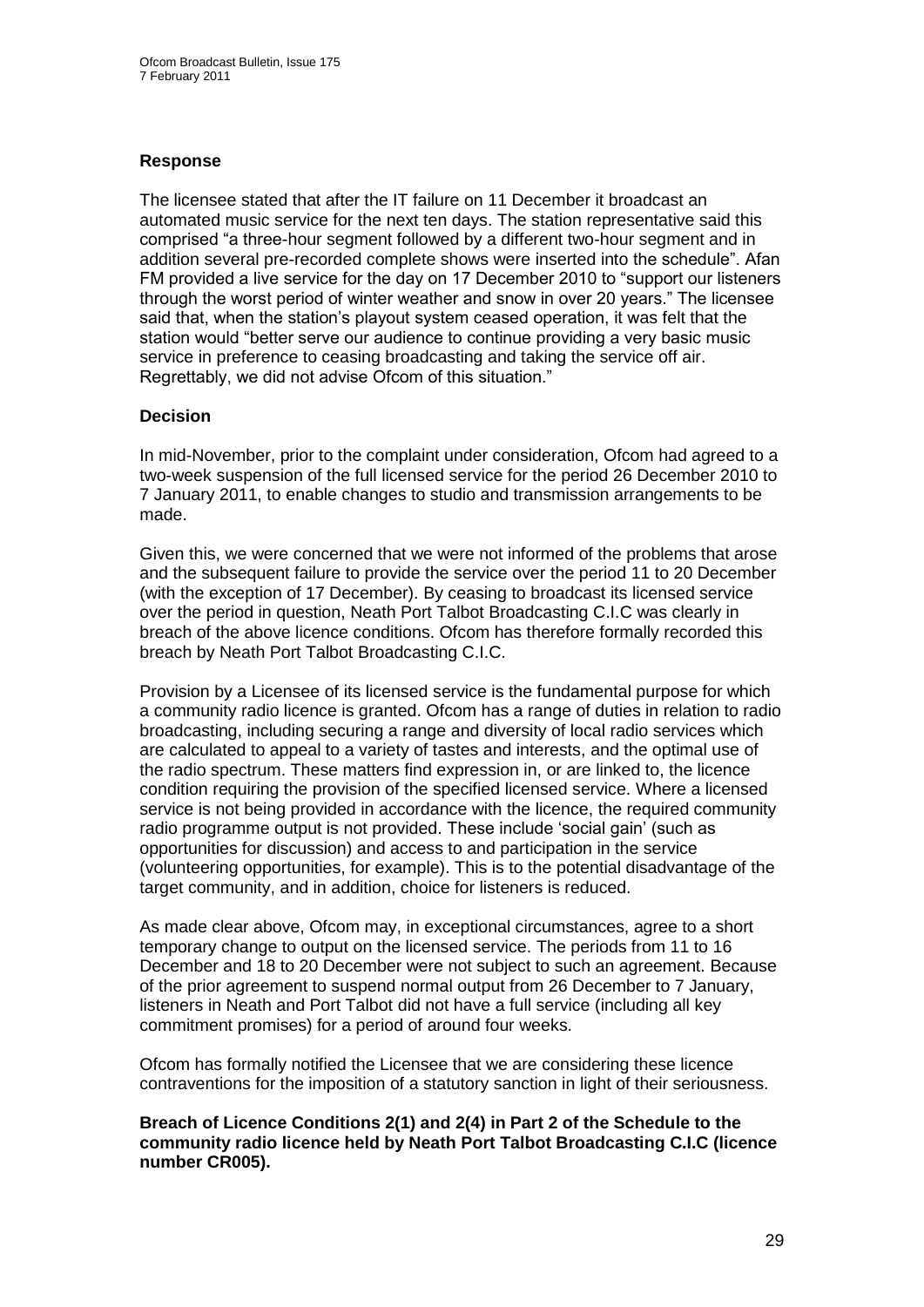### Response

The licensee stated that after the IT failure on 11 December it broadcast an automated music service for the next ten days. The station representative said this comprised "a three-hour segment followed by a different two-hour segment and in addition several pre-recorded complete shows were inserted into the schedule". Afan FM provided a live service for the day on 17 December 2010 to "support our listeners through the worst period of winter weather and snow in over 20 years." The licensee said that, when the station's playout system ceased operation, it was felt that the station would "better serve our audience to continue providing a very basic music service in preference to ceasing broadcasting and taking the service off air. Regrettably, we did not advise Ofcom of this situation."

### Decision

In mid-November, prior to the complaint under consideration, Ofcom had agreed to a two-week suspension of the full licensed service for the period 26 December 2010 to 7 January 2011, to enable changes to studio and transmission arrangements to be made.

Given this, we were concerned that we were not informed of the problems that arose and the subsequent failure to provide the service over the period 11 to 20 December (with the exception of 17 December). By ceasing to broadcast its licensed service over the period in question, Neath Port Talbot Broadcasting C.I.C was clearly in breach of the above licence conditions. Ofcom has therefore formally recorded this breach by Neath Port Talbot Broadcasting C.I.C.

Provision by a Licensee of its licensed service is the fundamental purpose for which a community radio licence is granted. Ofcom has a range of duties in relation to radio broadcasting, including securing a range and diversity of local radio services which are calculated to appeal to a variety of tastes and interests, and the optimal use of the radio spectrum. These matters find expression in, or are linked to, the licence condition requiring the provision of the specified licensed service. Where a licensed service is not being provided in accordance with the licence, the required community radio programme output is not provided. These include 'social gain' (such as opportunities for discussion) and access to and participation in the service (volunteering opportunities, for example). This is to the potential disadvantage of the target community, and in addition, choice for listeners is reduced.

As made clear above, Ofcom may, in exceptional circumstances, agree to a short temporary change to output on the licensed service. The periods from 11 to 16 December and 18 to 20 December were not subject to such an agreement. Because of the prior agreement to suspend normal output from 26 December to 7 January, listeners in Neath and Port Talbot did not have a full service (including all key commitment promises) for a period of around four weeks.

Ofcom has formally notified the Licensee that we are considering these licence contraventions for the imposition of a statutory sanction in light of their seriousness.

**Breach of Licence Conditions 2(1) and 2(4) in Part 2 of the Schedule to the community radio licence held by Neath Port Talbot Broadcasting C.I.C (licence number CR005).**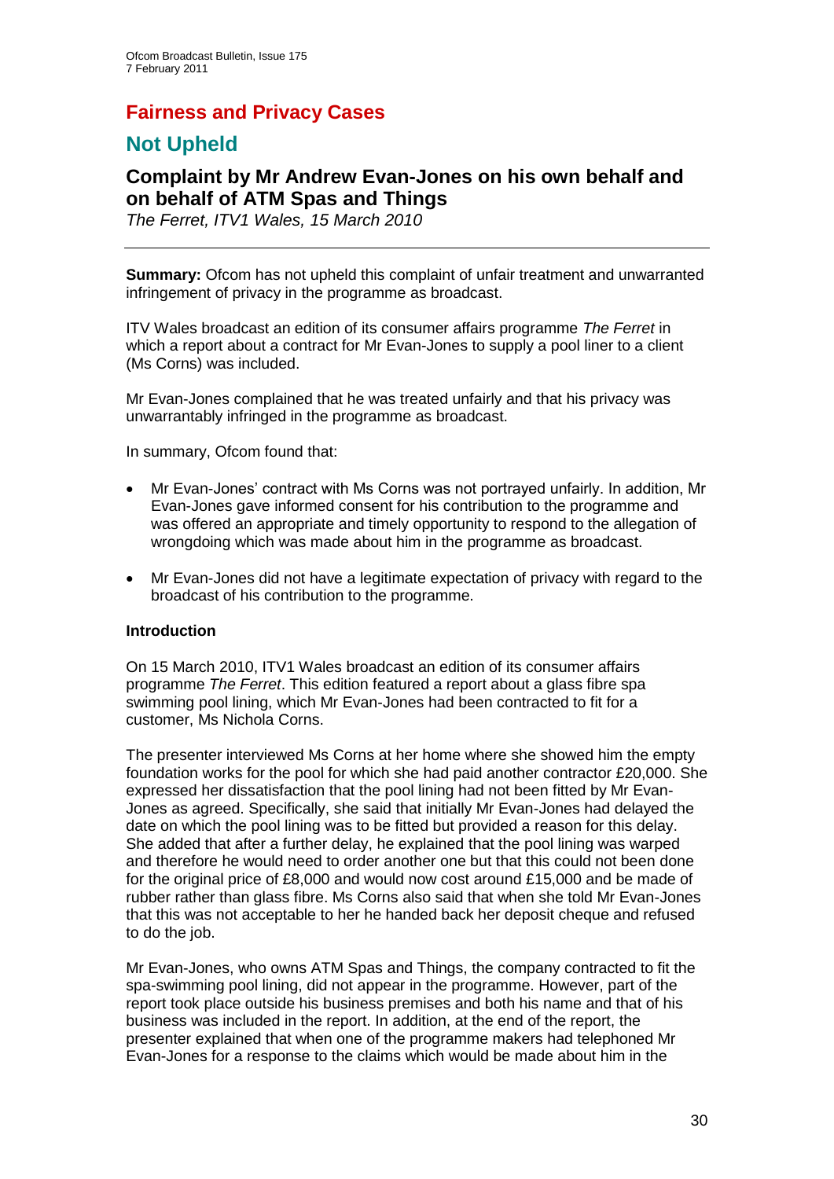# Fairness and Privacy Cases

## Not Upheld

### Complaint by Mr Andrew Evan-Jones on his own behalf and on behalf of ATM Spas and Things

*The Ferret, ITV1 Wales, 15 March 2010*

---

**Summary:** Ofcom has not upheld this complaint of unfair treatment and unwarranted infringement of privacy in the programme as broadcast.

ITV Wales broadcast an edition of its consumer affairs programme *The Ferret* in which a report about a contract for Mr Evan-Jones to supply a pool liner to a client (Ms Corns) was included.

Mr Evan-Jones complained that he was treated unfairly and that his privacy was unwarrantably infringed in the programme as broadcast.

In summary, Ofcom found that:

- Mr Evan-Jones' contract with Ms Corns was not portrayed unfairly. In addition, Mr Evan-Jones gave informed consent for his contribution to the programme and was offered an appropriate and timely opportunity to respond to the allegation of wrongdoing which was made about him in the programme as broadcast.
- Mr Evan-Jones did not have a legitimate expectation of privacy with regard to the broadcast of his contribution to the programme.

**Introduction**

On 15 March 2010, ITV1 Wales broadcast an edition of its consumer affairs programme *The Ferret*. This edition featured a report about a glass fibre spa swimming pool lining, which Mr Evan-Jones had been contracted to fit for a customer, Ms Nichola Corns.

The presenter interviewed Ms Corns at her home where she showed him the empty foundation works for the pool for which she had paid another contractor £20,000. She expressed her dissatisfaction that the pool lining had not been fitted by Mr Evan-Jones as agreed. Specifically, she said that initially Mr Evan-Jones had delayed the date on which the pool lining was to be fitted but provided a reason for this delay. She added that after a further delay, he explained that the pool lining was warped and therefore he would need to order another one but that this could not been done for the original price of £8,000 and would now cost around £15,000 and be made of rubber rather than glass fibre. Ms Corns also said that when she told Mr Evan-Jones that this was not acceptable to her he handed back her deposit cheque and refused to do the job.

Mr Evan-Jones, who owns ATM Spas and Things, the company contracted to fit the spa-swimming pool lining, did not appear in the programme. However, part of the report took place outside his business premises and both his name and that of his business was included in the report. In addition, at the end of the report, the presenter explained that when one of the programme makers had telephoned Mr Evan-Jones for a response to the claims which would be made about him in the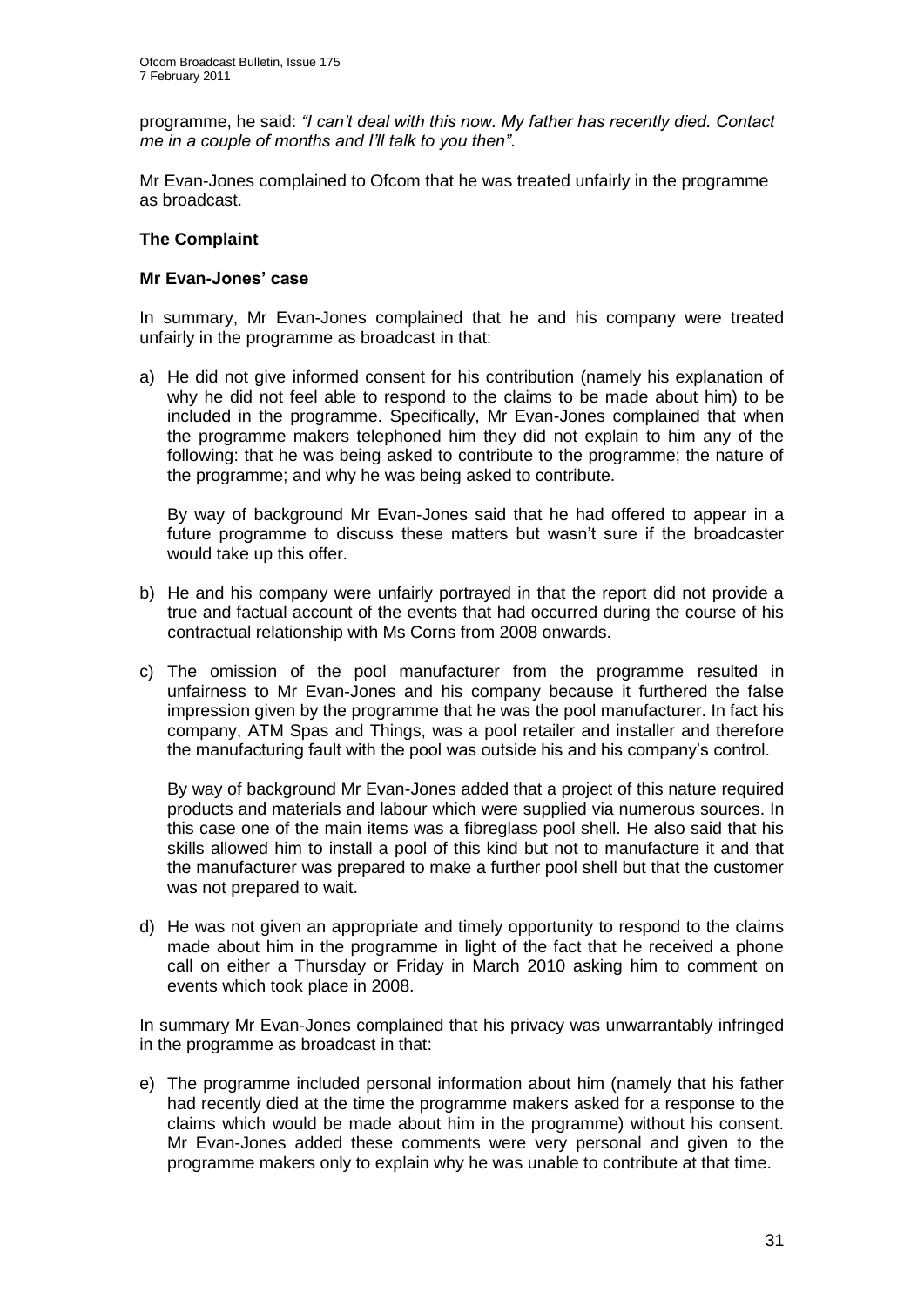programme, he said: *"I can't deal with this now. My father has recently died. Contact me in a couple of months and I'll talk to you then"*.

Mr Evan-Jones complained to Ofcom that he was treated unfairly in the programme as broadcast.

## The Complaint

### Mr Evan-Jones' case

In summary, Mr Evan-Jones complained that he and his company were treated unfairly in the programme as broadcast in that:

a) He did not give informed consent for his contribution (namely his explanation of why he did not feel able to respond to the claims to be made about him) to be included in the programme. Specifically, Mr Evan-Jones complained that when the programme makers telephoned him they did not explain to him any of the following: that he was being asked to contribute to the programme; the nature of the programme; and why he was being asked to contribute.

   By way of background Mr Evan-Jones said that he had offered to appear in a future programme to discuss these matters but wasn't sure if the broadcaster would take up this offer.

b) He and his company were unfairly portrayed in that the report did not provide a true and factual account of the events that had occurred during the course of his contractual relationship with Ms Corns from 2008 onwards.

c) The omission of the pool manufacturer from the programme resulted in unfairness to Mr Evan-Jones and his company because it furthered the false impression given by the programme that he was the pool manufacturer. In fact his company, ATM Spas and Things, was a pool retailer and installer and therefore the manufacturing fault with the pool was outside his and his company's control.

   By way of background Mr Evan-Jones added that a project of this nature required products and materials and labour which were supplied via numerous sources. In this case one of the main items was a fibreglass pool shell. He also said that his skills allowed him to install a pool of this kind but not to manufacture it and that the manufacturer was prepared to make a further pool shell but that the customer was not prepared to wait.

d) He was not given an appropriate and timely opportunity to respond to the claims made about him in the programme in light of the fact that he received a phone call on either a Thursday or Friday in March 2010 asking him to comment on events which took place in 2008.

In summary Mr Evan-Jones complained that his privacy was unwarrantably infringed in the programme as broadcast in that:

e) The programme included personal information about him (namely that his father had recently died at the time the programme makers asked for a response to the claims which would be made about him in the programme) without his consent. Mr Evan-Jones added these comments were very personal and given to the programme makers only to explain why he was unable to contribute at that time.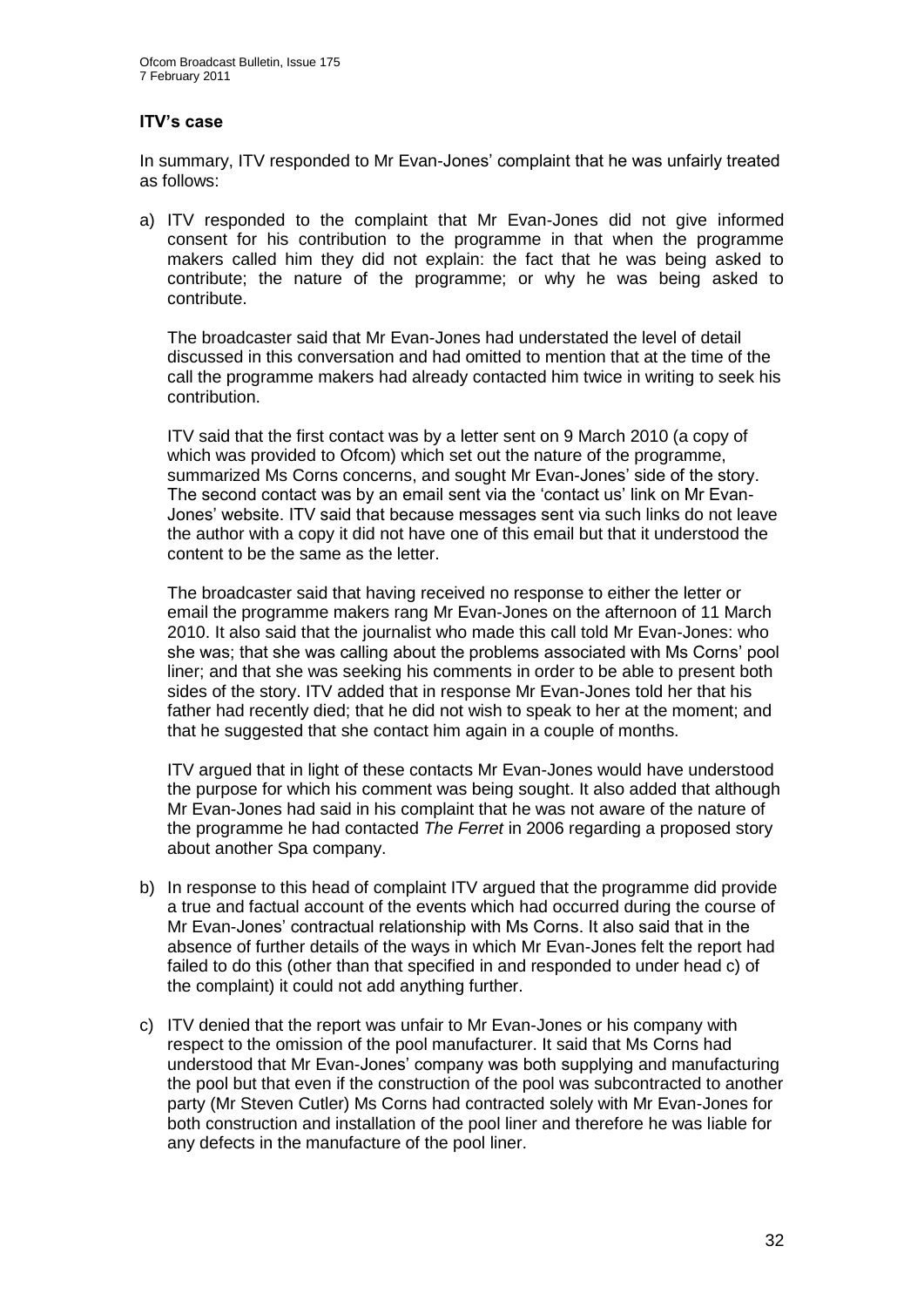### ITV's case

In summary, ITV responded to Mr Evan-Jones' complaint that he was unfairly treated as follows:

a) ITV responded to the complaint that Mr Evan-Jones did not give informed consent for his contribution to the programme in that when the programme makers called him they did not explain: the fact that he was being asked to contribute; the nature of the programme; or why he was being asked to contribute.

   The broadcaster said that Mr Evan-Jones had understated the level of detail discussed in this conversation and had omitted to mention that at the time of the call the programme makers had already contacted him twice in writing to seek his contribution.

   ITV said that the first contact was by a letter sent on 9 March 2010 (a copy of which was provided to Ofcom) which set out the nature of the programme, summarized Ms Corns concerns, and sought Mr Evan-Jones' side of the story. The second contact was by an email sent via the 'contact us' link on Mr Evan-Jones' website. ITV said that because messages sent via such links do not leave the author with a copy it did not have one of this email but that it understood the content to be the same as the letter.

   The broadcaster said that having received no response to either the letter or email the programme makers rang Mr Evan-Jones on the afternoon of 11 March 2010. It also said that the journalist who made this call told Mr Evan-Jones: who she was; that she was calling about the problems associated with Ms Corns' pool liner; and that she was seeking his comments in order to be able to present both sides of the story. ITV added that in response Mr Evan-Jones told her that his father had recently died; that he did not wish to speak to her at the moment; and that he suggested that she contact him again in a couple of months.

   ITV argued that in light of these contacts Mr Evan-Jones would have understood the purpose for which his comment was being sought. It also added that although Mr Evan-Jones had said in his complaint that he was not aware of the nature of the programme he had contacted *The Ferret* in 2006 regarding a proposed story about another Spa company.

b) In response to this head of complaint ITV argued that the programme did provide a true and factual account of the events which had occurred during the course of Mr Evan-Jones' contractual relationship with Ms Corns. It also said that in the absence of further details of the ways in which Mr Evan-Jones felt the report had failed to do this (other than that specified in and responded to under head c) of the complaint) it could not add anything further.

c) ITV denied that the report was unfair to Mr Evan-Jones or his company with respect to the omission of the pool manufacturer. It said that Ms Corns had understood that Mr Evan-Jones' company was both supplying and manufacturing the pool but that even if the construction of the pool was subcontracted to another party (Mr Steven Cutler) Ms Corns had contracted solely with Mr Evan-Jones for both construction and installation of the pool liner and therefore he was liable for any defects in the manufacture of the pool liner.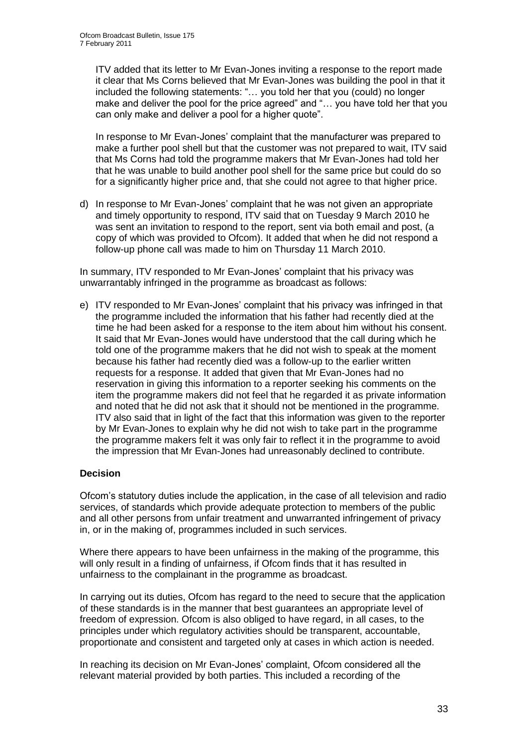ITV added that its letter to Mr Evan-Jones inviting a response to the report made it clear that Ms Corns believed that Mr Evan-Jones was building the pool in that it included the following statements: "… you told her that you (could) no longer make and deliver the pool for the price agreed" and "… you have told her that you can only make and deliver a pool for a higher quote".

In response to Mr Evan-Jones' complaint that the manufacturer was prepared to make a further pool shell but that the customer was not prepared to wait, ITV said that Ms Corns had told the programme makers that Mr Evan-Jones had told her that he was unable to build another pool shell for the same price but could do so for a significantly higher price and, that she could not agree to that higher price.

d) In response to Mr Evan-Jones' complaint that he was not given an appropriate and timely opportunity to respond, ITV said that on Tuesday 9 March 2010 he was sent an invitation to respond to the report, sent via both email and post, (a copy of which was provided to Ofcom). It added that when he did not respond a follow-up phone call was made to him on Thursday 11 March 2010.

In summary, ITV responded to Mr Evan-Jones' complaint that his privacy was unwarrantably infringed in the programme as broadcast as follows:

e) ITV responded to Mr Evan-Jones' complaint that his privacy was infringed in that the programme included the information that his father had recently died at the time he had been asked for a response to the item about him without his consent. It said that Mr Evan-Jones would have understood that the call during which he told one of the programme makers that he did not wish to speak at the moment because his father had recently died was a follow-up to the earlier written requests for a response. It added that given that Mr Evan-Jones had no reservation in giving this information to a reporter seeking his comments on the item the programme makers did not feel that he regarded it as private information and noted that he did not ask that it should not be mentioned in the programme. ITV also said that in light of the fact that this information was given to the reporter by Mr Evan-Jones to explain why he did not wish to take part in the programme the programme makers felt it was only fair to reflect it in the programme to avoid the impression that Mr Evan-Jones had unreasonably declined to contribute.

**Decision**

Ofcom's statutory duties include the application, in the case of all television and radio services, of standards which provide adequate protection to members of the public and all other persons from unfair treatment and unwarranted infringement of privacy in, or in the making of, programmes included in such services.

Where there appears to have been unfairness in the making of the programme, this will only result in a finding of unfairness, if Ofcom finds that it has resulted in unfairness to the complainant in the programme as broadcast.

In carrying out its duties, Ofcom has regard to the need to secure that the application of these standards is in the manner that best guarantees an appropriate level of freedom of expression. Ofcom is also obliged to have regard, in all cases, to the principles under which regulatory activities should be transparent, accountable, proportionate and consistent and targeted only at cases in which action is needed.

In reaching its decision on Mr Evan-Jones' complaint, Ofcom considered all the relevant material provided by both parties. This included a recording of the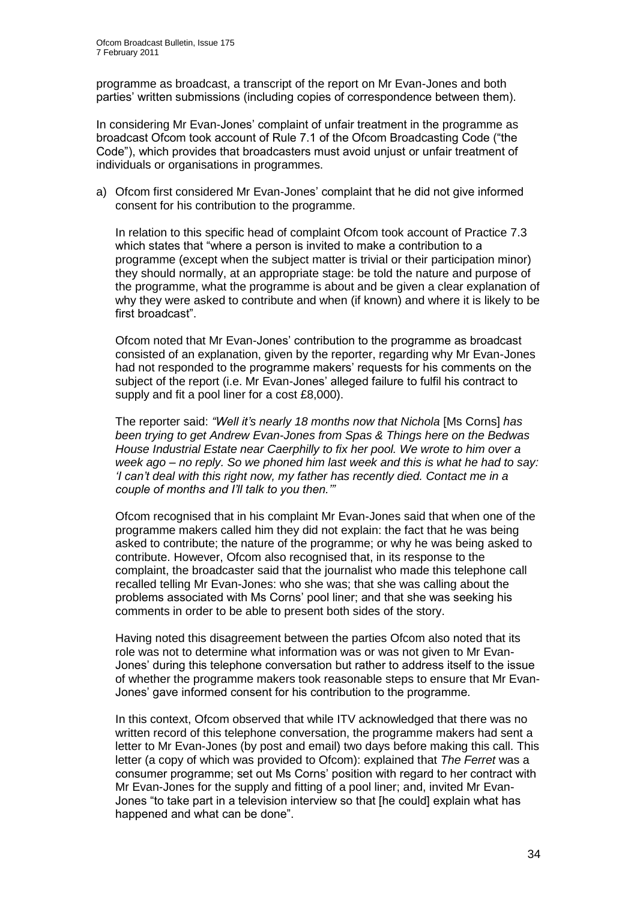programme as broadcast, a transcript of the report on Mr Evan-Jones and both parties' written submissions (including copies of correspondence between them).

In considering Mr Evan-Jones' complaint of unfair treatment in the programme as broadcast Ofcom took account of Rule 7.1 of the Ofcom Broadcasting Code ("the Code"), which provides that broadcasters must avoid unjust or unfair treatment of individuals or organisations in programmes.

a) Ofcom first considered Mr Evan-Jones' complaint that he did not give informed consent for his contribution to the programme.

   In relation to this specific head of complaint Ofcom took account of Practice 7.3 which states that "where a person is invited to make a contribution to a programme (except when the subject matter is trivial or their participation minor) they should normally, at an appropriate stage: be told the nature and purpose of the programme, what the programme is about and be given a clear explanation of why they were asked to contribute and when (if known) and where it is likely to be first broadcast".

   Ofcom noted that Mr Evan-Jones' contribution to the programme as broadcast consisted of an explanation, given by the reporter, regarding why Mr Evan-Jones had not responded to the programme makers' requests for his comments on the subject of the report (i.e. Mr Evan-Jones' alleged failure to fulfil his contract to supply and fit a pool liner for a cost £8,000).

   The reporter said: *"Well it's nearly 18 months now that Nichola* [Ms Corns] *has been trying to get Andrew Evan-Jones from Spas & Things here on the Bedwas House Industrial Estate near Caerphilly to fix her pool. We wrote to him over a week ago – no reply. So we phoned him last week and this is what he had to say: 'I can't deal with this right now, my father has recently died. Contact me in a couple of months and I'll talk to you then.'"*

   Ofcom recognised that in his complaint Mr Evan-Jones said that when one of the programme makers called him they did not explain: the fact that he was being asked to contribute; the nature of the programme; or why he was being asked to contribute. However, Ofcom also recognised that, in its response to the complaint, the broadcaster said that the journalist who made this telephone call recalled telling Mr Evan-Jones: who she was; that she was calling about the problems associated with Ms Corns' pool liner; and that she was seeking his comments in order to be able to present both sides of the story.

   Having noted this disagreement between the parties Ofcom also noted that its role was not to determine what information was or was not given to Mr Evan-Jones' during this telephone conversation but rather to address itself to the issue of whether the programme makers took reasonable steps to ensure that Mr Evan-Jones' gave informed consent for his contribution to the programme.

   In this context, Ofcom observed that while ITV acknowledged that there was no written record of this telephone conversation, the programme makers had sent a letter to Mr Evan-Jones (by post and email) two days before making this call. This letter (a copy of which was provided to Ofcom): explained that *The Ferret* was a consumer programme; set out Ms Corns' position with regard to her contract with Mr Evan-Jones for the supply and fitting of a pool liner; and, invited Mr Evan-Jones "to take part in a television interview so that [he could] explain what has happened and what can be done".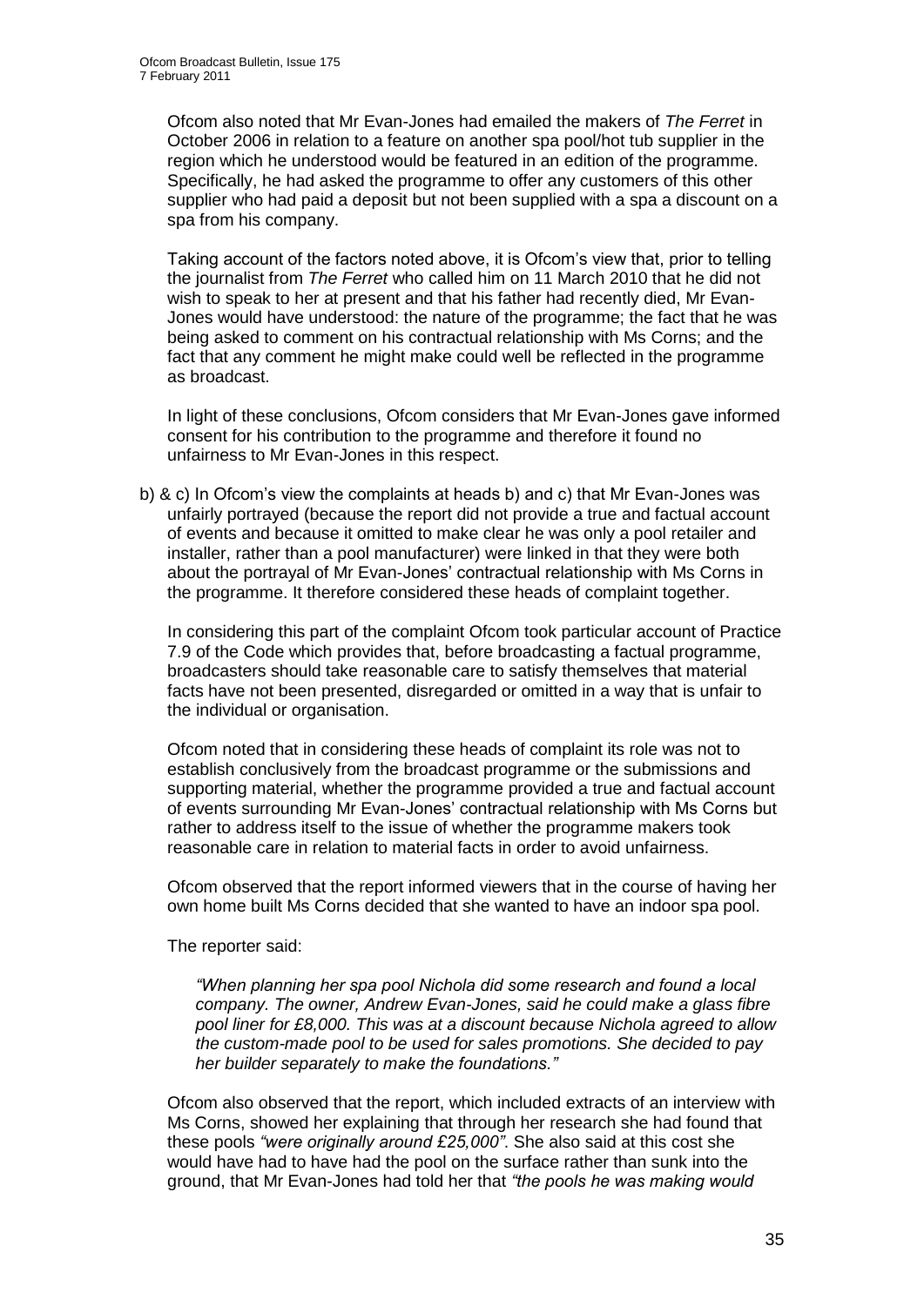Ofcom also noted that Mr Evan-Jones had emailed the makers of *The Ferret* in October 2006 in relation to a feature on another spa pool/hot tub supplier in the region which he understood would be featured in an edition of the programme. Specifically, he had asked the programme to offer any customers of this other supplier who had paid a deposit but not been supplied with a spa a discount on a spa from his company.

Taking account of the factors noted above, it is Ofcom's view that, prior to telling the journalist from *The Ferret* who called him on 11 March 2010 that he did not wish to speak to her at present and that his father had recently died, Mr Evan-Jones would have understood: the nature of the programme; the fact that he was being asked to comment on his contractual relationship with Ms Corns; and the fact that any comment he might make could well be reflected in the programme as broadcast.

In light of these conclusions, Ofcom considers that Mr Evan-Jones gave informed consent for his contribution to the programme and therefore it found no unfairness to Mr Evan-Jones in this respect.

b) & c) In Ofcom's view the complaints at heads b) and c) that Mr Evan-Jones was unfairly portrayed (because the report did not provide a true and factual account of events and because it omitted to make clear he was only a pool retailer and installer, rather than a pool manufacturer) were linked in that they were both about the portrayal of Mr Evan-Jones' contractual relationship with Ms Corns in the programme. It therefore considered these heads of complaint together.

In considering this part of the complaint Ofcom took particular account of Practice 7.9 of the Code which provides that, before broadcasting a factual programme, broadcasters should take reasonable care to satisfy themselves that material facts have not been presented, disregarded or omitted in a way that is unfair to the individual or organisation.

Ofcom noted that in considering these heads of complaint its role was not to establish conclusively from the broadcast programme or the submissions and supporting material, whether the programme provided a true and factual account of events surrounding Mr Evan-Jones' contractual relationship with Ms Corns but rather to address itself to the issue of whether the programme makers took reasonable care in relation to material facts in order to avoid unfairness.

Ofcom observed that the report informed viewers that in the course of having her own home built Ms Corns decided that she wanted to have an indoor spa pool.

The reporter said:

> *"When planning her spa pool Nichola did some research and found a local company. The owner, Andrew Evan-Jones, said he could make a glass fibre pool liner for £8,000. This was at a discount because Nichola agreed to allow the custom-made pool to be used for sales promotions. She decided to pay her builder separately to make the foundations."*

Ofcom also observed that the report, which included extracts of an interview with Ms Corns, showed her explaining that through her research she had found that these pools *"were originally around £25,000"*. She also said at this cost she would have had to have had the pool on the surface rather than sunk into the ground, that Mr Evan-Jones had told her that *"the pools he was making would*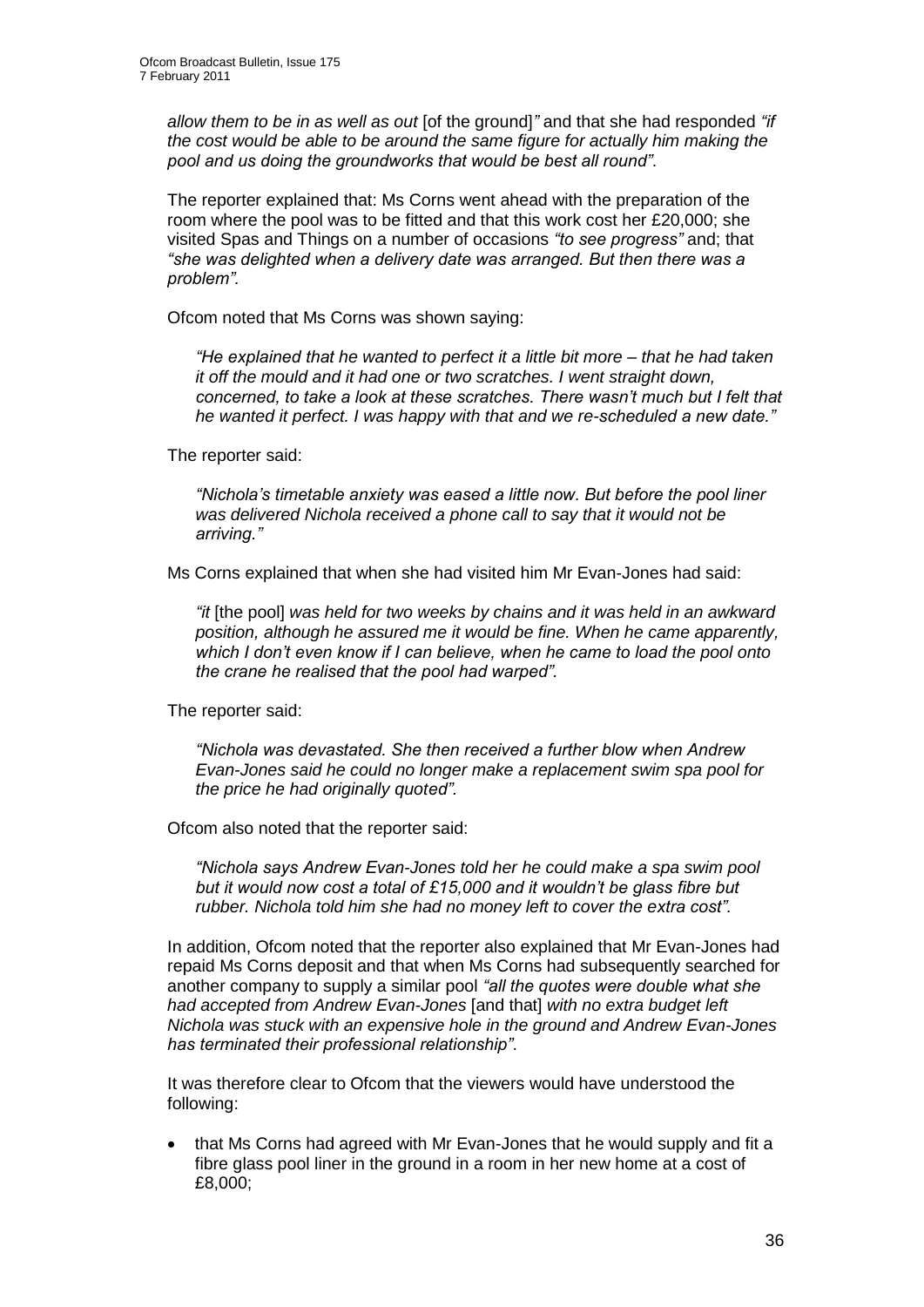*allow them to be in as well as out* [of the ground]*"* and that she had responded *"if the cost would be able to be around the same figure for actually him making the pool and us doing the groundworks that would be best all round"*.

The reporter explained that: Ms Corns went ahead with the preparation of the room where the pool was to be fitted and that this work cost her £20,000; she visited Spas and Things on a number of occasions *"to see progress"* and; that *"she was delighted when a delivery date was arranged. But then there was a problem"*.

Ofcom noted that Ms Corns was shown saying:

> *"He explained that he wanted to perfect it a little bit more – that he had taken it off the mould and it had one or two scratches. I went straight down, concerned, to take a look at these scratches. There wasn't much but I felt that he wanted it perfect. I was happy with that and we re-scheduled a new date."*

The reporter said:

> *"Nichola's timetable anxiety was eased a little now. But before the pool liner was delivered Nichola received a phone call to say that it would not be arriving."*

Ms Corns explained that when she had visited him Mr Evan-Jones had said:

> *"it* [the pool] *was held for two weeks by chains and it was held in an awkward position, although he assured me it would be fine. When he came apparently, which I don't even know if I can believe, when he came to load the pool onto the crane he realised that the pool had warped".*

The reporter said:

> *"Nichola was devastated. She then received a further blow when Andrew Evan-Jones said he could no longer make a replacement swim spa pool for the price he had originally quoted".*

Ofcom also noted that the reporter said:

> *"Nichola says Andrew Evan-Jones told her he could make a spa swim pool but it would now cost a total of £15,000 and it wouldn't be glass fibre but rubber. Nichola told him she had no money left to cover the extra cost".*

In addition, Ofcom noted that the reporter also explained that Mr Evan-Jones had repaid Ms Corns deposit and that when Ms Corns had subsequently searched for another company to supply a similar pool *"all the quotes were double what she had accepted from Andrew Evan-Jones* [and that] *with no extra budget left Nichola was stuck with an expensive hole in the ground and Andrew Evan-Jones has terminated their professional relationship"*.

It was therefore clear to Ofcom that the viewers would have understood the following:

- that Ms Corns had agreed with Mr Evan-Jones that he would supply and fit a fibre glass pool liner in the ground in a room in her new home at a cost of £8,000;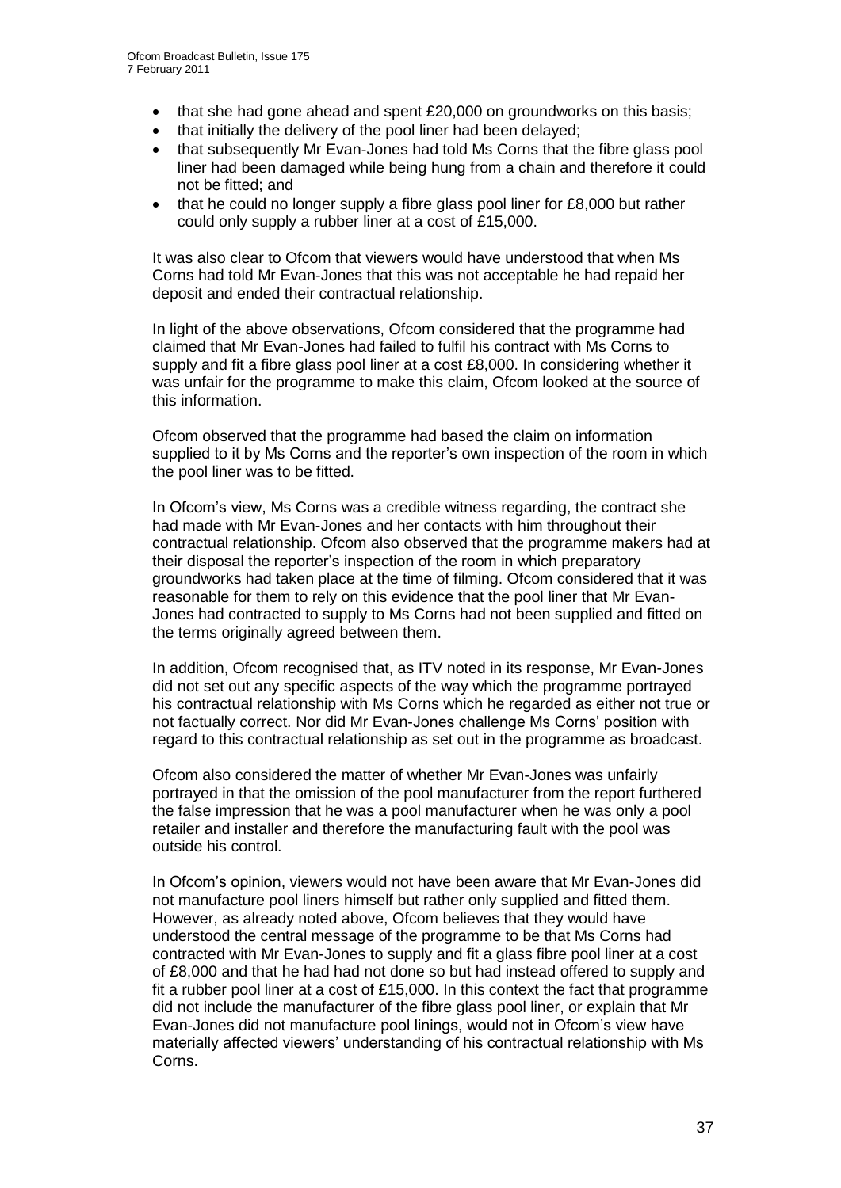- that she had gone ahead and spent £20,000 on groundworks on this basis;
- that initially the delivery of the pool liner had been delayed;
- that subsequently Mr Evan-Jones had told Ms Corns that the fibre glass pool liner had been damaged while being hung from a chain and therefore it could not be fitted; and
- that he could no longer supply a fibre glass pool liner for £8,000 but rather could only supply a rubber liner at a cost of £15,000.

It was also clear to Ofcom that viewers would have understood that when Ms Corns had told Mr Evan-Jones that this was not acceptable he had repaid her deposit and ended their contractual relationship.

In light of the above observations, Ofcom considered that the programme had claimed that Mr Evan-Jones had failed to fulfil his contract with Ms Corns to supply and fit a fibre glass pool liner at a cost £8,000. In considering whether it was unfair for the programme to make this claim, Ofcom looked at the source of this information.

Ofcom observed that the programme had based the claim on information supplied to it by Ms Corns and the reporter's own inspection of the room in which the pool liner was to be fitted.

In Ofcom's view, Ms Corns was a credible witness regarding, the contract she had made with Mr Evan-Jones and her contacts with him throughout their contractual relationship. Ofcom also observed that the programme makers had at their disposal the reporter's inspection of the room in which preparatory groundworks had taken place at the time of filming. Ofcom considered that it was reasonable for them to rely on this evidence that the pool liner that Mr Evan-Jones had contracted to supply to Ms Corns had not been supplied and fitted on the terms originally agreed between them.

In addition, Ofcom recognised that, as ITV noted in its response, Mr Evan-Jones did not set out any specific aspects of the way which the programme portrayed his contractual relationship with Ms Corns which he regarded as either not true or not factually correct. Nor did Mr Evan-Jones challenge Ms Corns' position with regard to this contractual relationship as set out in the programme as broadcast.

Ofcom also considered the matter of whether Mr Evan-Jones was unfairly portrayed in that the omission of the pool manufacturer from the report furthered the false impression that he was a pool manufacturer when he was only a pool retailer and installer and therefore the manufacturing fault with the pool was outside his control.

In Ofcom's opinion, viewers would not have been aware that Mr Evan-Jones did not manufacture pool liners himself but rather only supplied and fitted them. However, as already noted above, Ofcom believes that they would have understood the central message of the programme to be that Ms Corns had contracted with Mr Evan-Jones to supply and fit a glass fibre pool liner at a cost of £8,000 and that he had had not done so but had instead offered to supply and fit a rubber pool liner at a cost of £15,000. In this context the fact that programme did not include the manufacturer of the fibre glass pool liner, or explain that Mr Evan-Jones did not manufacture pool linings, would not in Ofcom's view have materially affected viewers' understanding of his contractual relationship with Ms Corns.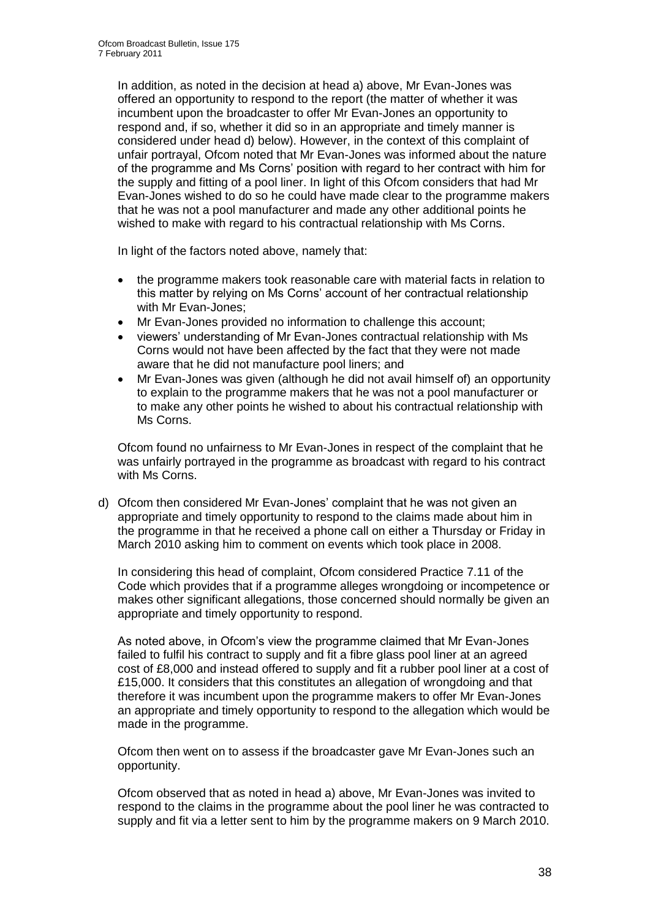In addition, as noted in the decision at head a) above, Mr Evan-Jones was offered an opportunity to respond to the report (the matter of whether it was incumbent upon the broadcaster to offer Mr Evan-Jones an opportunity to respond and, if so, whether it did so in an appropriate and timely manner is considered under head d) below). However, in the context of this complaint of unfair portrayal, Ofcom noted that Mr Evan-Jones was informed about the nature of the programme and Ms Corns' position with regard to her contract with him for the supply and fitting of a pool liner. In light of this Ofcom considers that had Mr Evan-Jones wished to do so he could have made clear to the programme makers that he was not a pool manufacturer and made any other additional points he wished to make with regard to his contractual relationship with Ms Corns.

In light of the factors noted above, namely that:

- the programme makers took reasonable care with material facts in relation to this matter by relying on Ms Corns' account of her contractual relationship with Mr Evan-Jones;
- Mr Evan-Jones provided no information to challenge this account;
- viewers' understanding of Mr Evan-Jones contractual relationship with Ms Corns would not have been affected by the fact that they were not made aware that he did not manufacture pool liners; and
- Mr Evan-Jones was given (although he did not avail himself of) an opportunity to explain to the programme makers that he was not a pool manufacturer or to make any other points he wished to about his contractual relationship with Ms Corns.

Ofcom found no unfairness to Mr Evan-Jones in respect of the complaint that he was unfairly portrayed in the programme as broadcast with regard to his contract with Ms Corns.

d) Ofcom then considered Mr Evan-Jones' complaint that he was not given an appropriate and timely opportunity to respond to the claims made about him in the programme in that he received a phone call on either a Thursday or Friday in March 2010 asking him to comment on events which took place in 2008.

In considering this head of complaint, Ofcom considered Practice 7.11 of the Code which provides that if a programme alleges wrongdoing or incompetence or makes other significant allegations, those concerned should normally be given an appropriate and timely opportunity to respond.

As noted above, in Ofcom's view the programme claimed that Mr Evan-Jones failed to fulfil his contract to supply and fit a fibre glass pool liner at an agreed cost of £8,000 and instead offered to supply and fit a rubber pool liner at a cost of £15,000. It considers that this constitutes an allegation of wrongdoing and that therefore it was incumbent upon the programme makers to offer Mr Evan-Jones an appropriate and timely opportunity to respond to the allegation which would be made in the programme.

Ofcom then went on to assess if the broadcaster gave Mr Evan-Jones such an opportunity.

Ofcom observed that as noted in head a) above, Mr Evan-Jones was invited to respond to the claims in the programme about the pool liner he was contracted to supply and fit via a letter sent to him by the programme makers on 9 March 2010.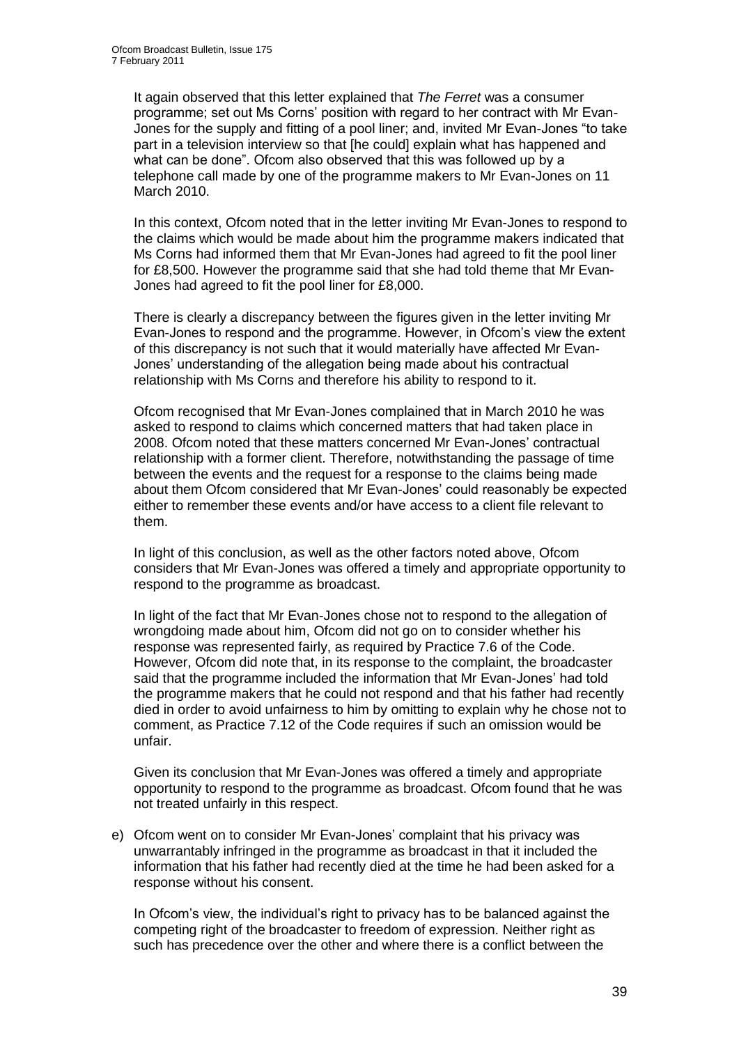It again observed that this letter explained that *The Ferret* was a consumer programme; set out Ms Corns' position with regard to her contract with Mr Evan-Jones for the supply and fitting of a pool liner; and, invited Mr Evan-Jones "to take part in a television interview so that [he could] explain what has happened and what can be done". Ofcom also observed that this was followed up by a telephone call made by one of the programme makers to Mr Evan-Jones on 11 March 2010.

In this context, Ofcom noted that in the letter inviting Mr Evan-Jones to respond to the claims which would be made about him the programme makers indicated that Ms Corns had informed them that Mr Evan-Jones had agreed to fit the pool liner for £8,500. However the programme said that she had told theme that Mr Evan-Jones had agreed to fit the pool liner for £8,000.

There is clearly a discrepancy between the figures given in the letter inviting Mr Evan-Jones to respond and the programme. However, in Ofcom's view the extent of this discrepancy is not such that it would materially have affected Mr Evan-Jones' understanding of the allegation being made about his contractual relationship with Ms Corns and therefore his ability to respond to it.

Ofcom recognised that Mr Evan-Jones complained that in March 2010 he was asked to respond to claims which concerned matters that had taken place in 2008. Ofcom noted that these matters concerned Mr Evan-Jones' contractual relationship with a former client. Therefore, notwithstanding the passage of time between the events and the request for a response to the claims being made about them Ofcom considered that Mr Evan-Jones' could reasonably be expected either to remember these events and/or have access to a client file relevant to them.

In light of this conclusion, as well as the other factors noted above, Ofcom considers that Mr Evan-Jones was offered a timely and appropriate opportunity to respond to the programme as broadcast.

In light of the fact that Mr Evan-Jones chose not to respond to the allegation of wrongdoing made about him, Ofcom did not go on to consider whether his response was represented fairly, as required by Practice 7.6 of the Code. However, Ofcom did note that, in its response to the complaint, the broadcaster said that the programme included the information that Mr Evan-Jones' had told the programme makers that he could not respond and that his father had recently died in order to avoid unfairness to him by omitting to explain why he chose not to comment, as Practice 7.12 of the Code requires if such an omission would be unfair.

Given its conclusion that Mr Evan-Jones was offered a timely and appropriate opportunity to respond to the programme as broadcast. Ofcom found that he was not treated unfairly in this respect.

e) Ofcom went on to consider Mr Evan-Jones' complaint that his privacy was unwarrantably infringed in the programme as broadcast in that it included the information that his father had recently died at the time he had been asked for a response without his consent.

   In Ofcom's view, the individual's right to privacy has to be balanced against the competing right of the broadcaster to freedom of expression. Neither right as such has precedence over the other and where there is a conflict between the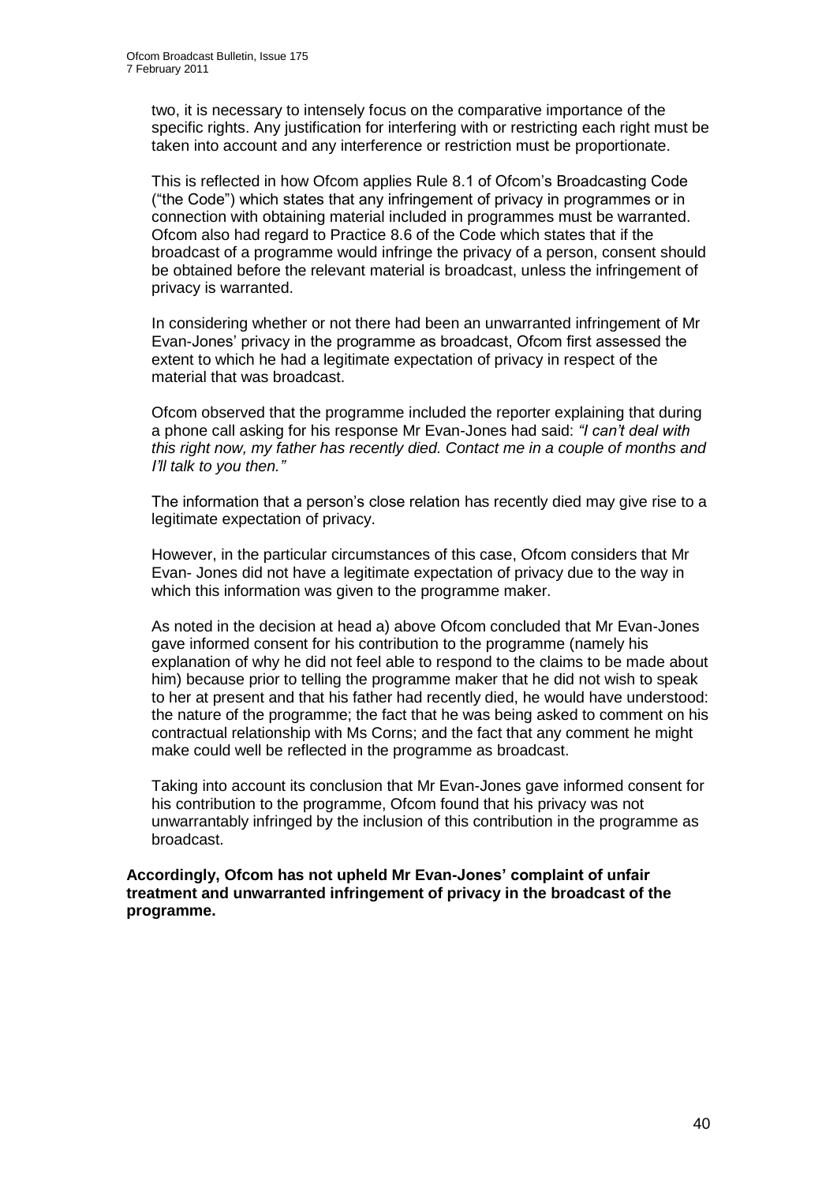two, it is necessary to intensely focus on the comparative importance of the specific rights. Any justification for interfering with or restricting each right must be taken into account and any interference or restriction must be proportionate.

This is reflected in how Ofcom applies Rule 8.1 of Ofcom's Broadcasting Code ("the Code") which states that any infringement of privacy in programmes or in connection with obtaining material included in programmes must be warranted. Ofcom also had regard to Practice 8.6 of the Code which states that if the broadcast of a programme would infringe the privacy of a person, consent should be obtained before the relevant material is broadcast, unless the infringement of privacy is warranted.

In considering whether or not there had been an unwarranted infringement of Mr Evan-Jones' privacy in the programme as broadcast, Ofcom first assessed the extent to which he had a legitimate expectation of privacy in respect of the material that was broadcast.

Ofcom observed that the programme included the reporter explaining that during a phone call asking for his response Mr Evan-Jones had said: *"I can't deal with this right now, my father has recently died. Contact me in a couple of months and I'll talk to you then."*

The information that a person's close relation has recently died may give rise to a legitimate expectation of privacy.

However, in the particular circumstances of this case, Ofcom considers that Mr Evan- Jones did not have a legitimate expectation of privacy due to the way in which this information was given to the programme maker.

As noted in the decision at head a) above Ofcom concluded that Mr Evan-Jones gave informed consent for his contribution to the programme (namely his explanation of why he did not feel able to respond to the claims to be made about him) because prior to telling the programme maker that he did not wish to speak to her at present and that his father had recently died, he would have understood: the nature of the programme; the fact that he was being asked to comment on his contractual relationship with Ms Corns; and the fact that any comment he might make could well be reflected in the programme as broadcast.

Taking into account its conclusion that Mr Evan-Jones gave informed consent for his contribution to the programme, Ofcom found that his privacy was not unwarrantably infringed by the inclusion of this contribution in the programme as broadcast.

**Accordingly, Ofcom has not upheld Mr Evan-Jones' complaint of unfair treatment and unwarranted infringement of privacy in the broadcast of the programme.**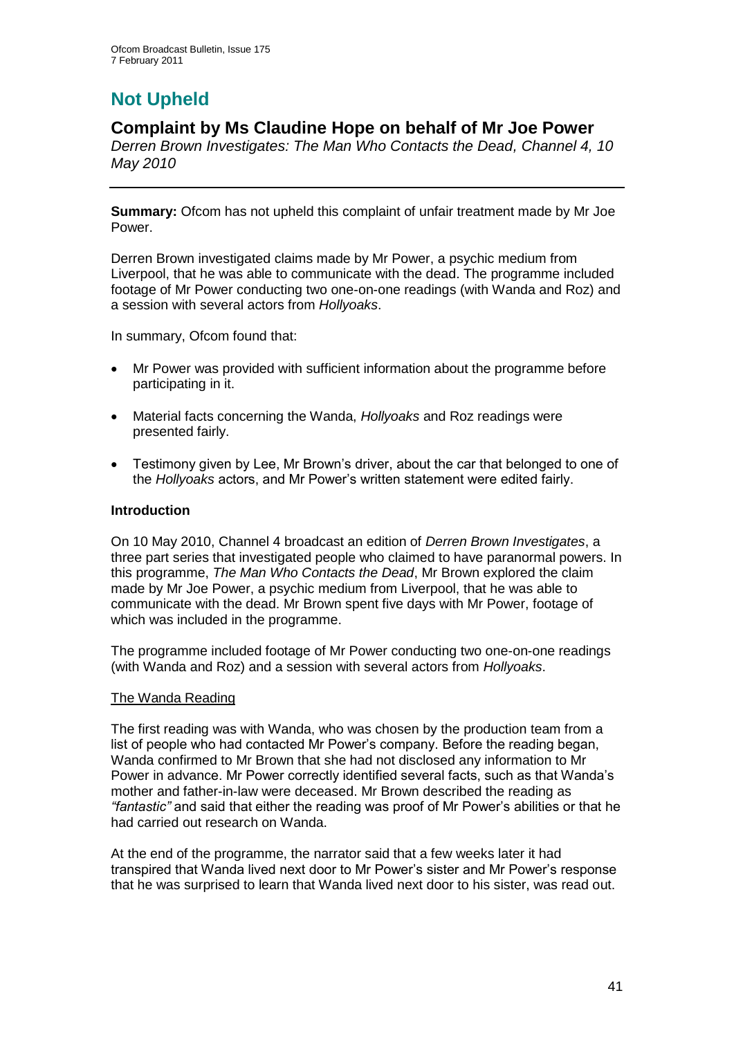# Not Upheld

## Complaint by Ms Claudine Hope on behalf of Mr Joe Power

*Derren Brown Investigates: The Man Who Contacts the Dead, Channel 4, 10 May 2010*

---

**Summary:** Ofcom has not upheld this complaint of unfair treatment made by Mr Joe Power.

Derren Brown investigated claims made by Mr Power, a psychic medium from Liverpool, that he was able to communicate with the dead. The programme included footage of Mr Power conducting two one-on-one readings (with Wanda and Roz) and a session with several actors from *Hollyoaks*.

In summary, Ofcom found that:

- Mr Power was provided with sufficient information about the programme before participating in it.
- Material facts concerning the Wanda, *Hollyoaks* and Roz readings were presented fairly.
- Testimony given by Lee, Mr Brown's driver, about the car that belonged to one of the *Hollyoaks* actors, and Mr Power's written statement were edited fairly.

**Introduction**

On 10 May 2010, Channel 4 broadcast an edition of *Derren Brown Investigates*, a three part series that investigated people who claimed to have paranormal powers. In this programme, *The Man Who Contacts the Dead*, Mr Brown explored the claim made by Mr Joe Power, a psychic medium from Liverpool, that he was able to communicate with the dead. Mr Brown spent five days with Mr Power, footage of which was included in the programme.

The programme included footage of Mr Power conducting two one-on-one readings (with Wanda and Roz) and a session with several actors from *Hollyoaks*.

The Wanda Reading

The first reading was with Wanda, who was chosen by the production team from a list of people who had contacted Mr Power's company. Before the reading began, Wanda confirmed to Mr Brown that she had not disclosed any information to Mr Power in advance. Mr Power correctly identified several facts, such as that Wanda's mother and father-in-law were deceased. Mr Brown described the reading as *"fantastic"* and said that either the reading was proof of Mr Power's abilities or that he had carried out research on Wanda.

At the end of the programme, the narrator said that a few weeks later it had transpired that Wanda lived next door to Mr Power's sister and Mr Power's response that he was surprised to learn that Wanda lived next door to his sister, was read out.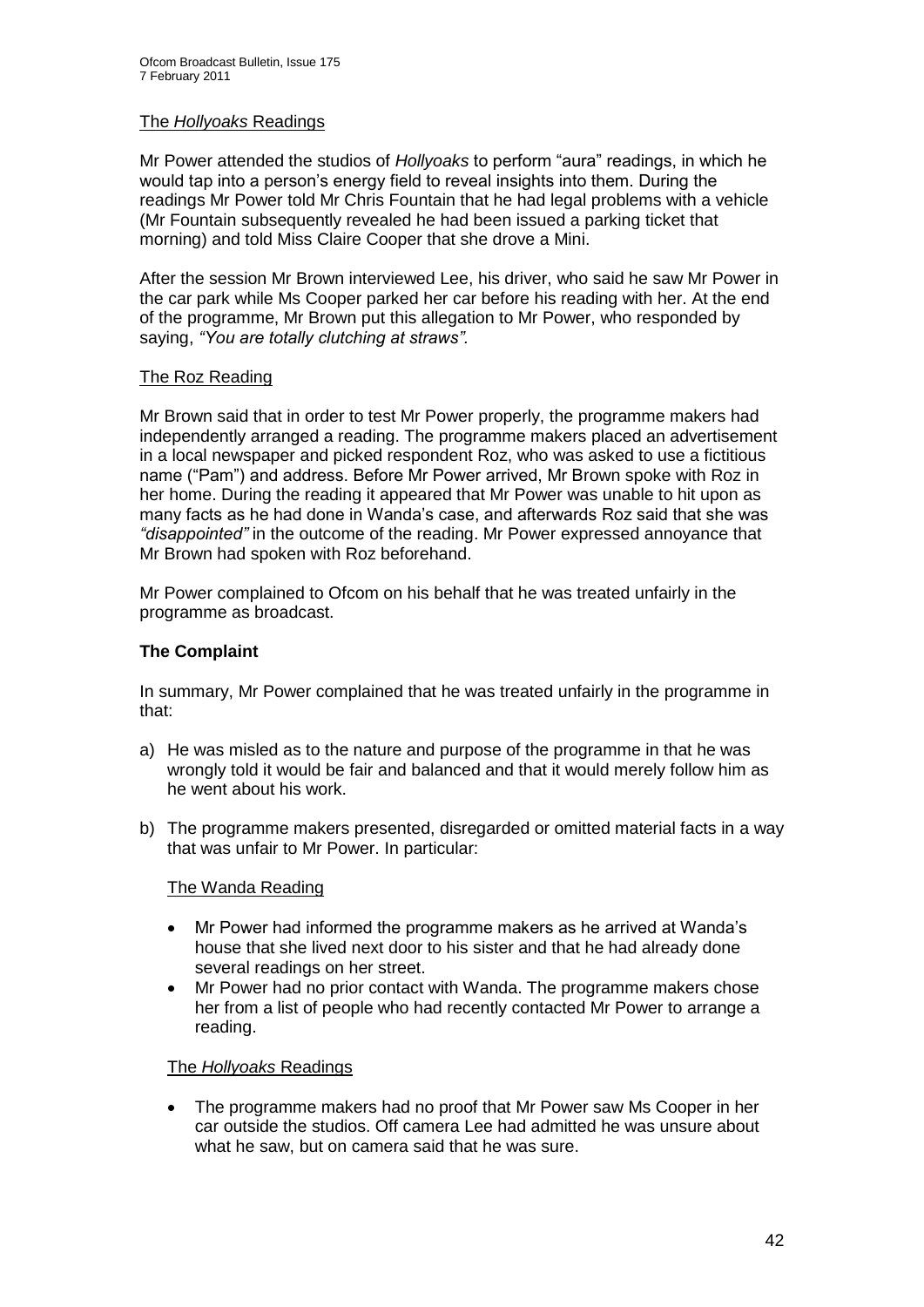The *Hollyoaks* Readings

Mr Power attended the studios of *Hollyoaks* to perform "aura" readings, in which he would tap into a person's energy field to reveal insights into them. During the readings Mr Power told Mr Chris Fountain that he had legal problems with a vehicle (Mr Fountain subsequently revealed he had been issued a parking ticket that morning) and told Miss Claire Cooper that she drove a Mini.

After the session Mr Brown interviewed Lee, his driver, who said he saw Mr Power in the car park while Ms Cooper parked her car before his reading with her. At the end of the programme, Mr Brown put this allegation to Mr Power, who responded by saying, *"You are totally clutching at straws"*.

The Roz Reading

Mr Brown said that in order to test Mr Power properly, the programme makers had independently arranged a reading. The programme makers placed an advertisement in a local newspaper and picked respondent Roz, who was asked to use a fictitious name ("Pam") and address. Before Mr Power arrived, Mr Brown spoke with Roz in her home. During the reading it appeared that Mr Power was unable to hit upon as many facts as he had done in Wanda's case, and afterwards Roz said that she was *"disappointed"* in the outcome of the reading. Mr Power expressed annoyance that Mr Brown had spoken with Roz beforehand.

Mr Power complained to Ofcom on his behalf that he was treated unfairly in the programme as broadcast.

**The Complaint**

In summary, Mr Power complained that he was treated unfairly in the programme in that:

a) He was misled as to the nature and purpose of the programme in that he was wrongly told it would be fair and balanced and that it would merely follow him as he went about his work.

b) The programme makers presented, disregarded or omitted material facts in a way that was unfair to Mr Power. In particular:

   The Wanda Reading

   - Mr Power had informed the programme makers as he arrived at Wanda's house that she lived next door to his sister and that he had already done several readings on her street.
   - Mr Power had no prior contact with Wanda. The programme makers chose her from a list of people who had recently contacted Mr Power to arrange a reading.

   The *Hollyoaks* Readings

   - The programme makers had no proof that Mr Power saw Ms Cooper in her car outside the studios. Off camera Lee had admitted he was unsure about what he saw, but on camera said that he was sure.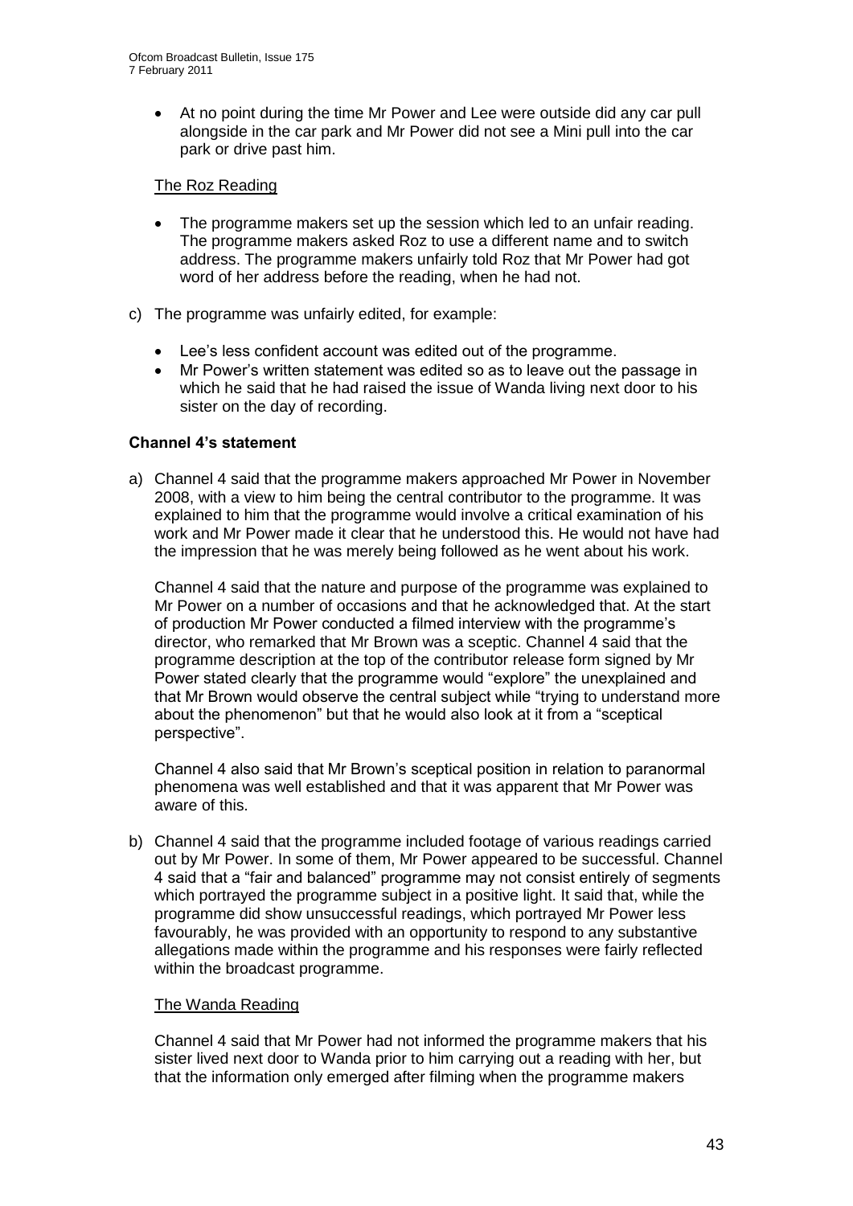- At no point during the time Mr Power and Lee were outside did any car pull alongside in the car park and Mr Power did not see a Mini pull into the car park or drive past him.

The Roz Reading

- The programme makers set up the session which led to an unfair reading. The programme makers asked Roz to use a different name and to switch address. The programme makers unfairly told Roz that Mr Power had got word of her address before the reading, when he had not.

c) The programme was unfairly edited, for example:

   - Lee's less confident account was edited out of the programme.
   - Mr Power's written statement was edited so as to leave out the passage in which he said that he had raised the issue of Wanda living next door to his sister on the day of recording.

**Channel 4's statement**

a) Channel 4 said that the programme makers approached Mr Power in November 2008, with a view to him being the central contributor to the programme. It was explained to him that the programme would involve a critical examination of his work and Mr Power made it clear that he understood this. He would not have had the impression that he was merely being followed as he went about his work.

   Channel 4 said that the nature and purpose of the programme was explained to Mr Power on a number of occasions and that he acknowledged that. At the start of production Mr Power conducted a filmed interview with the programme's director, who remarked that Mr Brown was a sceptic. Channel 4 said that the programme description at the top of the contributor release form signed by Mr Power stated clearly that the programme would "explore" the unexplained and that Mr Brown would observe the central subject while "trying to understand more about the phenomenon" but that he would also look at it from a "sceptical perspective".

   Channel 4 also said that Mr Brown's sceptical position in relation to paranormal phenomena was well established and that it was apparent that Mr Power was aware of this.

b) Channel 4 said that the programme included footage of various readings carried out by Mr Power. In some of them, Mr Power appeared to be successful. Channel 4 said that a "fair and balanced" programme may not consist entirely of segments which portrayed the programme subject in a positive light. It said that, while the programme did show unsuccessful readings, which portrayed Mr Power less favourably, he was provided with an opportunity to respond to any substantive allegations made within the programme and his responses were fairly reflected within the broadcast programme.

   The Wanda Reading

   Channel 4 said that Mr Power had not informed the programme makers that his sister lived next door to Wanda prior to him carrying out a reading with her, but that the information only emerged after filming when the programme makers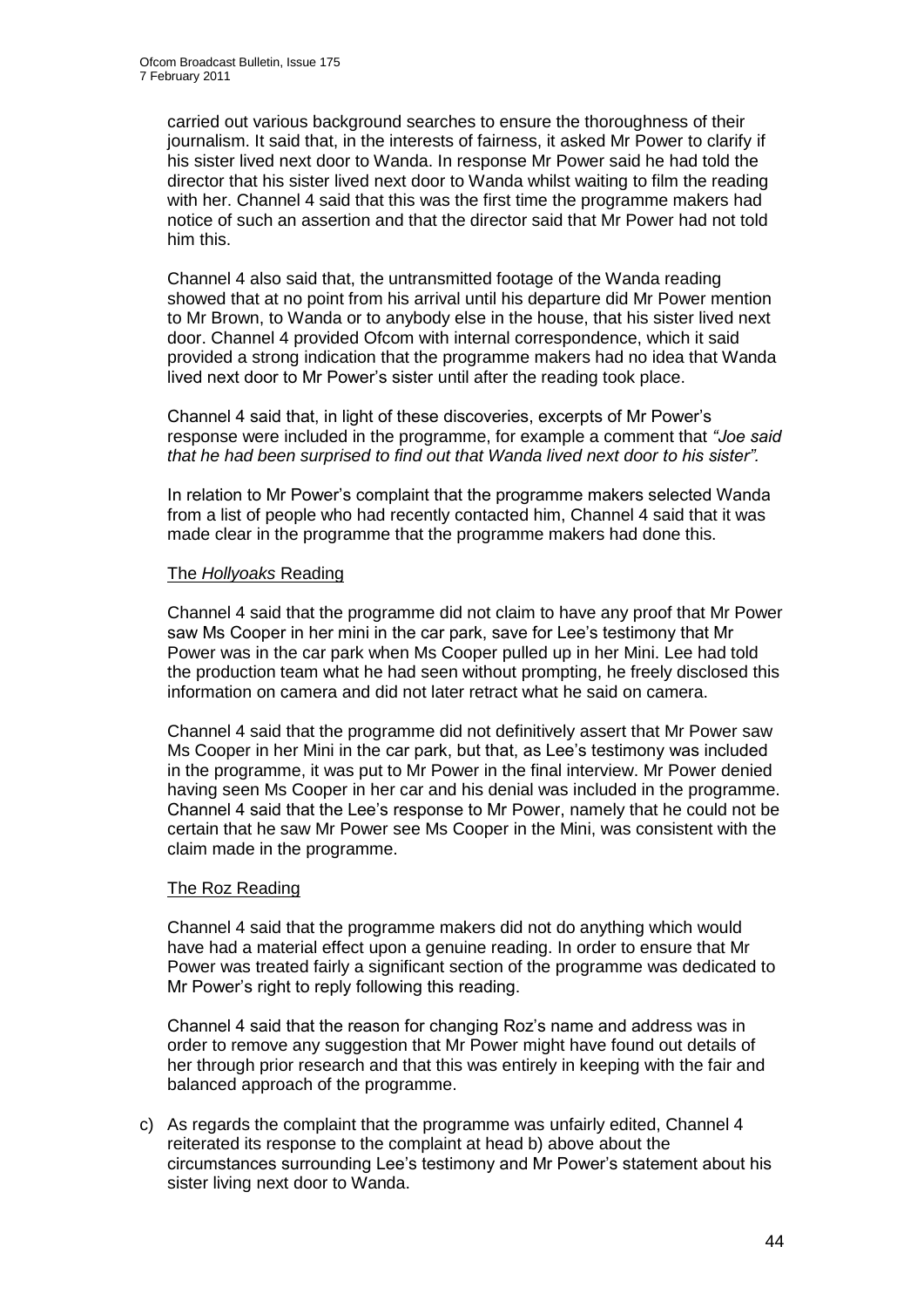carried out various background searches to ensure the thoroughness of their journalism. It said that, in the interests of fairness, it asked Mr Power to clarify if his sister lived next door to Wanda. In response Mr Power said he had told the director that his sister lived next door to Wanda whilst waiting to film the reading with her. Channel 4 said that this was the first time the programme makers had notice of such an assertion and that the director said that Mr Power had not told him this.

Channel 4 also said that, the untransmitted footage of the Wanda reading showed that at no point from his arrival until his departure did Mr Power mention to Mr Brown, to Wanda or to anybody else in the house, that his sister lived next door. Channel 4 provided Ofcom with internal correspondence, which it said provided a strong indication that the programme makers had no idea that Wanda lived next door to Mr Power's sister until after the reading took place.

Channel 4 said that, in light of these discoveries, excerpts of Mr Power's response were included in the programme, for example a comment that *"Joe said that he had been surprised to find out that Wanda lived next door to his sister".*

In relation to Mr Power's complaint that the programme makers selected Wanda from a list of people who had recently contacted him, Channel 4 said that it was made clear in the programme that the programme makers had done this.

The *Hollyoaks* Reading

Channel 4 said that the programme did not claim to have any proof that Mr Power saw Ms Cooper in her mini in the car park, save for Lee's testimony that Mr Power was in the car park when Ms Cooper pulled up in her Mini. Lee had told the production team what he had seen without prompting, he freely disclosed this information on camera and did not later retract what he said on camera.

Channel 4 said that the programme did not definitively assert that Mr Power saw Ms Cooper in her Mini in the car park, but that, as Lee's testimony was included in the programme, it was put to Mr Power in the final interview. Mr Power denied having seen Ms Cooper in her car and his denial was included in the programme. Channel 4 said that the Lee's response to Mr Power, namely that he could not be certain that he saw Mr Power see Ms Cooper in the Mini, was consistent with the claim made in the programme.

The Roz Reading

Channel 4 said that the programme makers did not do anything which would have had a material effect upon a genuine reading. In order to ensure that Mr Power was treated fairly a significant section of the programme was dedicated to Mr Power's right to reply following this reading.

Channel 4 said that the reason for changing Roz's name and address was in order to remove any suggestion that Mr Power might have found out details of her through prior research and that this was entirely in keeping with the fair and balanced approach of the programme.

c) As regards the complaint that the programme was unfairly edited, Channel 4 reiterated its response to the complaint at head b) above about the circumstances surrounding Lee's testimony and Mr Power's statement about his sister living next door to Wanda.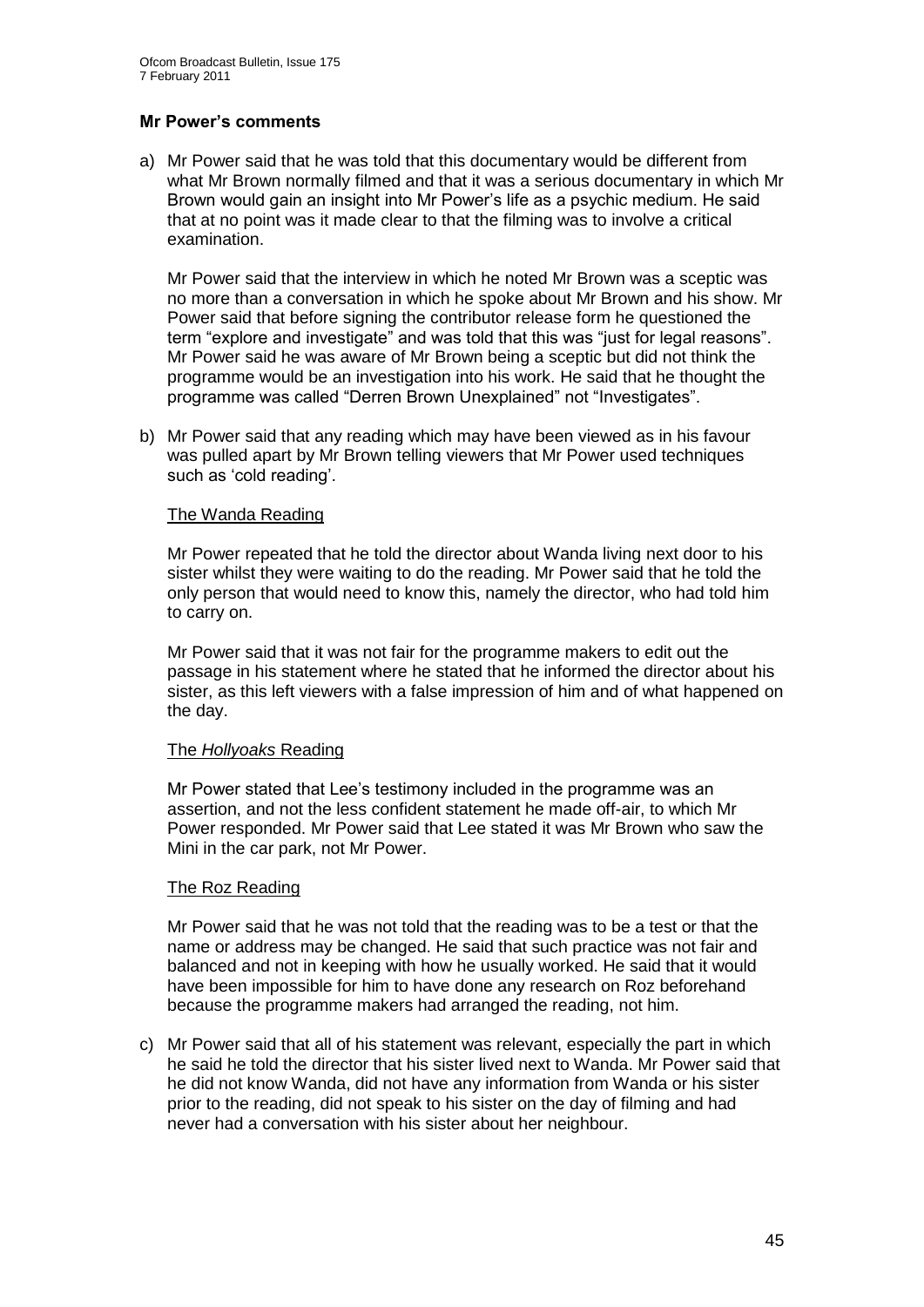**Mr Power's comments**

a) Mr Power said that he was told that this documentary would be different from what Mr Brown normally filmed and that it was a serious documentary in which Mr Brown would gain an insight into Mr Power's life as a psychic medium. He said that at no point was it made clear to that the filming was to involve a critical examination.

   Mr Power said that the interview in which he noted Mr Brown was a sceptic was no more than a conversation in which he spoke about Mr Brown and his show. Mr Power said that before signing the contributor release form he questioned the term "explore and investigate" and was told that this was "just for legal reasons". Mr Power said he was aware of Mr Brown being a sceptic but did not think the programme would be an investigation into his work. He said that he thought the programme was called "Derren Brown Unexplained" not "Investigates".

b) Mr Power said that any reading which may have been viewed as in his favour was pulled apart by Mr Brown telling viewers that Mr Power used techniques such as 'cold reading'.

   The Wanda Reading

   Mr Power repeated that he told the director about Wanda living next door to his sister whilst they were waiting to do the reading. Mr Power said that he told the only person that would need to know this, namely the director, who had told him to carry on.

   Mr Power said that it was not fair for the programme makers to edit out the passage in his statement where he stated that he informed the director about his sister, as this left viewers with a false impression of him and of what happened on the day.

   The *Hollyoaks* Reading

   Mr Power stated that Lee's testimony included in the programme was an assertion, and not the less confident statement he made off-air, to which Mr Power responded. Mr Power said that Lee stated it was Mr Brown who saw the Mini in the car park, not Mr Power.

   The Roz Reading

   Mr Power said that he was not told that the reading was to be a test or that the name or address may be changed. He said that such practice was not fair and balanced and not in keeping with how he usually worked. He said that it would have been impossible for him to have done any research on Roz beforehand because the programme makers had arranged the reading, not him.

c) Mr Power said that all of his statement was relevant, especially the part in which he said he told the director that his sister lived next to Wanda. Mr Power said that he did not know Wanda, did not have any information from Wanda or his sister prior to the reading, did not speak to his sister on the day of filming and had never had a conversation with his sister about her neighbour.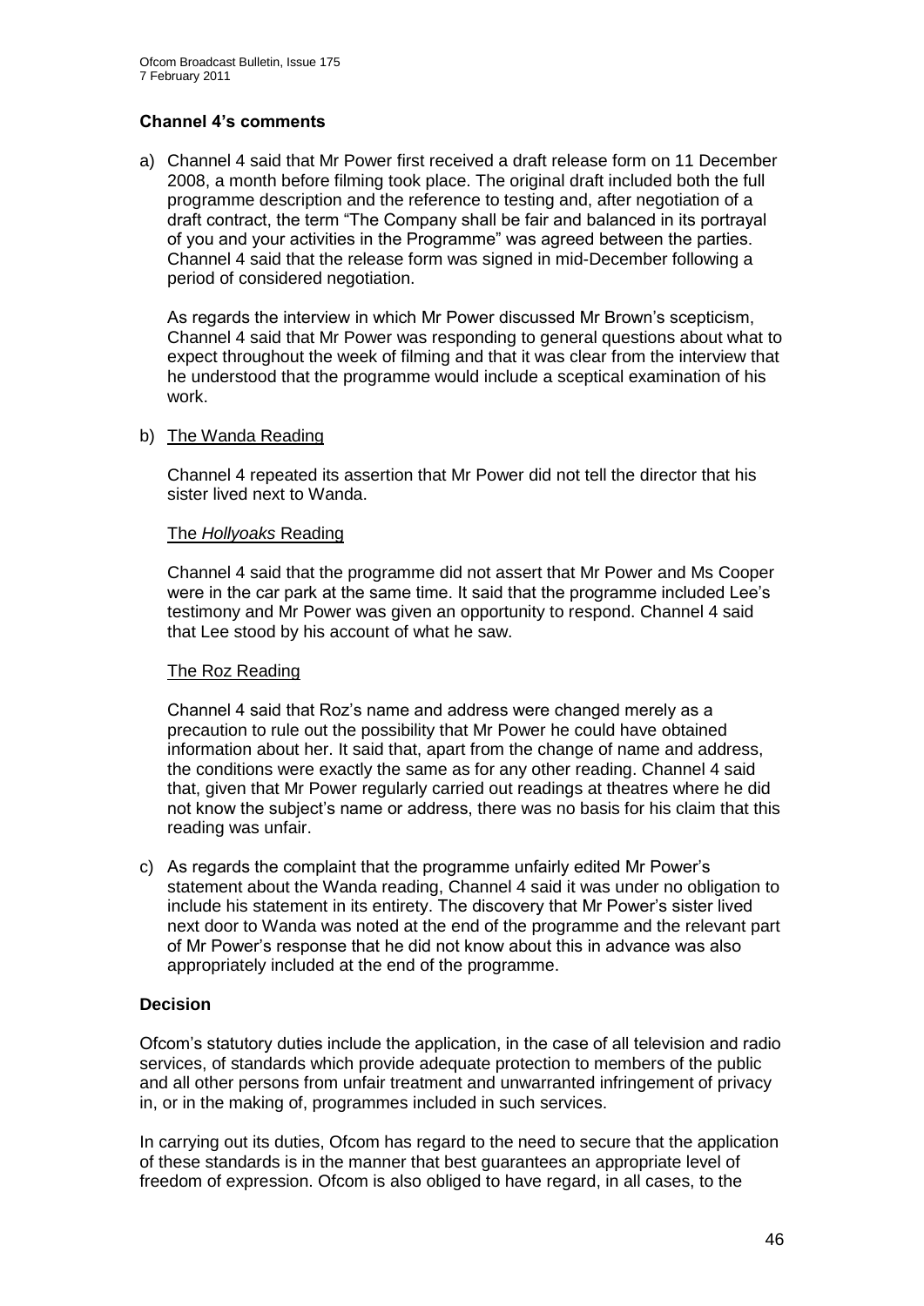### Channel 4's comments

a) Channel 4 said that Mr Power first received a draft release form on 11 December 2008, a month before filming took place. The original draft included both the full programme description and the reference to testing and, after negotiation of a draft contract, the term "The Company shall be fair and balanced in its portrayal of you and your activities in the Programme" was agreed between the parties. Channel 4 said that the release form was signed in mid-December following a period of considered negotiation.

   As regards the interview in which Mr Power discussed Mr Brown's scepticism, Channel 4 said that Mr Power was responding to general questions about what to expect throughout the week of filming and that it was clear from the interview that he understood that the programme would include a sceptical examination of his work.

b) The Wanda Reading

   Channel 4 repeated its assertion that Mr Power did not tell the director that his sister lived next to Wanda.

   The *Hollyoaks* Reading

   Channel 4 said that the programme did not assert that Mr Power and Ms Cooper were in the car park at the same time. It said that the programme included Lee's testimony and Mr Power was given an opportunity to respond. Channel 4 said that Lee stood by his account of what he saw.

   The Roz Reading

   Channel 4 said that Roz's name and address were changed merely as a precaution to rule out the possibility that Mr Power he could have obtained information about her. It said that, apart from the change of name and address, the conditions were exactly the same as for any other reading. Channel 4 said that, given that Mr Power regularly carried out readings at theatres where he did not know the subject's name or address, there was no basis for his claim that this reading was unfair.

c) As regards the complaint that the programme unfairly edited Mr Power's statement about the Wanda reading, Channel 4 said it was under no obligation to include his statement in its entirety. The discovery that Mr Power's sister lived next door to Wanda was noted at the end of the programme and the relevant part of Mr Power's response that he did not know about this in advance was also appropriately included at the end of the programme.

### Decision

Ofcom's statutory duties include the application, in the case of all television and radio services, of standards which provide adequate protection to members of the public and all other persons from unfair treatment and unwarranted infringement of privacy in, or in the making of, programmes included in such services.

In carrying out its duties, Ofcom has regard to the need to secure that the application of these standards is in the manner that best guarantees an appropriate level of freedom of expression. Ofcom is also obliged to have regard, in all cases, to the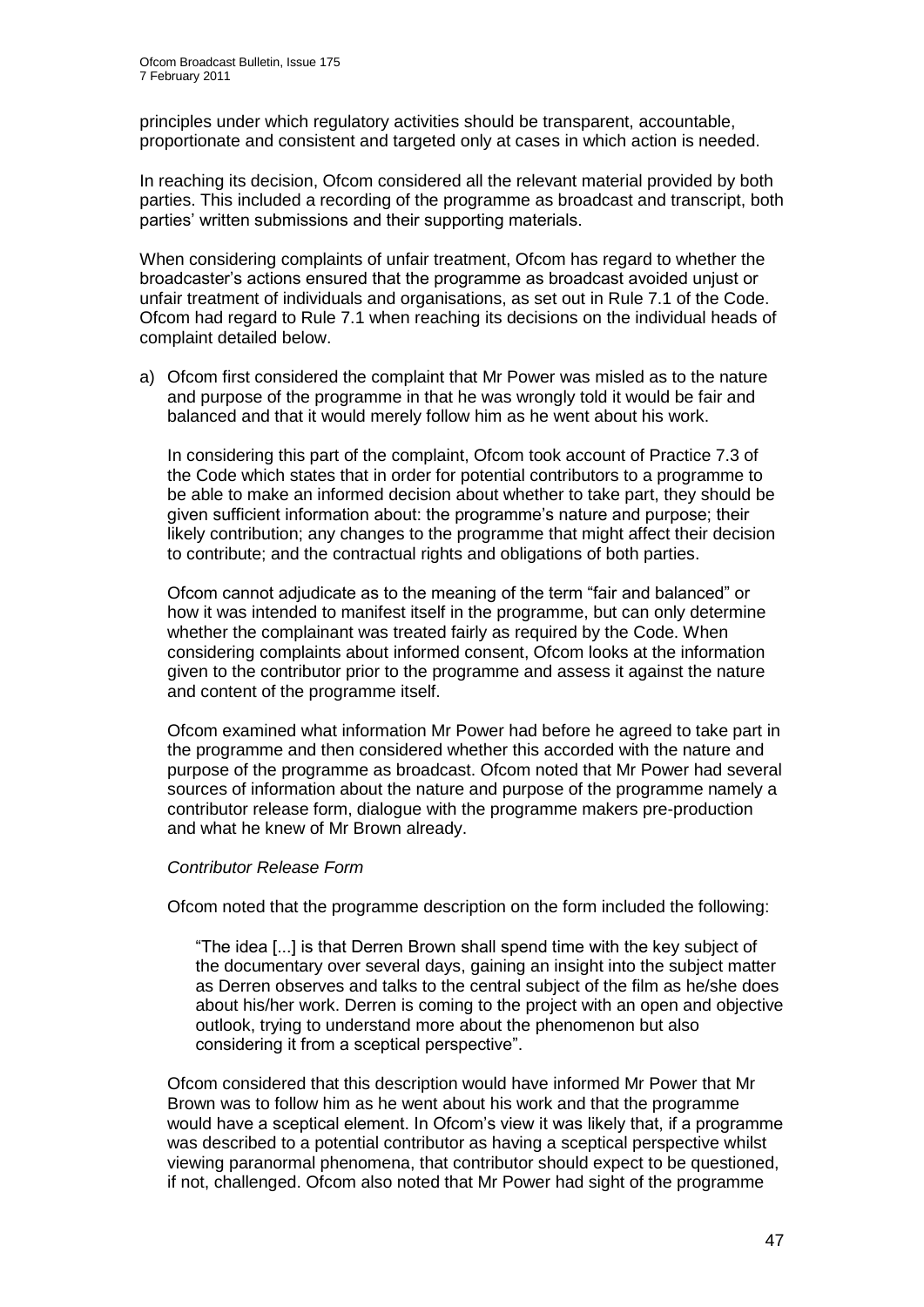principles under which regulatory activities should be transparent, accountable, proportionate and consistent and targeted only at cases in which action is needed.

In reaching its decision, Ofcom considered all the relevant material provided by both parties. This included a recording of the programme as broadcast and transcript, both parties' written submissions and their supporting materials.

When considering complaints of unfair treatment, Ofcom has regard to whether the broadcaster's actions ensured that the programme as broadcast avoided unjust or unfair treatment of individuals and organisations, as set out in Rule 7.1 of the Code. Ofcom had regard to Rule 7.1 when reaching its decisions on the individual heads of complaint detailed below.

a) Ofcom first considered the complaint that Mr Power was misled as to the nature and purpose of the programme in that he was wrongly told it would be fair and balanced and that it would merely follow him as he went about his work.

   In considering this part of the complaint, Ofcom took account of Practice 7.3 of the Code which states that in order for potential contributors to a programme to be able to make an informed decision about whether to take part, they should be given sufficient information about: the programme's nature and purpose; their likely contribution; any changes to the programme that might affect their decision to contribute; and the contractual rights and obligations of both parties.

   Ofcom cannot adjudicate as to the meaning of the term "fair and balanced" or how it was intended to manifest itself in the programme, but can only determine whether the complainant was treated fairly as required by the Code. When considering complaints about informed consent, Ofcom looks at the information given to the contributor prior to the programme and assess it against the nature and content of the programme itself.

   Ofcom examined what information Mr Power had before he agreed to take part in the programme and then considered whether this accorded with the nature and purpose of the programme as broadcast. Ofcom noted that Mr Power had several sources of information about the nature and purpose of the programme namely a contributor release form, dialogue with the programme makers pre-production and what he knew of Mr Brown already.

   *Contributor Release Form*

   Ofcom noted that the programme description on the form included the following:

   > "The idea [...] is that Derren Brown shall spend time with the key subject of the documentary over several days, gaining an insight into the subject matter as Derren observes and talks to the central subject of the film as he/she does about his/her work. Derren is coming to the project with an open and objective outlook, trying to understand more about the phenomenon but also considering it from a sceptical perspective".

   Ofcom considered that this description would have informed Mr Power that Mr Brown was to follow him as he went about his work and that the programme would have a sceptical element. In Ofcom's view it was likely that, if a programme was described to a potential contributor as having a sceptical perspective whilst viewing paranormal phenomena, that contributor should expect to be questioned, if not, challenged. Ofcom also noted that Mr Power had sight of the programme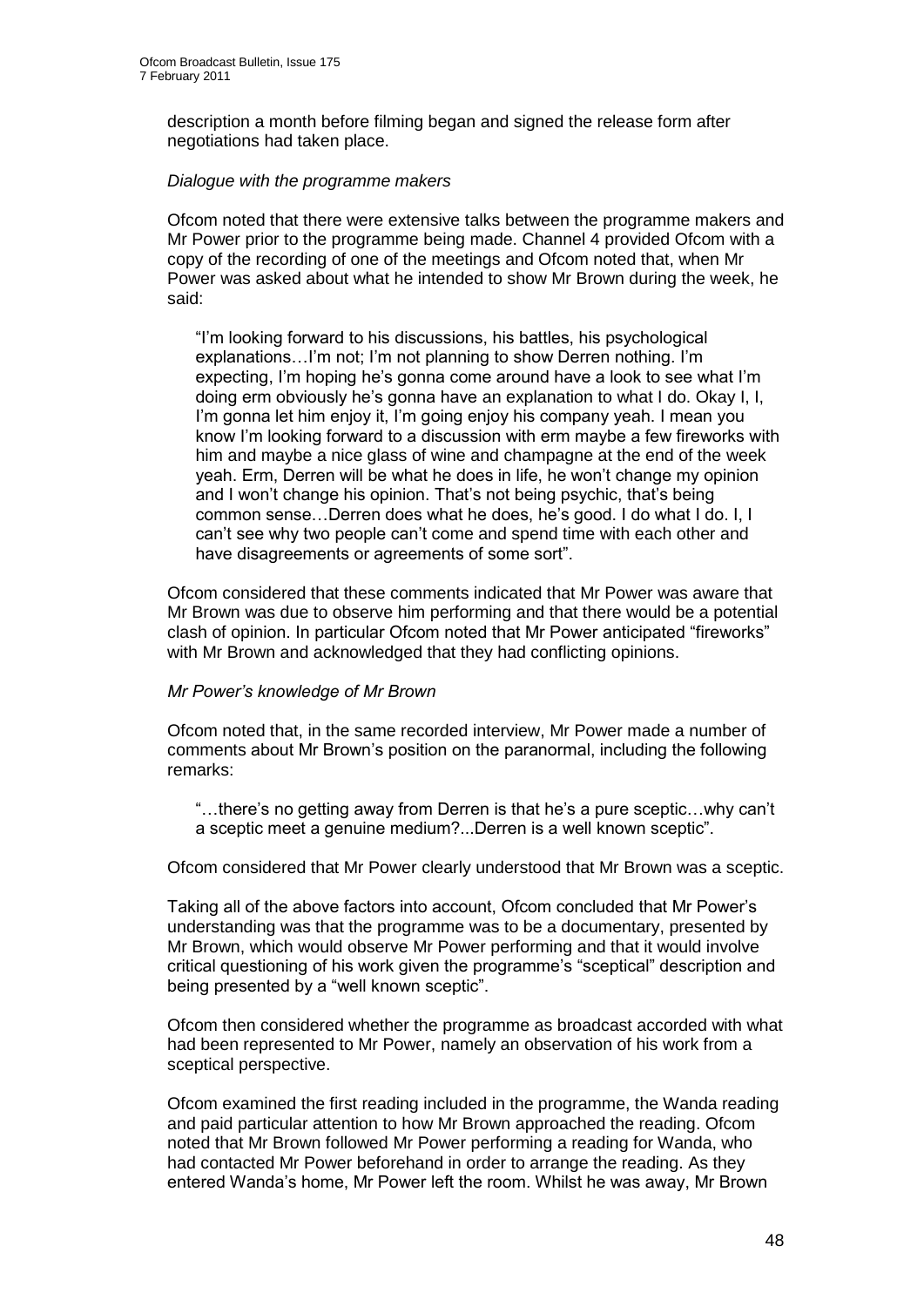description a month before filming began and signed the release form after negotiations had taken place.

*Dialogue with the programme makers*

Ofcom noted that there were extensive talks between the programme makers and Mr Power prior to the programme being made. Channel 4 provided Ofcom with a copy of the recording of one of the meetings and Ofcom noted that, when Mr Power was asked about what he intended to show Mr Brown during the week, he said:

> "I'm looking forward to his discussions, his battles, his psychological explanations…I'm not; I'm not planning to show Derren nothing. I'm expecting, I'm hoping he's gonna come around have a look to see what I'm doing erm obviously he's gonna have an explanation to what I do. Okay I, I, I'm gonna let him enjoy it, I'm going enjoy his company yeah. I mean you know I'm looking forward to a discussion with erm maybe a few fireworks with him and maybe a nice glass of wine and champagne at the end of the week yeah. Erm, Derren will be what he does in life, he won't change my opinion and I won't change his opinion. That's not being psychic, that's being common sense…Derren does what he does, he's good. I do what I do. I, I can't see why two people can't come and spend time with each other and have disagreements or agreements of some sort".

Ofcom considered that these comments indicated that Mr Power was aware that Mr Brown was due to observe him performing and that there would be a potential clash of opinion. In particular Ofcom noted that Mr Power anticipated "fireworks" with Mr Brown and acknowledged that they had conflicting opinions.

*Mr Power's knowledge of Mr Brown*

Ofcom noted that, in the same recorded interview, Mr Power made a number of comments about Mr Brown's position on the paranormal, including the following remarks:

> "…there's no getting away from Derren is that he's a pure sceptic…why can't a sceptic meet a genuine medium?...Derren is a well known sceptic".

Ofcom considered that Mr Power clearly understood that Mr Brown was a sceptic.

Taking all of the above factors into account, Ofcom concluded that Mr Power's understanding was that the programme was to be a documentary, presented by Mr Brown, which would observe Mr Power performing and that it would involve critical questioning of his work given the programme's "sceptical" description and being presented by a "well known sceptic".

Ofcom then considered whether the programme as broadcast accorded with what had been represented to Mr Power, namely an observation of his work from a sceptical perspective.

Ofcom examined the first reading included in the programme, the Wanda reading and paid particular attention to how Mr Brown approached the reading. Ofcom noted that Mr Brown followed Mr Power performing a reading for Wanda, who had contacted Mr Power beforehand in order to arrange the reading. As they entered Wanda's home, Mr Power left the room. Whilst he was away, Mr Brown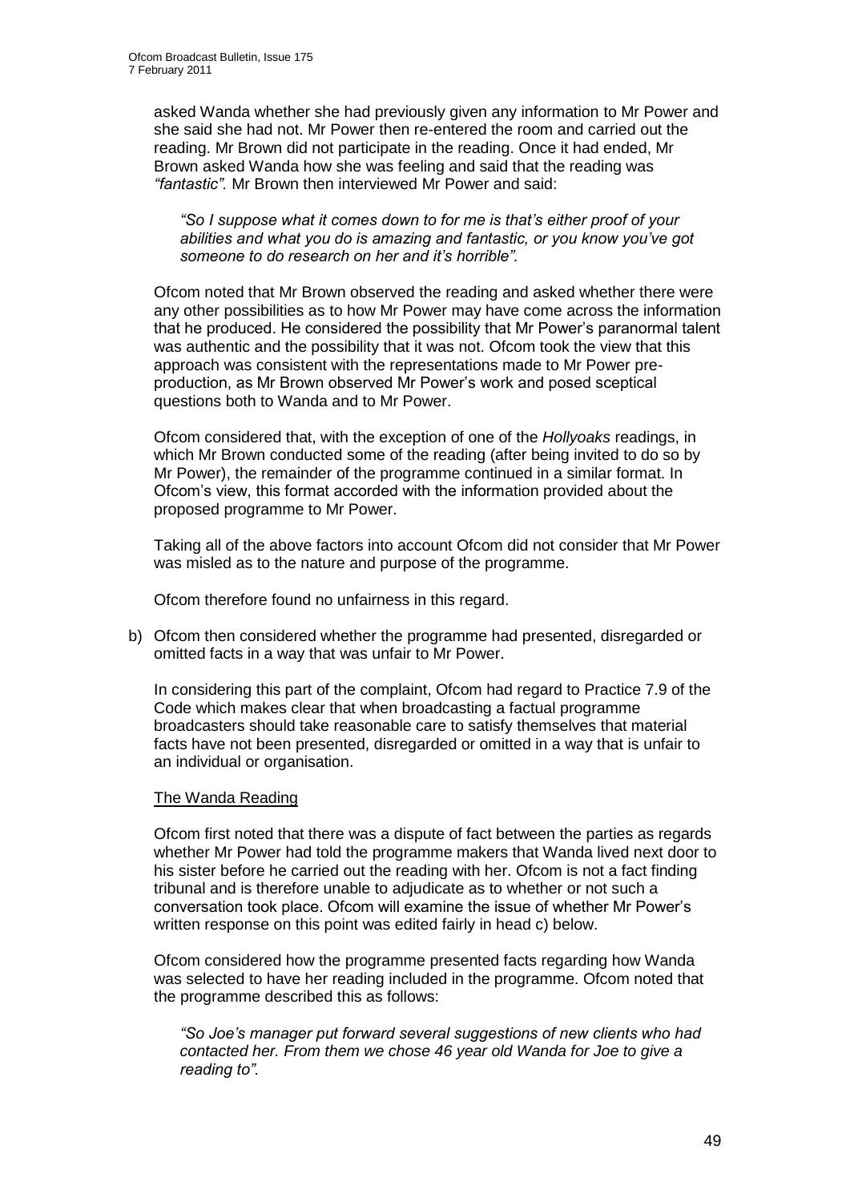asked Wanda whether she had previously given any information to Mr Power and she said she had not. Mr Power then re-entered the room and carried out the reading. Mr Brown did not participate in the reading. Once it had ended, Mr Brown asked Wanda how she was feeling and said that the reading was *"fantastic".* Mr Brown then interviewed Mr Power and said:

*"So I suppose what it comes down to for me is that's either proof of your abilities and what you do is amazing and fantastic, or you know you've got someone to do research on her and it's horrible".*

Ofcom noted that Mr Brown observed the reading and asked whether there were any other possibilities as to how Mr Power may have come across the information that he produced. He considered the possibility that Mr Power's paranormal talent was authentic and the possibility that it was not. Ofcom took the view that this approach was consistent with the representations made to Mr Power pre-production, as Mr Brown observed Mr Power's work and posed sceptical questions both to Wanda and to Mr Power.

Ofcom considered that, with the exception of one of the *Hollyoaks* readings, in which Mr Brown conducted some of the reading (after being invited to do so by Mr Power), the remainder of the programme continued in a similar format. In Ofcom's view, this format accorded with the information provided about the proposed programme to Mr Power.

Taking all of the above factors into account Ofcom did not consider that Mr Power was misled as to the nature and purpose of the programme.

Ofcom therefore found no unfairness in this regard.

b) Ofcom then considered whether the programme had presented, disregarded or omitted facts in a way that was unfair to Mr Power.

In considering this part of the complaint, Ofcom had regard to Practice 7.9 of the Code which makes clear that when broadcasting a factual programme broadcasters should take reasonable care to satisfy themselves that material facts have not been presented, disregarded or omitted in a way that is unfair to an individual or organisation.

The Wanda Reading

Ofcom first noted that there was a dispute of fact between the parties as regards whether Mr Power had told the programme makers that Wanda lived next door to his sister before he carried out the reading with her. Ofcom is not a fact finding tribunal and is therefore unable to adjudicate as to whether or not such a conversation took place. Ofcom will examine the issue of whether Mr Power's written response on this point was edited fairly in head c) below.

Ofcom considered how the programme presented facts regarding how Wanda was selected to have her reading included in the programme. Ofcom noted that the programme described this as follows:

*"So Joe's manager put forward several suggestions of new clients who had contacted her. From them we chose 46 year old Wanda for Joe to give a reading to".*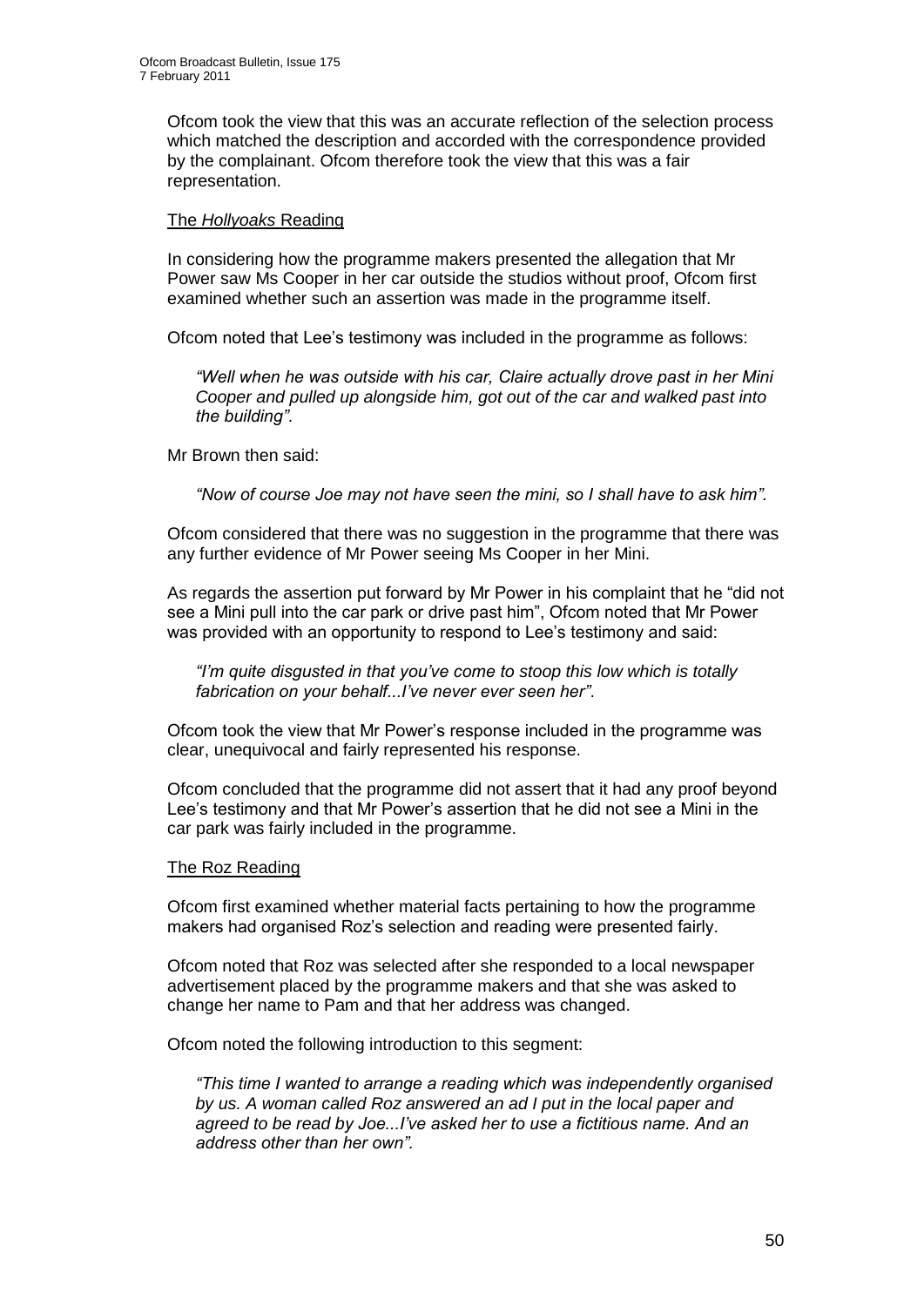Ofcom took the view that this was an accurate reflection of the selection process which matched the description and accorded with the correspondence provided by the complainant. Ofcom therefore took the view that this was a fair representation.

The *Hollyoaks* Reading

In considering how the programme makers presented the allegation that Mr Power saw Ms Cooper in her car outside the studios without proof, Ofcom first examined whether such an assertion was made in the programme itself.

Ofcom noted that Lee's testimony was included in the programme as follows:

> *"Well when he was outside with his car, Claire actually drove past in her Mini Cooper and pulled up alongside him, got out of the car and walked past into the building"*.

Mr Brown then said:

> *"Now of course Joe may not have seen the mini, so I shall have to ask him".*

Ofcom considered that there was no suggestion in the programme that there was any further evidence of Mr Power seeing Ms Cooper in her Mini.

As regards the assertion put forward by Mr Power in his complaint that he "did not see a Mini pull into the car park or drive past him", Ofcom noted that Mr Power was provided with an opportunity to respond to Lee's testimony and said:

> *"I'm quite disgusted in that you've come to stoop this low which is totally fabrication on your behalf...I've never ever seen her"*.

Ofcom took the view that Mr Power's response included in the programme was clear, unequivocal and fairly represented his response.

Ofcom concluded that the programme did not assert that it had any proof beyond Lee's testimony and that Mr Power's assertion that he did not see a Mini in the car park was fairly included in the programme.

The Roz Reading

Ofcom first examined whether material facts pertaining to how the programme makers had organised Roz's selection and reading were presented fairly.

Ofcom noted that Roz was selected after she responded to a local newspaper advertisement placed by the programme makers and that she was asked to change her name to Pam and that her address was changed.

Ofcom noted the following introduction to this segment:

> *"This time I wanted to arrange a reading which was independently organised by us. A woman called Roz answered an ad I put in the local paper and agreed to be read by Joe...I've asked her to use a fictitious name. And an address other than her own".*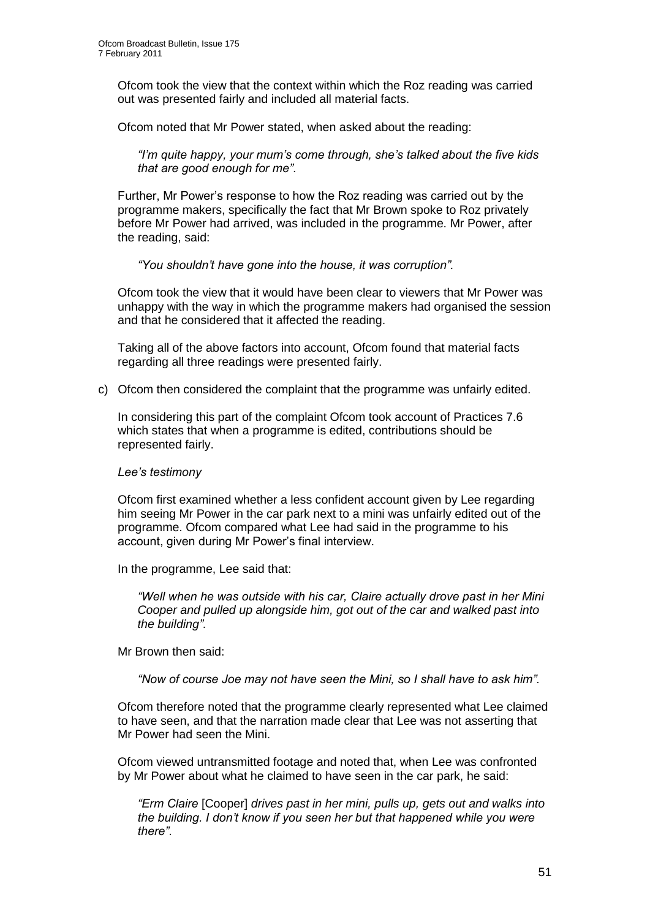Ofcom took the view that the context within which the Roz reading was carried out was presented fairly and included all material facts.

Ofcom noted that Mr Power stated, when asked about the reading:

> *"I'm quite happy, your mum's come through, she's talked about the five kids that are good enough for me".*

Further, Mr Power's response to how the Roz reading was carried out by the programme makers, specifically the fact that Mr Brown spoke to Roz privately before Mr Power had arrived, was included in the programme. Mr Power, after the reading, said:

> *"You shouldn't have gone into the house, it was corruption".*

Ofcom took the view that it would have been clear to viewers that Mr Power was unhappy with the way in which the programme makers had organised the session and that he considered that it affected the reading.

Taking all of the above factors into account, Ofcom found that material facts regarding all three readings were presented fairly.

c) Ofcom then considered the complaint that the programme was unfairly edited.

In considering this part of the complaint Ofcom took account of Practices 7.6 which states that when a programme is edited, contributions should be represented fairly.

*Lee's testimony*

Ofcom first examined whether a less confident account given by Lee regarding him seeing Mr Power in the car park next to a mini was unfairly edited out of the programme. Ofcom compared what Lee had said in the programme to his account, given during Mr Power's final interview.

In the programme, Lee said that:

> *"Well when he was outside with his car, Claire actually drove past in her Mini Cooper and pulled up alongside him, got out of the car and walked past into the building".*

Mr Brown then said:

> *"Now of course Joe may not have seen the Mini, so I shall have to ask him".*

Ofcom therefore noted that the programme clearly represented what Lee claimed to have seen, and that the narration made clear that Lee was not asserting that Mr Power had seen the Mini.

Ofcom viewed untransmitted footage and noted that, when Lee was confronted by Mr Power about what he claimed to have seen in the car park, he said:

> *"Erm Claire* [Cooper] *drives past in her mini, pulls up, gets out and walks into the building. I don't know if you seen her but that happened while you were there".*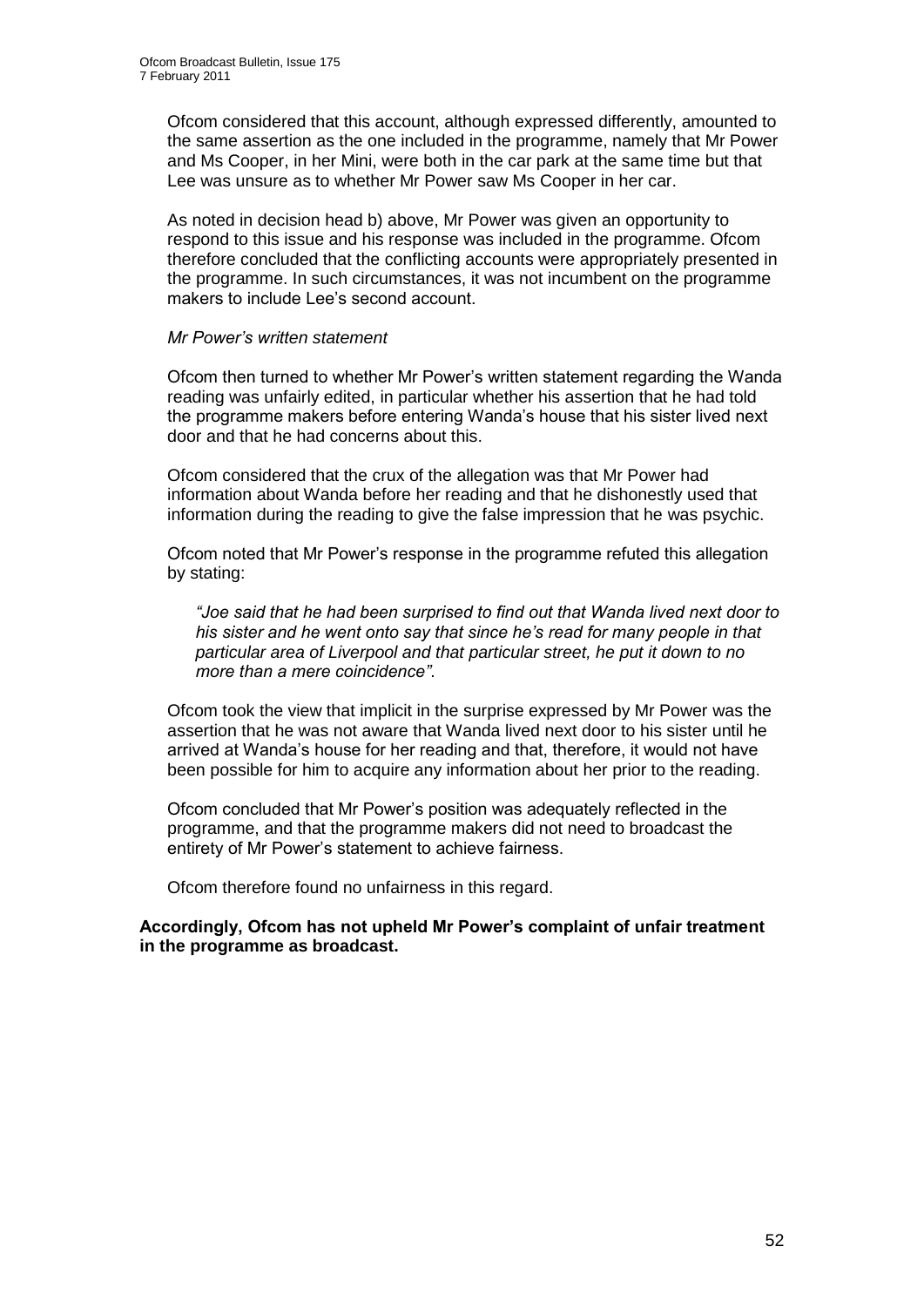Ofcom considered that this account, although expressed differently, amounted to the same assertion as the one included in the programme, namely that Mr Power and Ms Cooper, in her Mini, were both in the car park at the same time but that Lee was unsure as to whether Mr Power saw Ms Cooper in her car.

As noted in decision head b) above, Mr Power was given an opportunity to respond to this issue and his response was included in the programme. Ofcom therefore concluded that the conflicting accounts were appropriately presented in the programme. In such circumstances, it was not incumbent on the programme makers to include Lee's second account.

*Mr Power's written statement*

Ofcom then turned to whether Mr Power's written statement regarding the Wanda reading was unfairly edited, in particular whether his assertion that he had told the programme makers before entering Wanda's house that his sister lived next door and that he had concerns about this.

Ofcom considered that the crux of the allegation was that Mr Power had information about Wanda before her reading and that he dishonestly used that information during the reading to give the false impression that he was psychic.

Ofcom noted that Mr Power's response in the programme refuted this allegation by stating:

> *"Joe said that he had been surprised to find out that Wanda lived next door to his sister and he went onto say that since he's read for many people in that particular area of Liverpool and that particular street, he put it down to no more than a mere coincidence"*.

Ofcom took the view that implicit in the surprise expressed by Mr Power was the assertion that he was not aware that Wanda lived next door to his sister until he arrived at Wanda's house for her reading and that, therefore, it would not have been possible for him to acquire any information about her prior to the reading.

Ofcom concluded that Mr Power's position was adequately reflected in the programme, and that the programme makers did not need to broadcast the entirety of Mr Power's statement to achieve fairness.

Ofcom therefore found no unfairness in this regard.

**Accordingly, Ofcom has not upheld Mr Power's complaint of unfair treatment in the programme as broadcast.**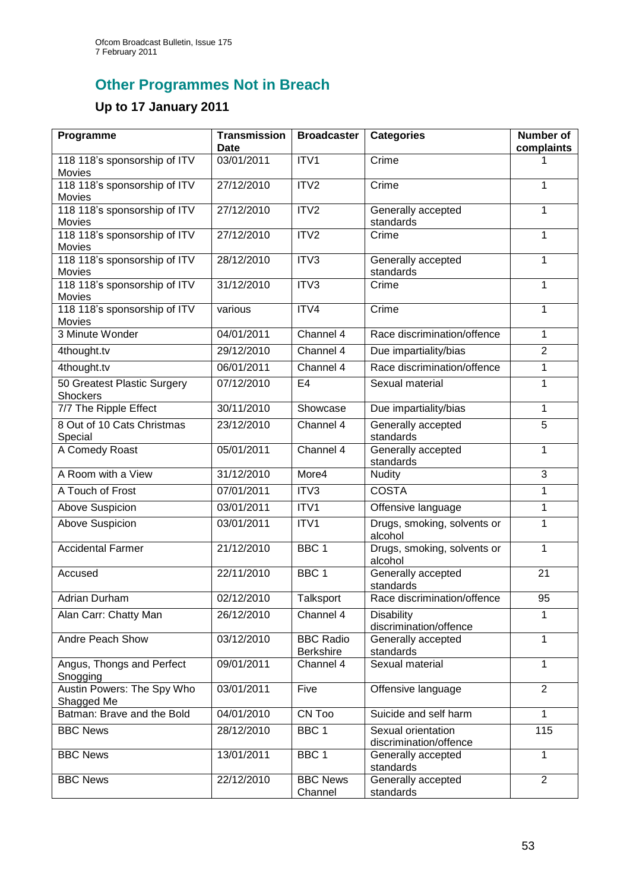## Other Programmes Not in Breach

### Up to 17 January 2011

| Programme | Transmission Date | Broadcaster | Categories | Number of complaints |
|---|---|---|---|---|
| 118 118's sponsorship of ITV Movies | 03/01/2011 | ITV1 | Crime | 1 |
| 118 118's sponsorship of ITV Movies | 27/12/2010 | ITV2 | Crime | 1 |
| 118 118's sponsorship of ITV Movies | 27/12/2010 | ITV2 | Generally accepted standards | 1 |
| 118 118's sponsorship of ITV Movies | 27/12/2010 | ITV2 | Crime | 1 |
| 118 118's sponsorship of ITV Movies | 28/12/2010 | ITV3 | Generally accepted standards | 1 |
| 118 118's sponsorship of ITV Movies | 31/12/2010 | ITV3 | Crime | 1 |
| 118 118's sponsorship of ITV Movies | various | ITV4 | Crime | 1 |
| 3 Minute Wonder | 04/01/2011 | Channel 4 | Race discrimination/offence | 1 |
| 4thought.tv | 29/12/2010 | Channel 4 | Due impartiality/bias | 2 |
| 4thought.tv | 06/01/2011 | Channel 4 | Race discrimination/offence | 1 |
| 50 Greatest Plastic Surgery Shockers | 07/12/2010 | E4 | Sexual material | 1 |
| 7/7 The Ripple Effect | 30/11/2010 | Showcase | Due impartiality/bias | 1 |
| 8 Out of 10 Cats Christmas Special | 23/12/2010 | Channel 4 | Generally accepted standards | 5 |
| A Comedy Roast | 05/01/2011 | Channel 4 | Generally accepted standards | 1 |
| A Room with a View | 31/12/2010 | More4 | Nudity | 3 |
| A Touch of Frost | 07/01/2011 | ITV3 | COSTA | 1 |
| Above Suspicion | 03/01/2011 | ITV1 | Offensive language | 1 |
| Above Suspicion | 03/01/2011 | ITV1 | Drugs, smoking, solvents or alcohol | 1 |
| Accidental Farmer | 21/12/2010 | BBC 1 | Drugs, smoking, solvents or alcohol | 1 |
| Accused | 22/11/2010 | BBC 1 | Generally accepted standards | 21 |
| Adrian Durham | 02/12/2010 | Talksport | Race discrimination/offence | 95 |
| Alan Carr: Chatty Man | 26/12/2010 | Channel 4 | Disability discrimination/offence | 1 |
| Andre Peach Show | 03/12/2010 | BBC Radio Berkshire | Generally accepted standards | 1 |
| Angus, Thongs and Perfect Snogging | 09/01/2011 | Channel 4 | Sexual material | 1 |
| Austin Powers: The Spy Who Shagged Me | 03/01/2011 | Five | Offensive language | 2 |
| Batman: Brave and the Bold | 04/01/2010 | CN Too | Suicide and self harm | 1 |
| BBC News | 28/12/2010 | BBC 1 | Sexual orientation discrimination/offence | 115 |
| BBC News | 13/01/2011 | BBC 1 | Generally accepted standards | 1 |
| BBC News | 22/12/2010 | BBC News Channel | Generally accepted standards | 2 |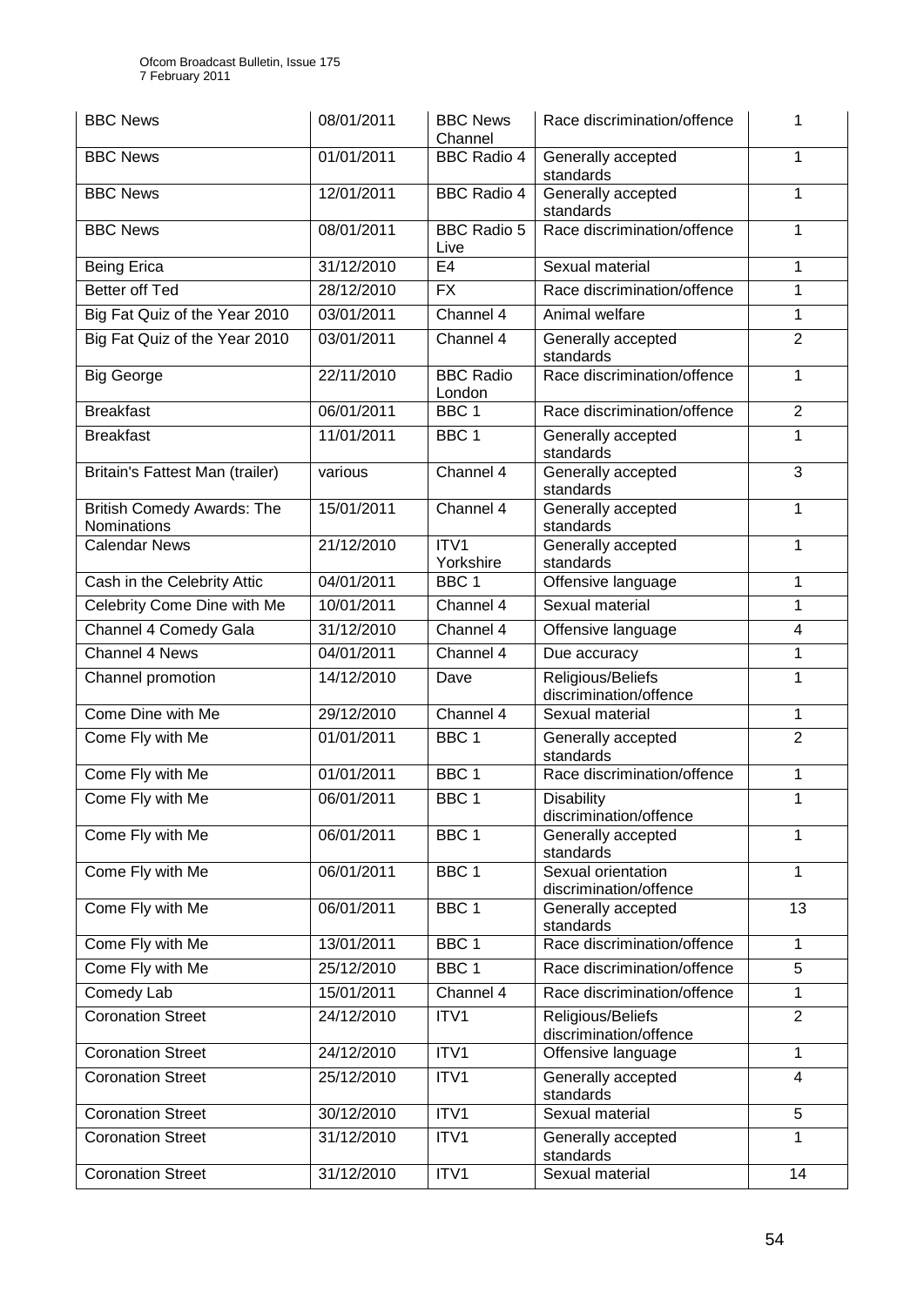| BBC News | 08/01/2011 | BBC News Channel | Race discrimination/offence | 1 |
|---|---|---|---|---|
| BBC News | 01/01/2011 | BBC Radio 4 | Generally accepted standards | 1 |
| BBC News | 12/01/2011 | BBC Radio 4 | Generally accepted standards | 1 |
| BBC News | 08/01/2011 | BBC Radio 5 Live | Race discrimination/offence | 1 |
| Being Erica | 31/12/2010 | E4 | Sexual material | 1 |
| Better off Ted | 28/12/2010 | FX | Race discrimination/offence | 1 |
| Big Fat Quiz of the Year 2010 | 03/01/2011 | Channel 4 | Animal welfare | 1 |
| Big Fat Quiz of the Year 2010 | 03/01/2011 | Channel 4 | Generally accepted standards | 2 |
| Big George | 22/11/2010 | BBC Radio London | Race discrimination/offence | 1 |
| Breakfast | 06/01/2011 | BBC 1 | Race discrimination/offence | 2 |
| Breakfast | 11/01/2011 | BBC 1 | Generally accepted standards | 1 |
| Britain's Fattest Man (trailer) | various | Channel 4 | Generally accepted standards | 3 |
| British Comedy Awards: The Nominations | 15/01/2011 | Channel 4 | Generally accepted standards | 1 |
| Calendar News | 21/12/2010 | ITV1 Yorkshire | Generally accepted standards | 1 |
| Cash in the Celebrity Attic | 04/01/2011 | BBC 1 | Offensive language | 1 |
| Celebrity Come Dine with Me | 10/01/2011 | Channel 4 | Sexual material | 1 |
| Channel 4 Comedy Gala | 31/12/2010 | Channel 4 | Offensive language | 4 |
| Channel 4 News | 04/01/2011 | Channel 4 | Due accuracy | 1 |
| Channel promotion | 14/12/2010 | Dave | Religious/Beliefs discrimination/offence | 1 |
| Come Dine with Me | 29/12/2010 | Channel 4 | Sexual material | 1 |
| Come Fly with Me | 01/01/2011 | BBC 1 | Generally accepted standards | 2 |
| Come Fly with Me | 01/01/2011 | BBC 1 | Race discrimination/offence | 1 |
| Come Fly with Me | 06/01/2011 | BBC 1 | Disability discrimination/offence | 1 |
| Come Fly with Me | 06/01/2011 | BBC 1 | Generally accepted standards | 1 |
| Come Fly with Me | 06/01/2011 | BBC 1 | Sexual orientation discrimination/offence | 1 |
| Come Fly with Me | 06/01/2011 | BBC 1 | Generally accepted standards | 13 |
| Come Fly with Me | 13/01/2011 | BBC 1 | Race discrimination/offence | 1 |
| Come Fly with Me | 25/12/2010 | BBC 1 | Race discrimination/offence | 5 |
| Comedy Lab | 15/01/2011 | Channel 4 | Race discrimination/offence | 1 |
| Coronation Street | 24/12/2010 | ITV1 | Religious/Beliefs discrimination/offence | 2 |
| Coronation Street | 24/12/2010 | ITV1 | Offensive language | 1 |
| Coronation Street | 25/12/2010 | ITV1 | Generally accepted standards | 4 |
| Coronation Street | 30/12/2010 | ITV1 | Sexual material | 5 |
| Coronation Street | 31/12/2010 | ITV1 | Generally accepted standards | 1 |
| Coronation Street | 31/12/2010 | ITV1 | Sexual material | 14 |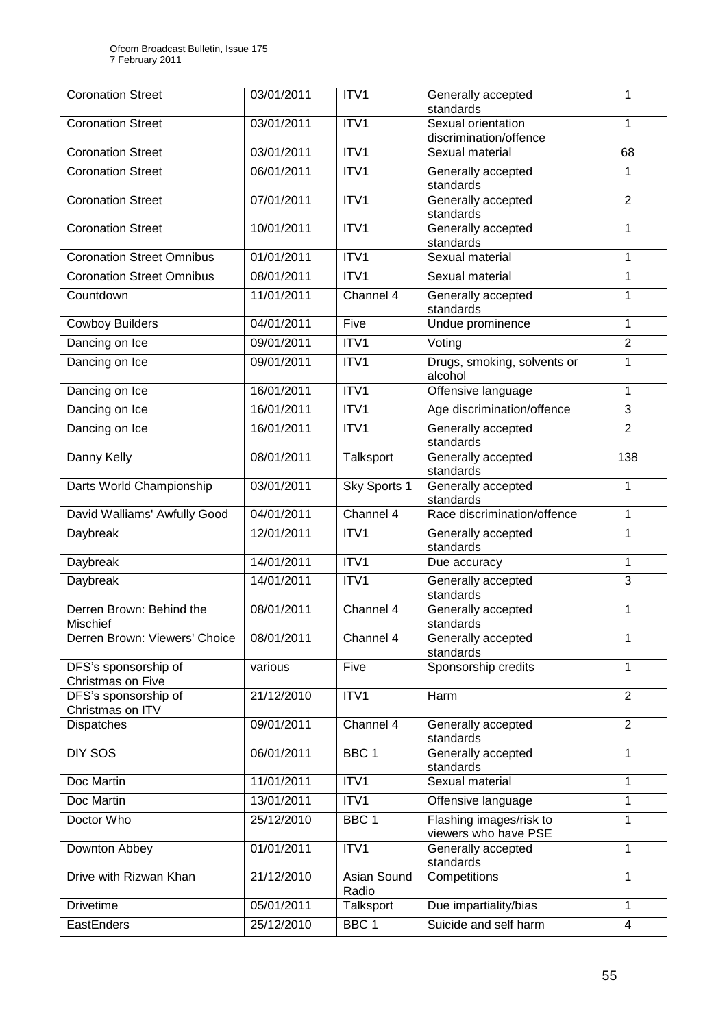| Coronation Street | 03/01/2011 | ITV1 | Generally accepted standards | 1 |
|---|---|---|---|---|
| Coronation Street | 03/01/2011 | ITV1 | Sexual orientation discrimination/offence | 1 |
| Coronation Street | 03/01/2011 | ITV1 | Sexual material | 68 |
| Coronation Street | 06/01/2011 | ITV1 | Generally accepted standards | 1 |
| Coronation Street | 07/01/2011 | ITV1 | Generally accepted standards | 2 |
| Coronation Street | 10/01/2011 | ITV1 | Generally accepted standards | 1 |
| Coronation Street Omnibus | 01/01/2011 | ITV1 | Sexual material | 1 |
| Coronation Street Omnibus | 08/01/2011 | ITV1 | Sexual material | 1 |
| Countdown | 11/01/2011 | Channel 4 | Generally accepted standards | 1 |
| Cowboy Builders | 04/01/2011 | Five | Undue prominence | 1 |
| Dancing on Ice | 09/01/2011 | ITV1 | Voting | 2 |
| Dancing on Ice | 09/01/2011 | ITV1 | Drugs, smoking, solvents or alcohol | 1 |
| Dancing on Ice | 16/01/2011 | ITV1 | Offensive language | 1 |
| Dancing on Ice | 16/01/2011 | ITV1 | Age discrimination/offence | 3 |
| Dancing on Ice | 16/01/2011 | ITV1 | Generally accepted standards | 2 |
| Danny Kelly | 08/01/2011 | Talksport | Generally accepted standards | 138 |
| Darts World Championship | 03/01/2011 | Sky Sports 1 | Generally accepted standards | 1 |
| David Walliams' Awfully Good | 04/01/2011 | Channel 4 | Race discrimination/offence | 1 |
| Daybreak | 12/01/2011 | ITV1 | Generally accepted standards | 1 |
| Daybreak | 14/01/2011 | ITV1 | Due accuracy | 1 |
| Daybreak | 14/01/2011 | ITV1 | Generally accepted standards | 3 |
| Derren Brown: Behind the Mischief | 08/01/2011 | Channel 4 | Generally accepted standards | 1 |
| Derren Brown: Viewers' Choice | 08/01/2011 | Channel 4 | Generally accepted standards | 1 |
| DFS's sponsorship of Christmas on Five | various | Five | Sponsorship credits | 1 |
| DFS's sponsorship of Christmas on ITV | 21/12/2010 | ITV1 | Harm | 2 |
| Dispatches | 09/01/2011 | Channel 4 | Generally accepted standards | 2 |
| DIY SOS | 06/01/2011 | BBC 1 | Generally accepted standards | 1 |
| Doc Martin | 11/01/2011 | ITV1 | Sexual material | 1 |
| Doc Martin | 13/01/2011 | ITV1 | Offensive language | 1 |
| Doctor Who | 25/12/2010 | BBC 1 | Flashing images/risk to viewers who have PSE | 1 |
| Downton Abbey | 01/01/2011 | ITV1 | Generally accepted standards | 1 |
| Drive with Rizwan Khan | 21/12/2010 | Asian Sound Radio | Competitions | 1 |
| Drivetime | 05/01/2011 | Talksport | Due impartiality/bias | 1 |
| EastEnders | 25/12/2010 | BBC 1 | Suicide and self harm | 4 |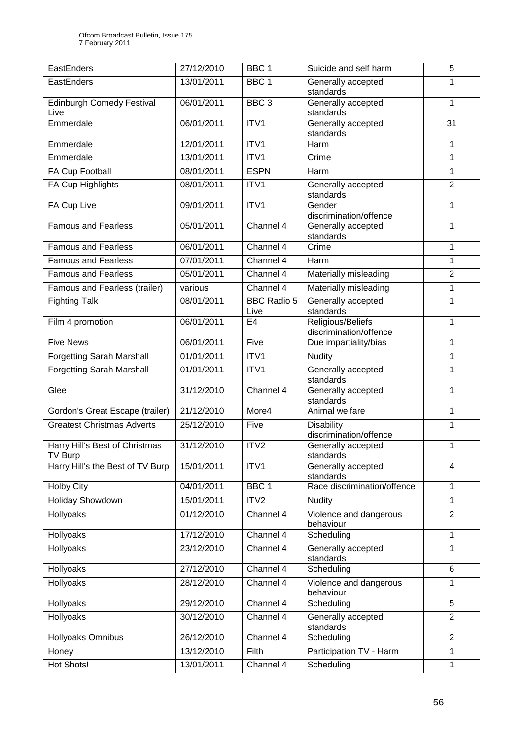| EastEnders | 27/12/2010 | BBC 1 | Suicide and self harm | 5 |
|---|---|---|---|---|
| EastEnders | 13/01/2011 | BBC 1 | Generally accepted standards | 1 |
| Edinburgh Comedy Festival Live | 06/01/2011 | BBC 3 | Generally accepted standards | 1 |
| Emmerdale | 06/01/2011 | ITV1 | Generally accepted standards | 31 |
| Emmerdale | 12/01/2011 | ITV1 | Harm | 1 |
| Emmerdale | 13/01/2011 | ITV1 | Crime | 1 |
| FA Cup Football | 08/01/2011 | ESPN | Harm | 1 |
| FA Cup Highlights | 08/01/2011 | ITV1 | Generally accepted standards | 2 |
| FA Cup Live | 09/01/2011 | ITV1 | Gender discrimination/offence | 1 |
| Famous and Fearless | 05/01/2011 | Channel 4 | Generally accepted standards | 1 |
| Famous and Fearless | 06/01/2011 | Channel 4 | Crime | 1 |
| Famous and Fearless | 07/01/2011 | Channel 4 | Harm | 1 |
| Famous and Fearless | 05/01/2011 | Channel 4 | Materially misleading | 2 |
| Famous and Fearless (trailer) | various | Channel 4 | Materially misleading | 1 |
| Fighting Talk | 08/01/2011 | BBC Radio 5 Live | Generally accepted standards | 1 |
| Film 4 promotion | 06/01/2011 | E4 | Religious/Beliefs discrimination/offence | 1 |
| Five News | 06/01/2011 | Five | Due impartiality/bias | 1 |
| Forgetting Sarah Marshall | 01/01/2011 | ITV1 | Nudity | 1 |
| Forgetting Sarah Marshall | 01/01/2011 | ITV1 | Generally accepted standards | 1 |
| Glee | 31/12/2010 | Channel 4 | Generally accepted standards | 1 |
| Gordon's Great Escape (trailer) | 21/12/2010 | More4 | Animal welfare | 1 |
| Greatest Christmas Adverts | 25/12/2010 | Five | Disability discrimination/offence | 1 |
| Harry Hill's Best of Christmas TV Burp | 31/12/2010 | ITV2 | Generally accepted standards | 1 |
| Harry Hill's the Best of TV Burp | 15/01/2011 | ITV1 | Generally accepted standards | 4 |
| Holby City | 04/01/2011 | BBC 1 | Race discrimination/offence | 1 |
| Holiday Showdown | 15/01/2011 | ITV2 | Nudity | 1 |
| Hollyoaks | 01/12/2010 | Channel 4 | Violence and dangerous behaviour | 2 |
| Hollyoaks | 17/12/2010 | Channel 4 | Scheduling | 1 |
| Hollyoaks | 23/12/2010 | Channel 4 | Generally accepted standards | 1 |
| Hollyoaks | 27/12/2010 | Channel 4 | Scheduling | 6 |
| Hollyoaks | 28/12/2010 | Channel 4 | Violence and dangerous behaviour | 1 |
| Hollyoaks | 29/12/2010 | Channel 4 | Scheduling | 5 |
| Hollyoaks | 30/12/2010 | Channel 4 | Generally accepted standards | 2 |
| Hollyoaks Omnibus | 26/12/2010 | Channel 4 | Scheduling | 2 |
| Honey | 13/12/2010 | Filth | Participation TV - Harm | 1 |
| Hot Shots! | 13/01/2011 | Channel 4 | Scheduling | 1 |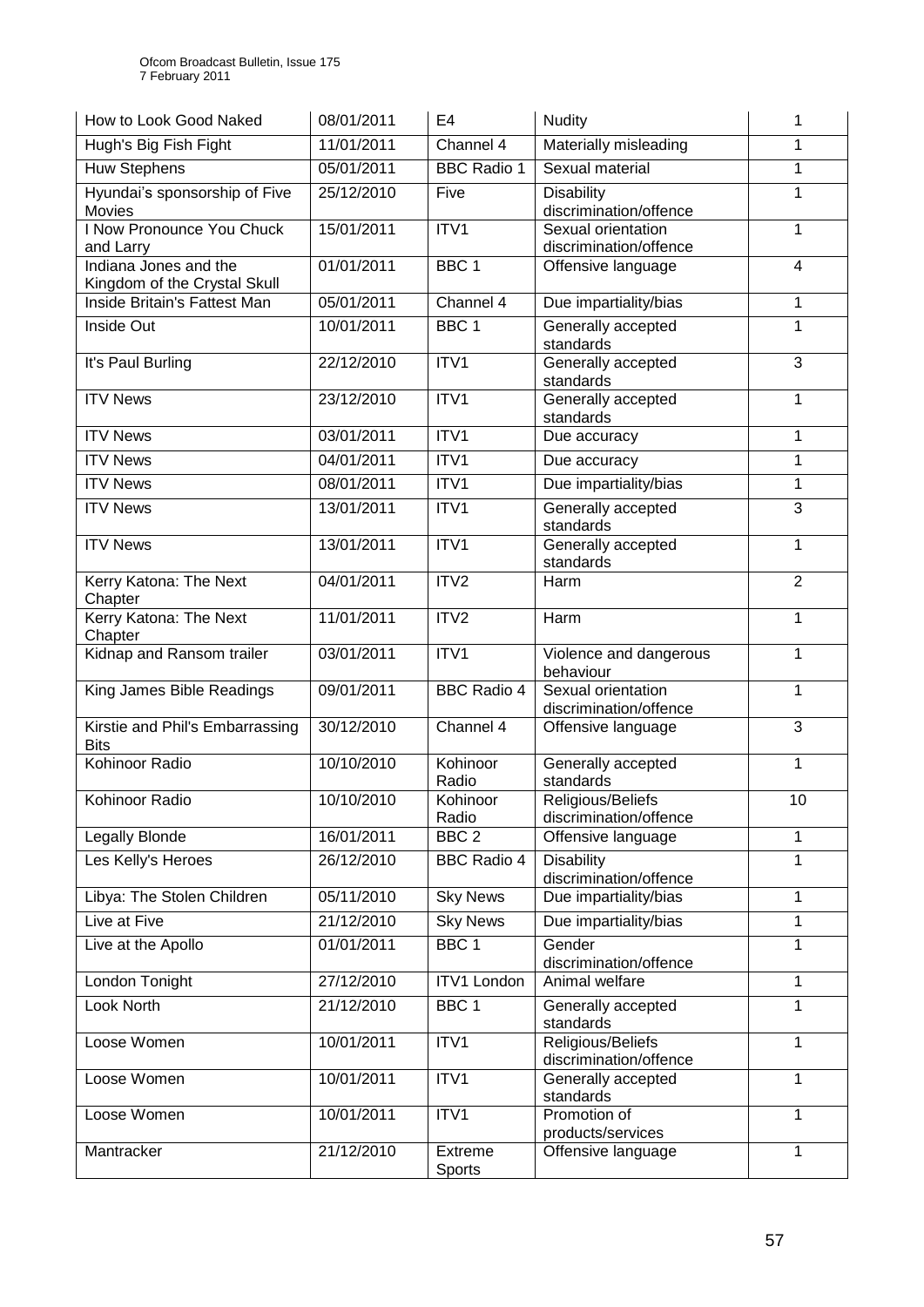| How to Look Good Naked | 08/01/2011 | E4 | Nudity | 1 |
|---|---|---|---|---|
| Hugh's Big Fish Fight | 11/01/2011 | Channel 4 | Materially misleading | 1 |
| Huw Stephens | 05/01/2011 | BBC Radio 1 | Sexual material | 1 |
| Hyundai's sponsorship of Five Movies | 25/12/2010 | Five | Disability discrimination/offence | 1 |
| I Now Pronounce You Chuck and Larry | 15/01/2011 | ITV1 | Sexual orientation discrimination/offence | 1 |
| Indiana Jones and the Kingdom of the Crystal Skull | 01/01/2011 | BBC 1 | Offensive language | 4 |
| Inside Britain's Fattest Man | 05/01/2011 | Channel 4 | Due impartiality/bias | 1 |
| Inside Out | 10/01/2011 | BBC 1 | Generally accepted standards | 1 |
| It's Paul Burling | 22/12/2010 | ITV1 | Generally accepted standards | 3 |
| ITV News | 23/12/2010 | ITV1 | Generally accepted standards | 1 |
| ITV News | 03/01/2011 | ITV1 | Due accuracy | 1 |
| ITV News | 04/01/2011 | ITV1 | Due accuracy | 1 |
| ITV News | 08/01/2011 | ITV1 | Due impartiality/bias | 1 |
| ITV News | 13/01/2011 | ITV1 | Generally accepted standards | 3 |
| ITV News | 13/01/2011 | ITV1 | Generally accepted standards | 1 |
| Kerry Katona: The Next Chapter | 04/01/2011 | ITV2 | Harm | 2 |
| Kerry Katona: The Next Chapter | 11/01/2011 | ITV2 | Harm | 1 |
| Kidnap and Ransom trailer | 03/01/2011 | ITV1 | Violence and dangerous behaviour | 1 |
| King James Bible Readings | 09/01/2011 | BBC Radio 4 | Sexual orientation discrimination/offence | 1 |
| Kirstie and Phil's Embarrassing Bits | 30/12/2010 | Channel 4 | Offensive language | 3 |
| Kohinoor Radio | 10/10/2010 | Kohinoor Radio | Generally accepted standards | 1 |
| Kohinoor Radio | 10/10/2010 | Kohinoor Radio | Religious/Beliefs discrimination/offence | 10 |
| Legally Blonde | 16/01/2011 | BBC 2 | Offensive language | 1 |
| Les Kelly's Heroes | 26/12/2010 | BBC Radio 4 | Disability discrimination/offence | 1 |
| Libya: The Stolen Children | 05/11/2010 | Sky News | Due impartiality/bias | 1 |
| Live at Five | 21/12/2010 | Sky News | Due impartiality/bias | 1 |
| Live at the Apollo | 01/01/2011 | BBC 1 | Gender discrimination/offence | 1 |
| London Tonight | 27/12/2010 | ITV1 London | Animal welfare | 1 |
| Look North | 21/12/2010 | BBC 1 | Generally accepted standards | 1 |
| Loose Women | 10/01/2011 | ITV1 | Religious/Beliefs discrimination/offence | 1 |
| Loose Women | 10/01/2011 | ITV1 | Generally accepted standards | 1 |
| Loose Women | 10/01/2011 | ITV1 | Promotion of products/services | 1 |
| Mantracker | 21/12/2010 | Extreme Sports | Offensive language | 1 |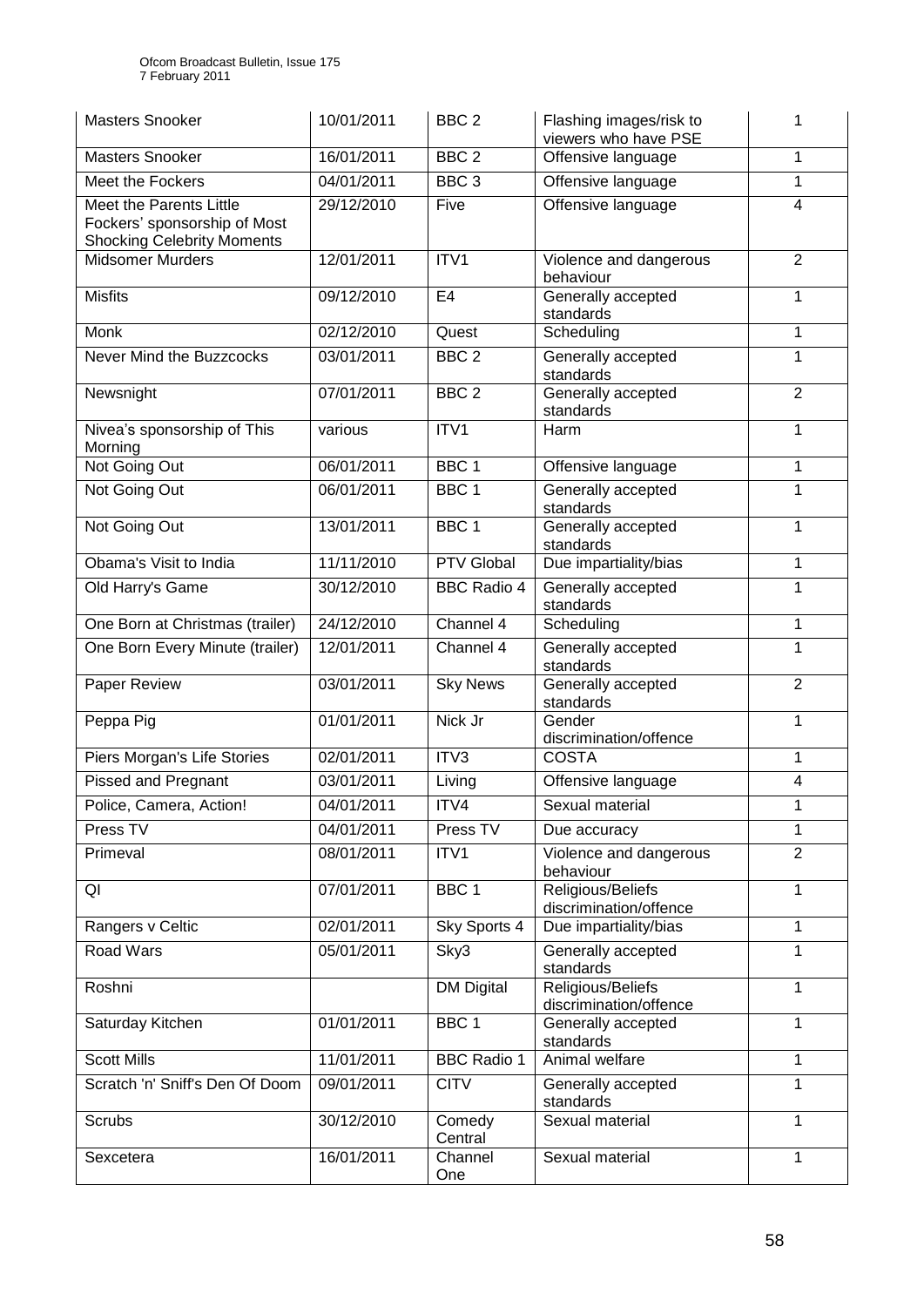| Masters Snooker | 10/01/2011 | BBC 2 | Flashing images/risk to viewers who have PSE | 1 |
|---|---|---|---|---|
| Masters Snooker | 16/01/2011 | BBC 2 | Offensive language | 1 |
| Meet the Fockers | 04/01/2011 | BBC 3 | Offensive language | 1 |
| Meet the Parents Little Fockers' sponsorship of Most Shocking Celebrity Moments | 29/12/2010 | Five | Offensive language | 4 |
| Midsomer Murders | 12/01/2011 | ITV1 | Violence and dangerous behaviour | 2 |
| Misfits | 09/12/2010 | E4 | Generally accepted standards | 1 |
| Monk | 02/12/2010 | Quest | Scheduling | 1 |
| Never Mind the Buzzcocks | 03/01/2011 | BBC 2 | Generally accepted standards | 1 |
| Newsnight | 07/01/2011 | BBC 2 | Generally accepted standards | 2 |
| Nivea's sponsorship of This Morning | various | ITV1 | Harm | 1 |
| Not Going Out | 06/01/2011 | BBC 1 | Offensive language | 1 |
| Not Going Out | 06/01/2011 | BBC 1 | Generally accepted standards | 1 |
| Not Going Out | 13/01/2011 | BBC 1 | Generally accepted standards | 1 |
| Obama's Visit to India | 11/11/2010 | PTV Global | Due impartiality/bias | 1 |
| Old Harry's Game | 30/12/2010 | BBC Radio 4 | Generally accepted standards | 1 |
| One Born at Christmas (trailer) | 24/12/2010 | Channel 4 | Scheduling | 1 |
| One Born Every Minute (trailer) | 12/01/2011 | Channel 4 | Generally accepted standards | 1 |
| Paper Review | 03/01/2011 | Sky News | Generally accepted standards | 2 |
| Peppa Pig | 01/01/2011 | Nick Jr | Gender discrimination/offence | 1 |
| Piers Morgan's Life Stories | 02/01/2011 | ITV3 | COSTA | 1 |
| Pissed and Pregnant | 03/01/2011 | Living | Offensive language | 4 |
| Police, Camera, Action! | 04/01/2011 | ITV4 | Sexual material | 1 |
| Press TV | 04/01/2011 | Press TV | Due accuracy | 1 |
| Primeval | 08/01/2011 | ITV1 | Violence and dangerous behaviour | 2 |
| QI | 07/01/2011 | BBC 1 | Religious/Beliefs discrimination/offence | 1 |
| Rangers v Celtic | 02/01/2011 | Sky Sports 4 | Due impartiality/bias | 1 |
| Road Wars | 05/01/2011 | Sky3 | Generally accepted standards | 1 |
| Roshni | | DM Digital | Religious/Beliefs discrimination/offence | 1 |
| Saturday Kitchen | 01/01/2011 | BBC 1 | Generally accepted standards | 1 |
| Scott Mills | 11/01/2011 | BBC Radio 1 | Animal welfare | 1 |
| Scratch 'n' Sniff's Den Of Doom | 09/01/2011 | CITV | Generally accepted standards | 1 |
| Scrubs | 30/12/2010 | Comedy Central | Sexual material | 1 |
| Sexcetera | 16/01/2011 | Channel One | Sexual material | 1 |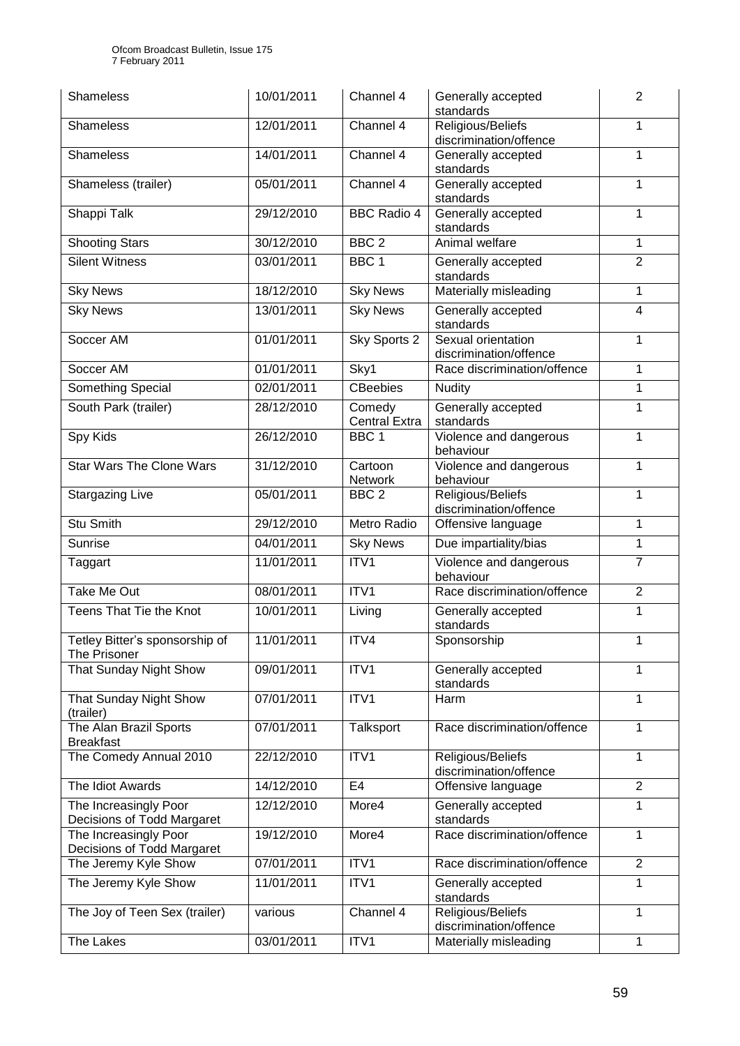| Shameless | 10/01/2011 | Channel 4 | Generally accepted standards | 2 |
|---|---|---|---|---|
| Shameless | 12/01/2011 | Channel 4 | Religious/Beliefs discrimination/offence | 1 |
| Shameless | 14/01/2011 | Channel 4 | Generally accepted standards | 1 |
| Shameless (trailer) | 05/01/2011 | Channel 4 | Generally accepted standards | 1 |
| Shappi Talk | 29/12/2010 | BBC Radio 4 | Generally accepted standards | 1 |
| Shooting Stars | 30/12/2010 | BBC 2 | Animal welfare | 1 |
| Silent Witness | 03/01/2011 | BBC 1 | Generally accepted standards | 2 |
| Sky News | 18/12/2010 | Sky News | Materially misleading | 1 |
| Sky News | 13/01/2011 | Sky News | Generally accepted standards | 4 |
| Soccer AM | 01/01/2011 | Sky Sports 2 | Sexual orientation discrimination/offence | 1 |
| Soccer AM | 01/01/2011 | Sky1 | Race discrimination/offence | 1 |
| Something Special | 02/01/2011 | CBeebies | Nudity | 1 |
| South Park (trailer) | 28/12/2010 | Comedy Central Extra | Generally accepted standards | 1 |
| Spy Kids | 26/12/2010 | BBC 1 | Violence and dangerous behaviour | 1 |
| Star Wars The Clone Wars | 31/12/2010 | Cartoon Network | Violence and dangerous behaviour | 1 |
| Stargazing Live | 05/01/2011 | BBC 2 | Religious/Beliefs discrimination/offence | 1 |
| Stu Smith | 29/12/2010 | Metro Radio | Offensive language | 1 |
| Sunrise | 04/01/2011 | Sky News | Due impartiality/bias | 1 |
| Taggart | 11/01/2011 | ITV1 | Violence and dangerous behaviour | 7 |
| Take Me Out | 08/01/2011 | ITV1 | Race discrimination/offence | 2 |
| Teens That Tie the Knot | 10/01/2011 | Living | Generally accepted standards | 1 |
| Tetley Bitter's sponsorship of The Prisoner | 11/01/2011 | ITV4 | Sponsorship | 1 |
| That Sunday Night Show | 09/01/2011 | ITV1 | Generally accepted standards | 1 |
| That Sunday Night Show (trailer) | 07/01/2011 | ITV1 | Harm | 1 |
| The Alan Brazil Sports Breakfast | 07/01/2011 | Talksport | Race discrimination/offence | 1 |
| The Comedy Annual 2010 | 22/12/2010 | ITV1 | Religious/Beliefs discrimination/offence | 1 |
| The Idiot Awards | 14/12/2010 | E4 | Offensive language | 2 |
| The Increasingly Poor Decisions of Todd Margaret | 12/12/2010 | More4 | Generally accepted standards | 1 |
| The Increasingly Poor Decisions of Todd Margaret | 19/12/2010 | More4 | Race discrimination/offence | 1 |
| The Jeremy Kyle Show | 07/01/2011 | ITV1 | Race discrimination/offence | 2 |
| The Jeremy Kyle Show | 11/01/2011 | ITV1 | Generally accepted standards | 1 |
| The Joy of Teen Sex (trailer) | various | Channel 4 | Religious/Beliefs discrimination/offence | 1 |
| The Lakes | 03/01/2011 | ITV1 | Materially misleading | 1 |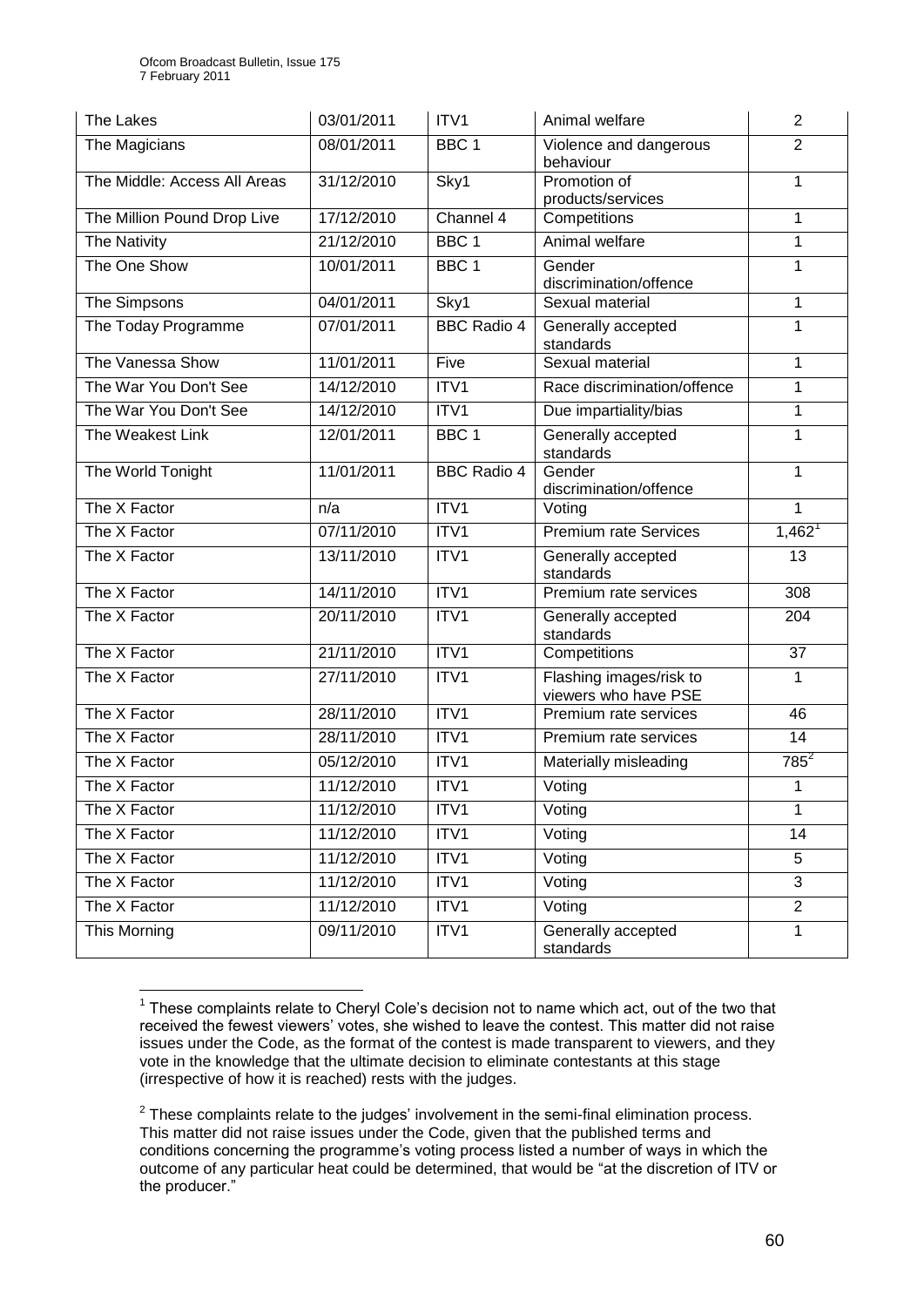| The Lakes | 03/01/2011 | ITV1 | Animal welfare | 2 |
|---|---|---|---|---|
| The Magicians | 08/01/2011 | BBC 1 | Violence and dangerous behaviour | 2 |
| The Middle: Access All Areas | 31/12/2010 | Sky1 | Promotion of products/services | 1 |
| The Million Pound Drop Live | 17/12/2010 | Channel 4 | Competitions | 1 |
| The Nativity | 21/12/2010 | BBC 1 | Animal welfare | 1 |
| The One Show | 10/01/2011 | BBC 1 | Gender discrimination/offence | 1 |
| The Simpsons | 04/01/2011 | Sky1 | Sexual material | 1 |
| The Today Programme | 07/01/2011 | BBC Radio 4 | Generally accepted standards | 1 |
| The Vanessa Show | 11/01/2011 | Five | Sexual material | 1 |
| The War You Don't See | 14/12/2010 | ITV1 | Race discrimination/offence | 1 |
| The War You Don't See | 14/12/2010 | ITV1 | Due impartiality/bias | 1 |
| The Weakest Link | 12/01/2011 | BBC 1 | Generally accepted standards | 1 |
| The World Tonight | 11/01/2011 | BBC Radio 4 | Gender discrimination/offence | 1 |
| The X Factor | n/a | ITV1 | Voting | 1 |
| The X Factor | 07/11/2010 | ITV1 | Premium rate Services | 1,462[1] |
| The X Factor | 13/11/2010 | ITV1 | Generally accepted standards | 13 |
| The X Factor | 14/11/2010 | ITV1 | Premium rate services | 308 |
| The X Factor | 20/11/2010 | ITV1 | Generally accepted standards | 204 |
| The X Factor | 21/11/2010 | ITV1 | Competitions | 37 |
| The X Factor | 27/11/2010 | ITV1 | Flashing images/risk to viewers who have PSE | 1 |
| The X Factor | 28/11/2010 | ITV1 | Premium rate services | 46 |
| The X Factor | 28/11/2010 | ITV1 | Premium rate services | 14 |
| The X Factor | 05/12/2010 | ITV1 | Materially misleading | 785[2] |
| The X Factor | 11/12/2010 | ITV1 | Voting | 1 |
| The X Factor | 11/12/2010 | ITV1 | Voting | 1 |
| The X Factor | 11/12/2010 | ITV1 | Voting | 14 |
| The X Factor | 11/12/2010 | ITV1 | Voting | 5 |
| The X Factor | 11/12/2010 | ITV1 | Voting | 3 |
| The X Factor | 11/12/2010 | ITV1 | Voting | 2 |
| This Morning | 09/11/2010 | ITV1 | Generally accepted standards | 1 |

[1] These complaints relate to Cheryl Cole's decision not to name which act, out of the two that received the fewest viewers' votes, she wished to leave the contest. This matter did not raise issues under the Code, as the format of the contest is made transparent to viewers, and they vote in the knowledge that the ultimate decision to eliminate contestants at this stage (irrespective of how it is reached) rests with the judges.

[2] These complaints relate to the judges' involvement in the semi-final elimination process. This matter did not raise issues under the Code, given that the published terms and conditions concerning the programme's voting process listed a number of ways in which the outcome of any particular heat could be determined, that would be "at the discretion of ITV or the producer."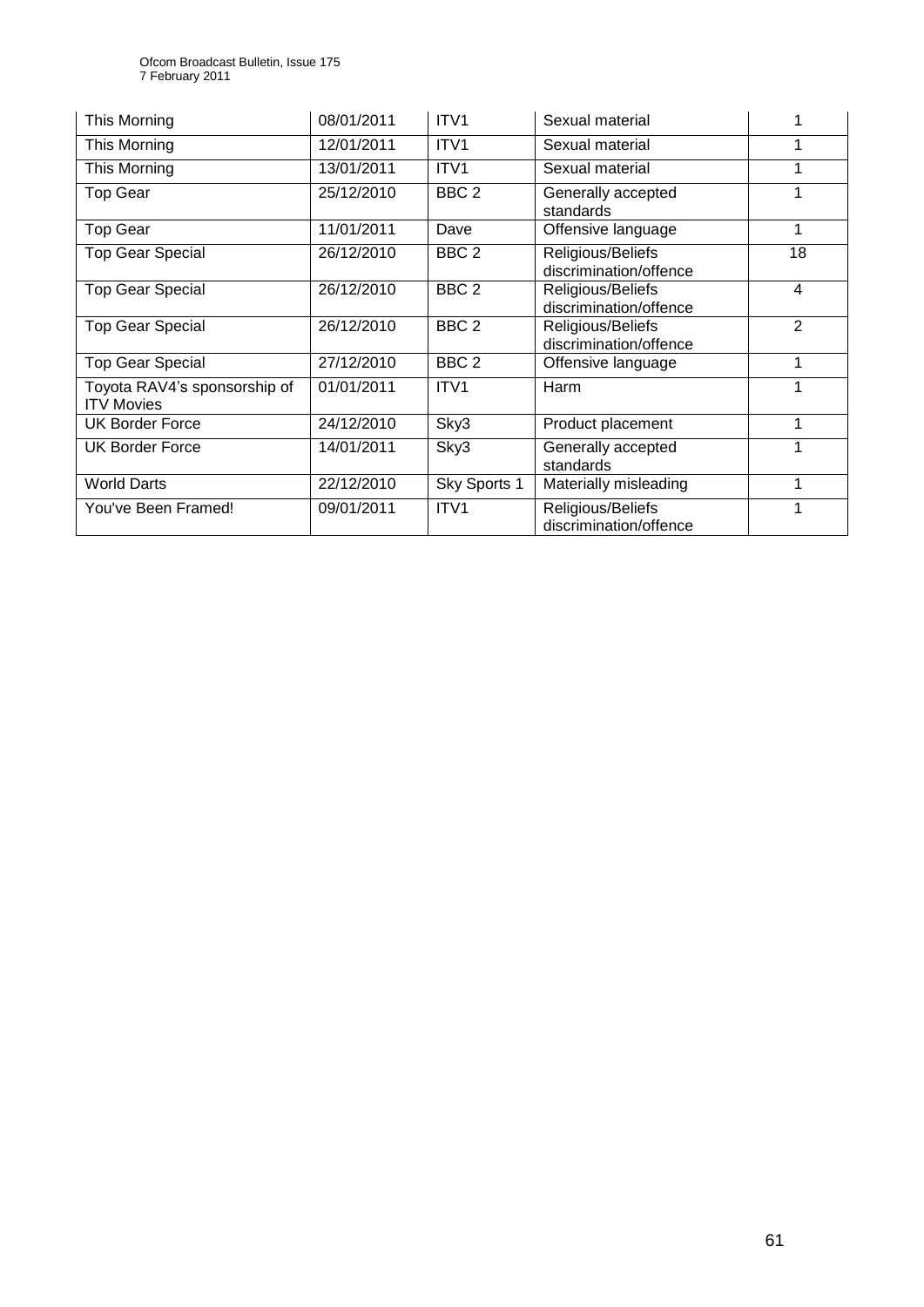| | | | | |
|---|---|---|---|---|
| This Morning | 08/01/2011 | ITV1 | Sexual material | 1 |
| This Morning | 12/01/2011 | ITV1 | Sexual material | 1 |
| This Morning | 13/01/2011 | ITV1 | Sexual material | 1 |
| Top Gear | 25/12/2010 | BBC 2 | Generally accepted standards | 1 |
| Top Gear | 11/01/2011 | Dave | Offensive language | 1 |
| Top Gear Special | 26/12/2010 | BBC 2 | Religious/Beliefs discrimination/offence | 18 |
| Top Gear Special | 26/12/2010 | BBC 2 | Religious/Beliefs discrimination/offence | 4 |
| Top Gear Special | 26/12/2010 | BBC 2 | Religious/Beliefs discrimination/offence | 2 |
| Top Gear Special | 27/12/2010 | BBC 2 | Offensive language | 1 |
| Toyota RAV4's sponsorship of ITV Movies | 01/01/2011 | ITV1 | Harm | 1 |
| UK Border Force | 24/12/2010 | Sky3 | Product placement | 1 |
| UK Border Force | 14/01/2011 | Sky3 | Generally accepted standards | 1 |
| World Darts | 22/12/2010 | Sky Sports 1 | Materially misleading | 1 |
| You've Been Framed! | 09/01/2011 | ITV1 | Religious/Beliefs discrimination/offence | 1 |